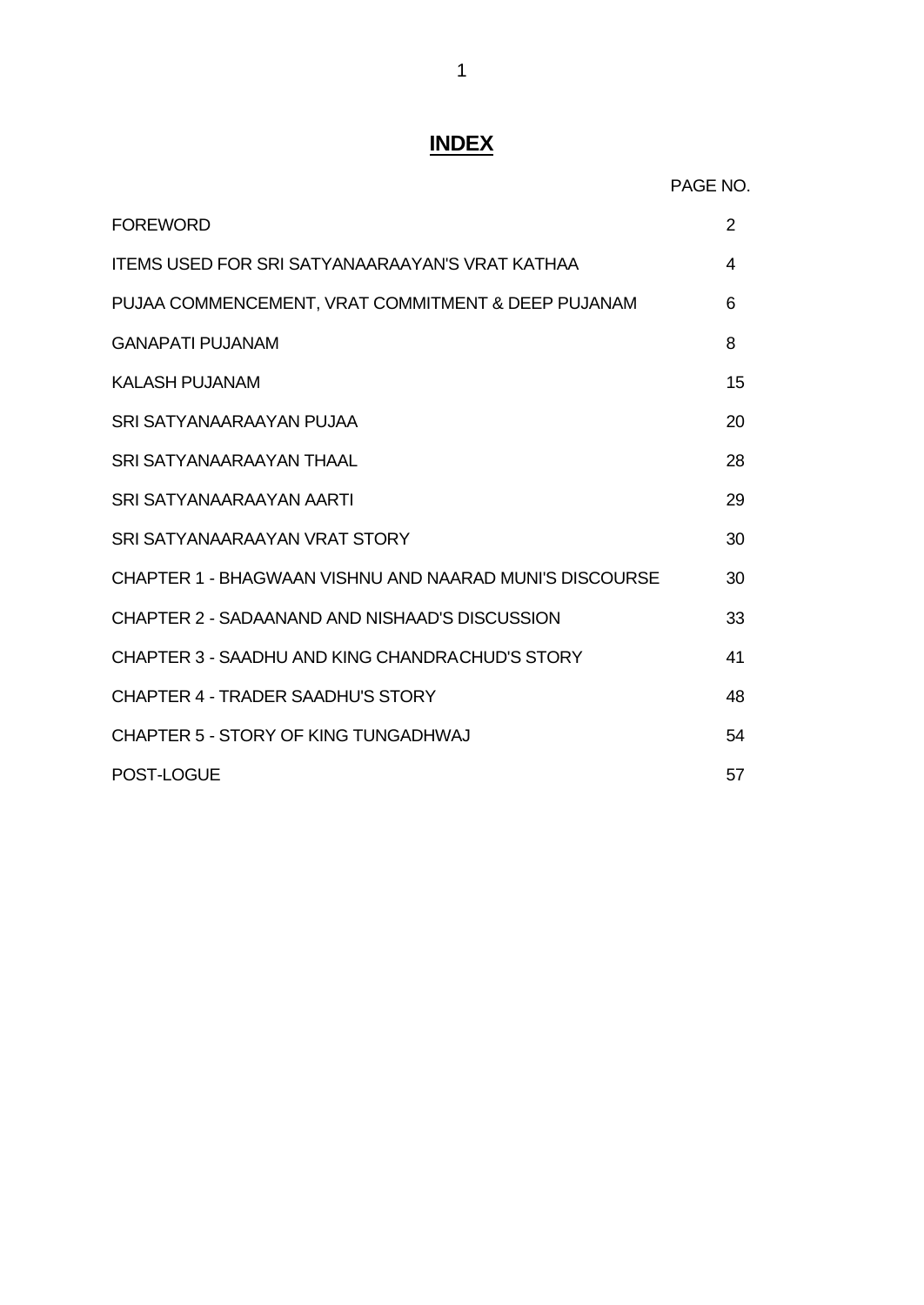# INDEX

| | PAGE NO. |
|---|---|
| FOREWORD | 2 |
| ITEMS USED FOR SRI SATYANAARAAYAN'S VRAT KATHAA | 4 |
| PUJAA COMMENCEMENT, VRAT COMMITMENT & DEEP PUJANAM | 6 |
| GANAPATI PUJANAM | 8 |
| KALASH PUJANAM | 15 |
| SRI SATYANAARAAYAN PUJAA | 20 |
| SRI SATYANAARAAYAN THAAL | 28 |
| SRI SATYANAARAAYAN AARTI | 29 |
| SRI SATYANAARAAYAN VRAT STORY | 30 |
| CHAPTER 1 - BHAGWAAN VISHNU AND NAARAD MUNI'S DISCOURSE | 30 |
| CHAPTER 2 - SADAANAND AND NISHAAD'S DISCUSSION | 33 |
| CHAPTER 3 - SAADHU AND KING CHANDRACHUD'S STORY | 41 |
| CHAPTER 4 - TRADER SAADHU'S STORY | 48 |
| CHAPTER 5 - STORY OF KING TUNGADHWAJ | 54 |
| POST-LOGUE | 57 |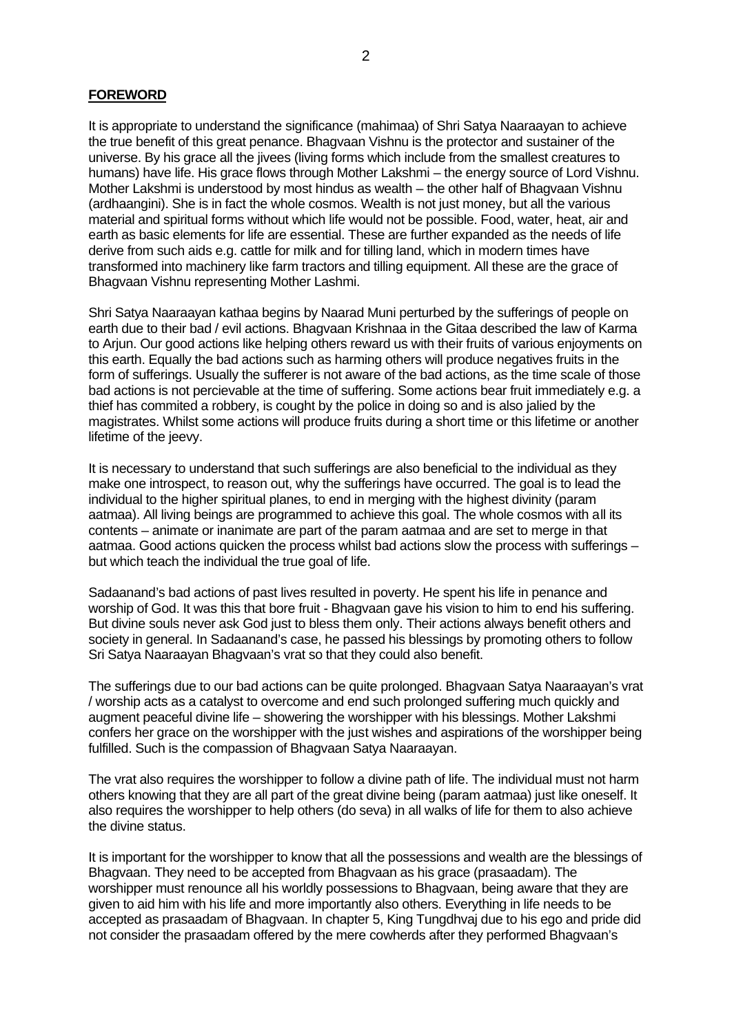**FOREWORD**

It is appropriate to understand the significance (mahimaa) of Shri Satya Naaraayan to achieve the true benefit of this great penance. Bhagvaan Vishnu is the protector and sustainer of the universe. By his grace all the jivees (living forms which include from the smallest creatures to humans) have life. His grace flows through Mother Lakshmi – the energy source of Lord Vishnu. Mother Lakshmi is understood by most hindus as wealth – the other half of Bhagvaan Vishnu (ardhaangini). She is in fact the whole cosmos. Wealth is not just money, but all the various material and spiritual forms without which life would not be possible. Food, water, heat, air and earth as basic elements for life are essential. These are further expanded as the needs of life derive from such aids e.g. cattle for milk and for tilling land, which in modern times have transformed into machinery like farm tractors and tilling equipment. All these are the grace of Bhagvaan Vishnu representing Mother Lashmi.

Shri Satya Naaraayan kathaa begins by Naarad Muni perturbed by the sufferings of people on earth due to their bad / evil actions. Bhagvaan Krishnaa in the Gitaa described the law of Karma to Arjun. Our good actions like helping others reward us with their fruits of various enjoyments on this earth. Equally the bad actions such as harming others will produce negatives fruits in the form of sufferings. Usually the sufferer is not aware of the bad actions, as the time scale of those bad actions is not percievable at the time of suffering. Some actions bear fruit immediately e.g. a thief has commited a robbery, is cought by the police in doing so and is also jalied by the magistrates. Whilst some actions will produce fruits during a short time or this lifetime or another lifetime of the jeevy.

It is necessary to understand that such sufferings are also beneficial to the individual as they make one introspect, to reason out, why the sufferings have occurred. The goal is to lead the individual to the higher spiritual planes, to end in merging with the highest divinity (param aatmaa). All living beings are programmed to achieve this goal. The whole cosmos with all its contents – animate or inanimate are part of the param aatmaa and are set to merge in that aatmaa. Good actions quicken the process whilst bad actions slow the process with sufferings – but which teach the individual the true goal of life.

Sadaanand's bad actions of past lives resulted in poverty. He spent his life in penance and worship of God. It was this that bore fruit - Bhagvaan gave his vision to him to end his suffering. But divine souls never ask God just to bless them only. Their actions always benefit others and society in general. In Sadaanand's case, he passed his blessings by promoting others to follow Sri Satya Naaraayan Bhagvaan's vrat so that they could also benefit.

The sufferings due to our bad actions can be quite prolonged. Bhagvaan Satya Naaraayan's vrat / worship acts as a catalyst to overcome and end such prolonged suffering much quickly and augment peaceful divine life – showering the worshipper with his blessings. Mother Lakshmi confers her grace on the worshipper with the just wishes and aspirations of the worshipper being fulfilled. Such is the compassion of Bhagvaan Satya Naaraayan.

The vrat also requires the worshipper to follow a divine path of life. The individual must not harm others knowing that they are all part of the great divine being (param aatmaa) just like oneself. It also requires the worshipper to help others (do seva) in all walks of life for them to also achieve the divine status.

It is important for the worshipper to know that all the possessions and wealth are the blessings of Bhagvaan. They need to be accepted from Bhagvaan as his grace (prasaadam). The worshipper must renounce all his worldly possessions to Bhagvaan, being aware that they are given to aid him with his life and more importantly also others. Everything in life needs to be accepted as prasaadam of Bhagvaan. In chapter 5, King Tungdhvaj due to his ego and pride did not consider the prasaadam offered by the mere cowherds after they performed Bhagvaan's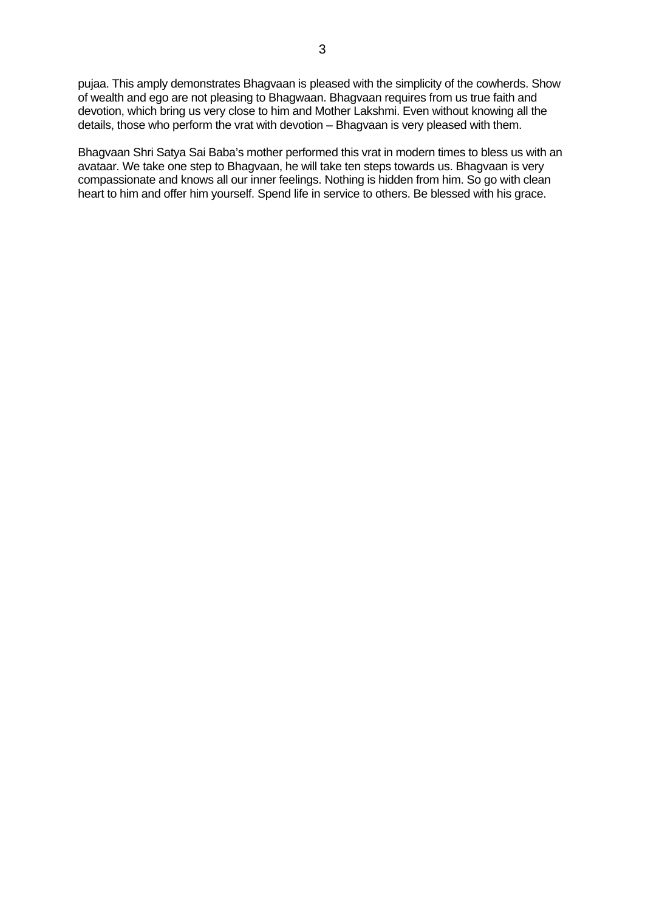pujaa. This amply demonstrates Bhagvaan is pleased with the simplicity of the cowherds. Show of wealth and ego are not pleasing to Bhagwaan. Bhagvaan requires from us true faith and devotion, which bring us very close to him and Mother Lakshmi. Even without knowing all the details, those who perform the vrat with devotion – Bhagvaan is very pleased with them.

Bhagvaan Shri Satya Sai Baba's mother performed this vrat in modern times to bless us with an avataar. We take one step to Bhagvaan, he will take ten steps towards us. Bhagvaan is very compassionate and knows all our inner feelings. Nothing is hidden from him. So go with clean heart to him and offer him yourself. Spend life in service to others. Be blessed with his grace.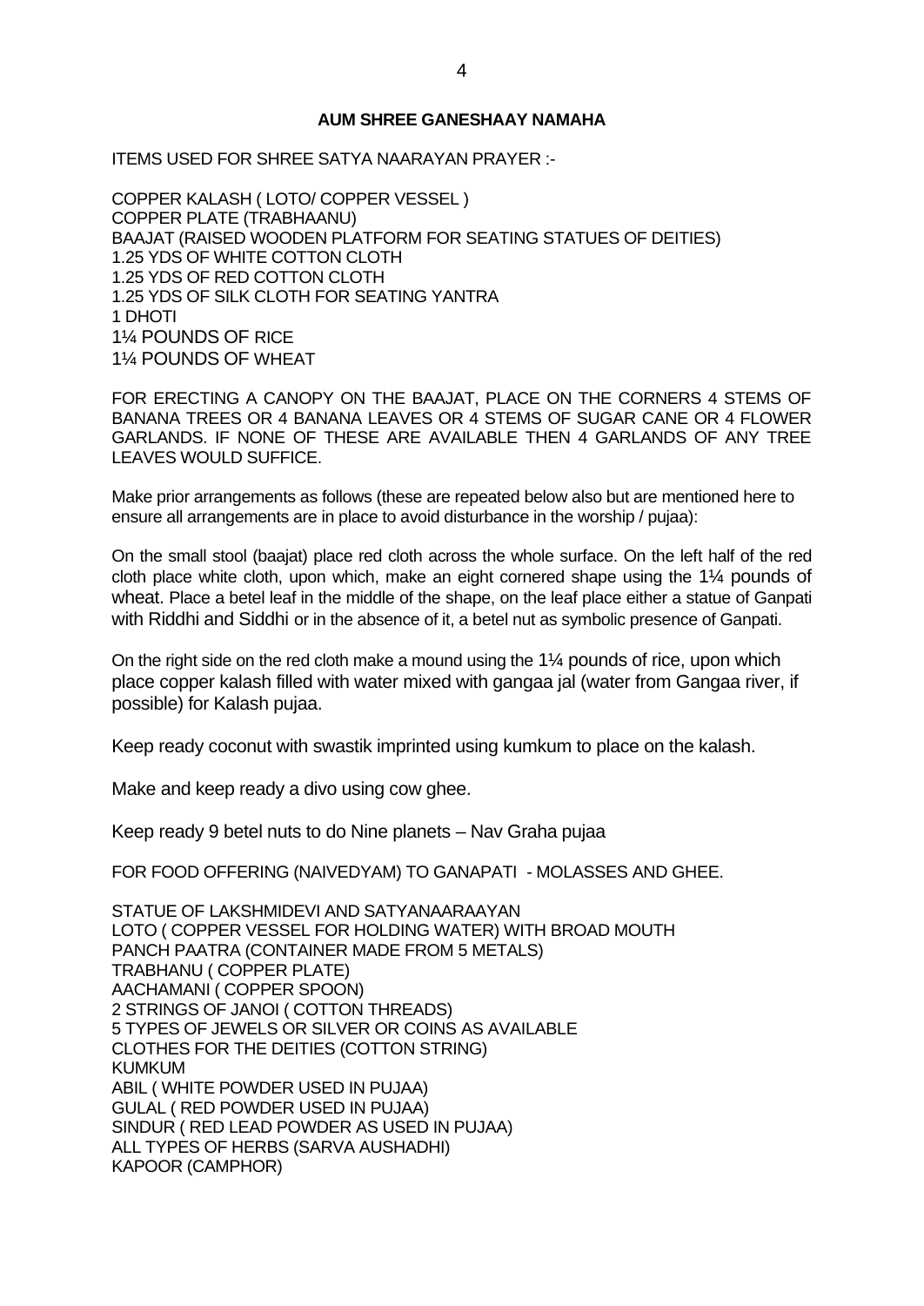**AUM SHREE GANESHAAY NAMAHA**

ITEMS USED FOR SHREE SATYA NAARAYAN PRAYER :-

COPPER KALASH ( LOTO/ COPPER VESSEL )
COPPER PLATE (TRABHAANU)
BAAJAT (RAISED WOODEN PLATFORM FOR SEATING STATUES OF DEITIES)
1.25 YDS OF WHITE COTTON CLOTH
1.25 YDS OF RED COTTON CLOTH
1.25 YDS OF SILK CLOTH FOR SEATING YANTRA
1 DHOTI
1¼ POUNDS OF RICE
1¼ POUNDS OF WHEAT

FOR ERECTING A CANOPY ON THE BAAJAT, PLACE ON THE CORNERS 4 STEMS OF BANANA TREES OR 4 BANANA LEAVES OR 4 STEMS OF SUGAR CANE OR 4 FLOWER GARLANDS. IF NONE OF THESE ARE AVAILABLE THEN 4 GARLANDS OF ANY TREE LEAVES WOULD SUFFICE.

Make prior arrangements as follows (these are repeated below also but are mentioned here to ensure all arrangements are in place to avoid disturbance in the worship / pujaa):

On the small stool (baajat) place red cloth across the whole surface. On the left half of the red cloth place white cloth, upon which, make an eight cornered shape using the 1¼ pounds of wheat. Place a betel leaf in the middle of the shape, on the leaf place either a statue of Ganpati with Riddhi and Siddhi or in the absence of it, a betel nut as symbolic presence of Ganpati.

On the right side on the red cloth make a mound using the 1¼ pounds of rice, upon which place copper kalash filled with water mixed with gangaa jal (water from Gangaa river, if possible) for Kalash pujaa.

Keep ready coconut with swastik imprinted using kumkum to place on the kalash.

Make and keep ready a divo using cow ghee.

Keep ready 9 betel nuts to do Nine planets – Nav Graha pujaa

FOR FOOD OFFERING (NAIVEDYAM) TO GANAPATI - MOLASSES AND GHEE.

STATUE OF LAKSHMIDEVI AND SATYANAARAAYAN
LOTO ( COPPER VESSEL FOR HOLDING WATER) WITH BROAD MOUTH
PANCH PAATRA (CONTAINER MADE FROM 5 METALS)
TRABHANU ( COPPER PLATE)
AACHAMANI ( COPPER SPOON)
2 STRINGS OF JANOI ( COTTON THREADS)
5 TYPES OF JEWELS OR SILVER OR COINS AS AVAILABLE
CLOTHES FOR THE DEITIES (COTTON STRING)
KUMKUM
ABIL ( WHITE POWDER USED IN PUJAA)
GULAL ( RED POWDER USED IN PUJAA)
SINDUR ( RED LEAD POWDER AS USED IN PUJAA)
ALL TYPES OF HERBS (SARVA AUSHADHI)
KAPOOR (CAMPHOR)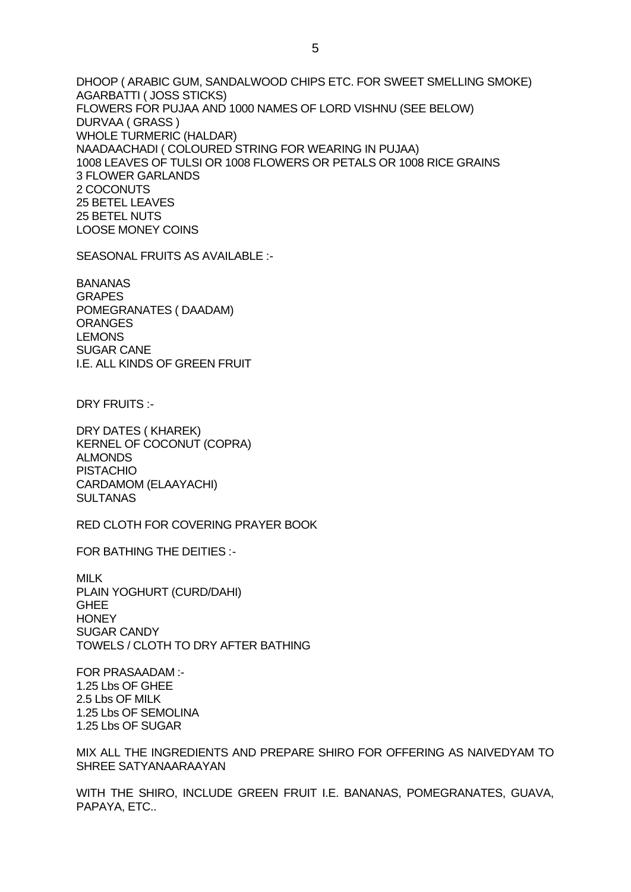DHOOP ( ARABIC GUM, SANDALWOOD CHIPS ETC. FOR SWEET SMELLING SMOKE)
AGARBATTI ( JOSS STICKS)
FLOWERS FOR PUJAA AND 1000 NAMES OF LORD VISHNU (SEE BELOW)
DURVAA ( GRASS )
WHOLE TURMERIC (HALDAR)
NAADAACHADI ( COLOURED STRING FOR WEARING IN PUJAA)
1008 LEAVES OF TULSI OR 1008 FLOWERS OR PETALS OR 1008 RICE GRAINS
3 FLOWER GARLANDS
2 COCONUTS
25 BETEL LEAVES
25 BETEL NUTS
LOOSE MONEY COINS

SEASONAL FRUITS AS AVAILABLE :-

BANANAS
GRAPES
POMEGRANATES ( DAADAM)
ORANGES
LEMONS
SUGAR CANE
I.E. ALL KINDS OF GREEN FRUIT

DRY FRUITS :-

DRY DATES ( KHAREK)
KERNEL OF COCONUT (COPRA)
ALMONDS
PISTACHIO
CARDAMOM (ELAAYACHI)
SULTANAS

RED CLOTH FOR COVERING PRAYER BOOK

FOR BATHING THE DEITIES :-

MILK
PLAIN YOGHURT (CURD/DAHI)
GHEE
HONEY
SUGAR CANDY
TOWELS / CLOTH TO DRY AFTER BATHING

FOR PRASAADAM :-
1.25 Lbs OF GHEE
2.5 Lbs OF MILK
1.25 Lbs OF SEMOLINA
1.25 Lbs OF SUGAR

MIX ALL THE INGREDIENTS AND PREPARE SHIRO FOR OFFERING AS NAIVEDYAM TO SHREE SATYANAARAAYAN

WITH THE SHIRO, INCLUDE GREEN FRUIT I.E. BANANAS, POMEGRANATES, GUAVA, PAPAYA, ETC..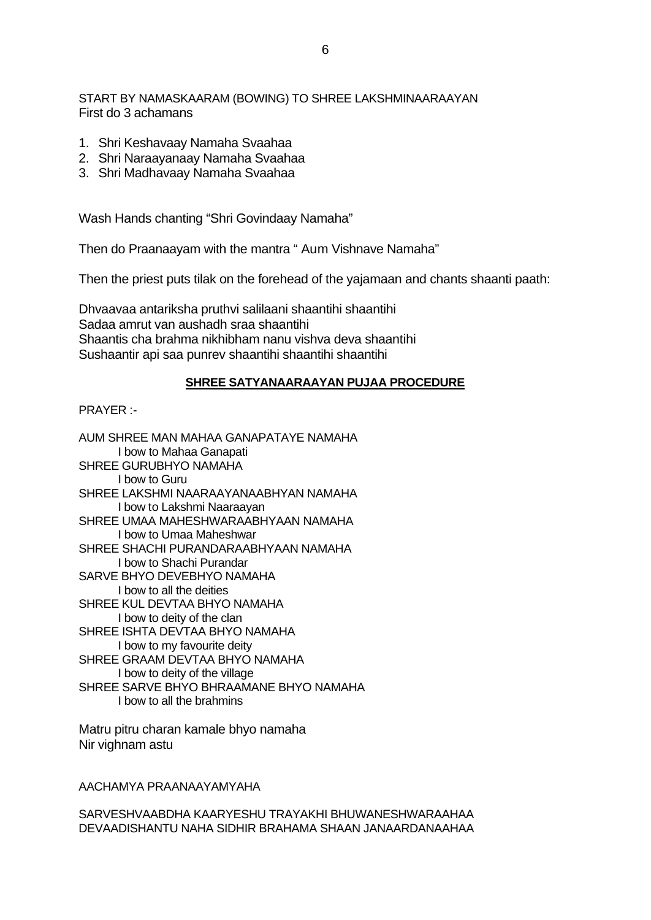START BY NAMASKAARAM (BOWING) TO SHREE LAKSHMINAARAAYAN
First do 3 achamans

1. Shri Keshavaay Namaha Svaahaa
2. Shri Naraayanaay Namaha Svaahaa
3. Shri Madhavaay Namaha Svaahaa

Wash Hands chanting "Shri Govindaay Namaha"

Then do Praanaayam with the mantra " Aum Vishnave Namaha"

Then the priest puts tilak on the forehead of the yajamaan and chants shaanti paath:

Dhvaavaa antariksha pruthvi salilaani shaantihi shaantihi
Sadaa amrut van aushadh sraa shaantihi
Shaantis cha brahma nikhibham nanu vishva deva shaantihi
Sushaantir api saa punrev shaantihi shaantihi shaantihi

**SHREE SATYANAARAAYAN PUJAA PROCEDURE**

PRAYER :-

AUM SHREE MAN MAHAA GANAPATAYE NAMAHA
 I bow to Mahaa Ganapati
SHREE GURUBHYO NAMAHA
 I bow to Guru
SHREE LAKSHMI NAARAAYANAABHYAN NAMAHA
 I bow to Lakshmi Naaraayan
SHREE UMAA MAHESHWARAABHYAAN NAMAHA
 I bow to Umaa Maheshwar
SHREE SHACHI PURANDARAABHYAAN NAMAHA
 I bow to Shachi Purandar
SARVE BHYO DEVEBHYO NAMAHA
 I bow to all the deities
SHREE KUL DEVTAA BHYO NAMAHA
 I bow to deity of the clan
SHREE ISHTA DEVTAA BHYO NAMAHA
 I bow to my favourite deity
SHREE GRAAM DEVTAA BHYO NAMAHA
 I bow to deity of the village
SHREE SARVE BHYO BHRAAMANE BHYO NAMAHA
 I bow to all the brahmins

Matru pitru charan kamale bhyo namaha
Nir vighnam astu

AACHAMYA PRAANAAYAMYAHA

SARVESHVAABDHA KAARYESHU TRAYAKHI BHUWANESHWARAAHAA
DEVAADISHANTU NAHA SIDHIR BRAHAMA SHAAN JANAARDANAAHAA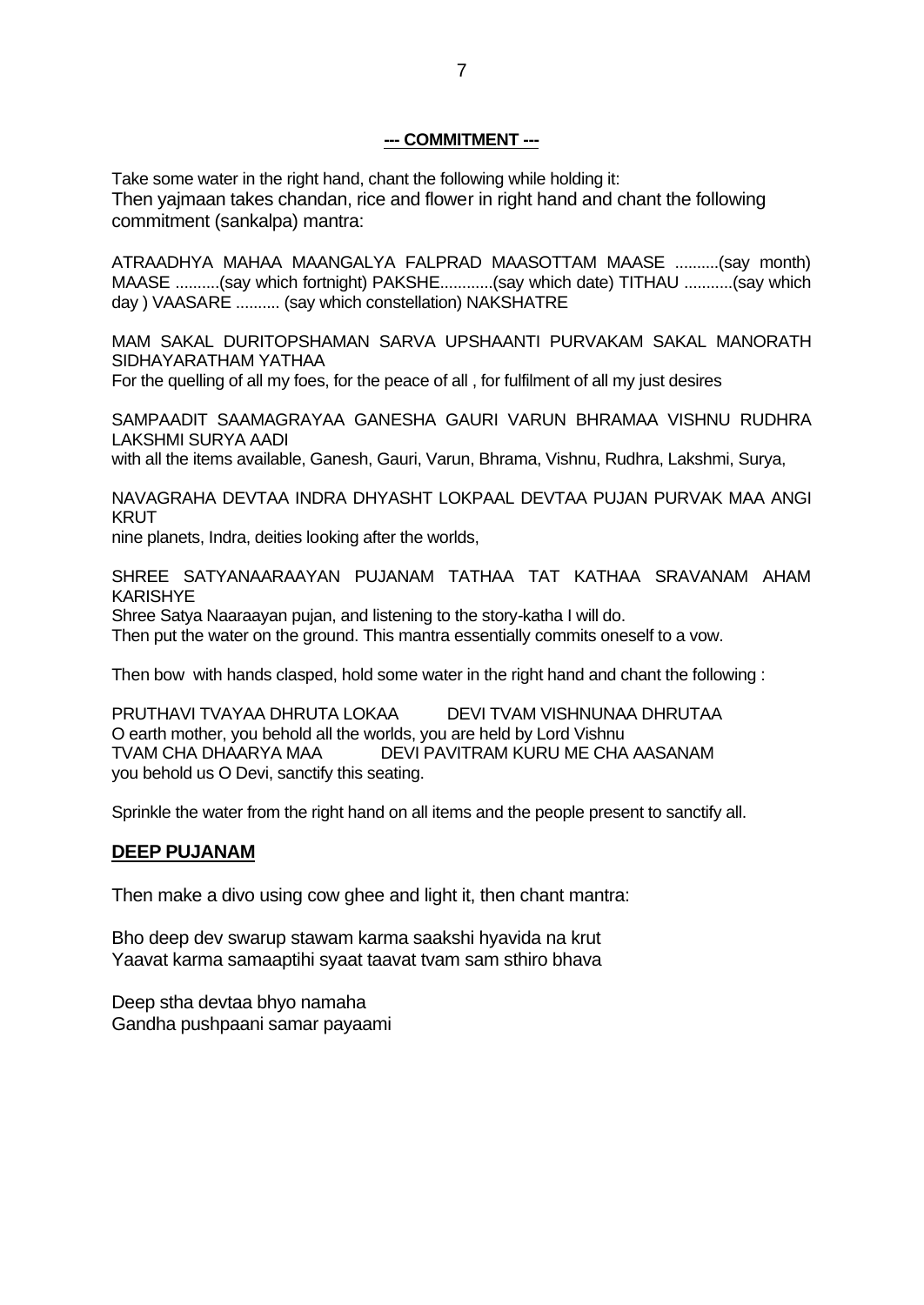**--- COMMITMENT ---**

Take some water in the right hand, chant the following while holding it:
Then yajmaan takes chandan, rice and flower in right hand and chant the following commitment (sankalpa) mantra:

ATRAADHYA MAHAA MAANGALYA FALPRAD MAASOTTAM MAASE ..........(say month) MAASE ..........(say which fortnight) PAKSHE............(say which date) TITHAU ...........(say which day ) VAASARE .......... (say which constellation) NAKSHATRE

MAM SAKAL DURITOPSHAMAN SARVA UPSHAANTI PURVAKAM SAKAL MANORATH SIDHAYARATHAM YATHAA
For the quelling of all my foes, for the peace of all , for fulfilment of all my just desires

SAMPAADIT SAAMAGRAYAA GANESHA GAURI VARUN BHRAMAA VISHNU RUDHRA LAKSHMI SURYA AADI
with all the items available, Ganesh, Gauri, Varun, Bhrama, Vishnu, Rudhra, Lakshmi, Surya,

NAVAGRAHA DEVTAA INDRA DHYASHT LOKPAAL DEVTAA PUJAN PURVAK MAA ANGI KRUT
nine planets, Indra, deities looking after the worlds,

SHREE SATYANAARAAYAN PUJANAM TATHAA TAT KATHAA SRAVANAM AHAM KARISHYE
Shree Satya Naaraayan pujan, and listening to the story-katha I will do.
Then put the water on the ground. This mantra essentially commits oneself to a vow.

Then bow with hands clasped, hold some water in the right hand and chant the following :

PRUTHAVI TVAYAA DHRUTA LOKAA DEVI TVAM VISHNUNAA DHRUTAA
O earth mother, you behold all the worlds, you are held by Lord Vishnu
TVAM CHA DHAARYA MAA DEVI PAVITRAM KURU ME CHA AASANAM
you behold us O Devi, sanctify this seating.

Sprinkle the water from the right hand on all items and the people present to sanctify all.

## DEEP PUJANAM

Then make a divo using cow ghee and light it, then chant mantra:

Bho deep dev swarup stawam karma saakshi hyavida na krut
Yaavat karma samaaptihi syaat taavat tvam sam sthiro bhava

Deep stha devtaa bhyo namaha
Gandha pushpaani samar payaami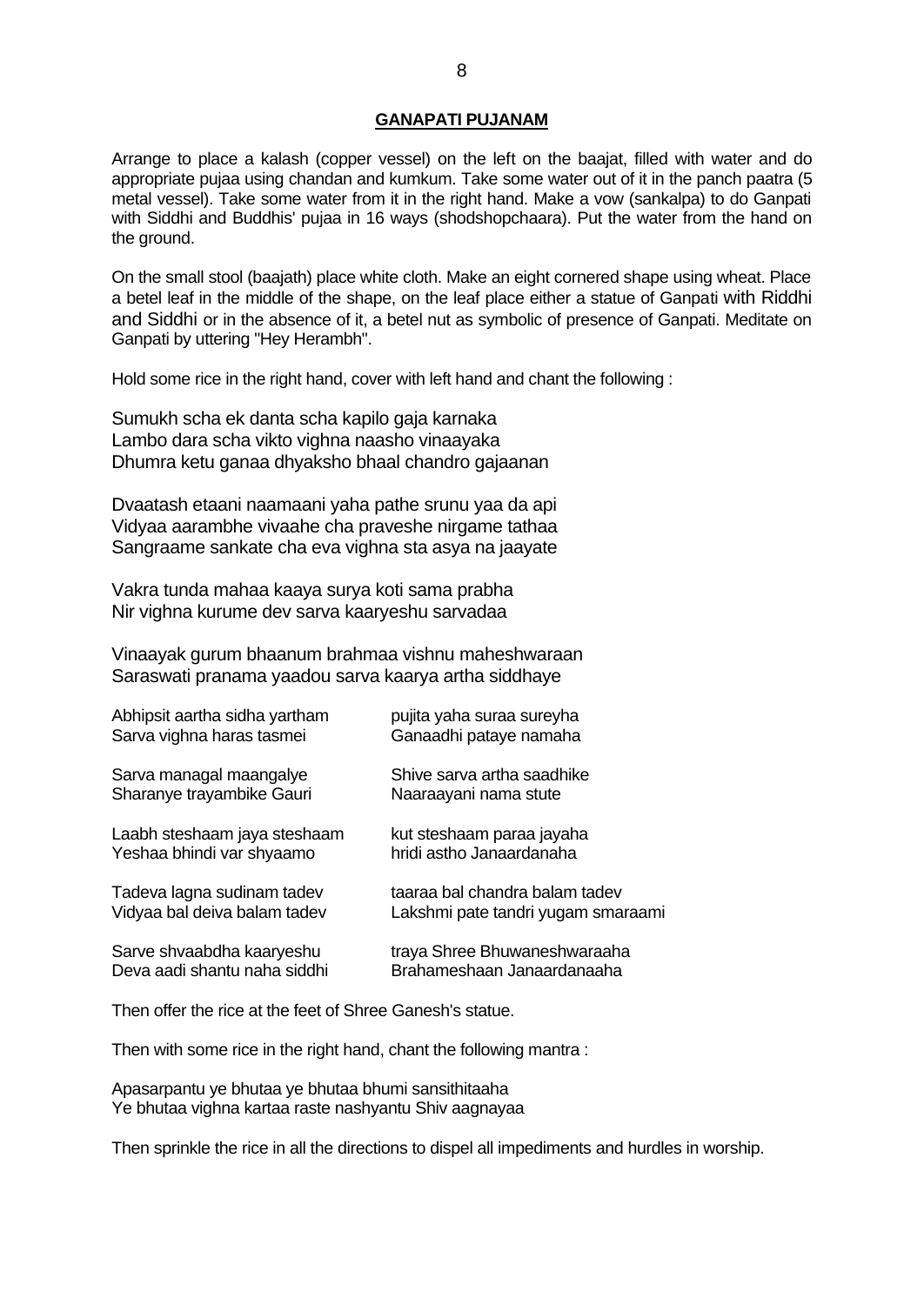## GANAPATI PUJANAM

Arrange to place a kalash (copper vessel) on the left on the baajat, filled with water and do appropriate pujaa using chandan and kumkum. Take some water out of it in the panch paatra (5 metal vessel). Take some water from it in the right hand. Make a vow (sankalpa) to do Ganpati with Siddhi and Buddhis' pujaa in 16 ways (shodshopchaara). Put the water from the hand on the ground.

On the small stool (baajath) place white cloth. Make an eight cornered shape using wheat. Place a betel leaf in the middle of the shape, on the leaf place either a statue of Ganpati with Riddhi and Siddhi or in the absence of it, a betel nut as symbolic of presence of Ganpati. Meditate on Ganpati by uttering "Hey Herambh".

Hold some rice in the right hand, cover with left hand and chant the following :

Sumukh scha ek danta scha kapilo gaja karnaka
Lambo dara scha vikto vighna naasho vinaayaka
Dhumra ketu ganaa dhyaksho bhaal chandro gajaanan

Dvaatash etaani naamaani yaha pathe srunu yaa da api
Vidyaa aarambhe vivaahe cha praveshe nirgame tathaa
Sangraame sankate cha eva vighna sta asya na jaayate

Vakra tunda mahaa kaaya surya koti sama prabha
Nir vighna kurume dev sarva kaaryeshu sarvadaa

Vinaayak gurum bhaanum brahmaa vishnu maheshwaraan
Saraswati pranama yaadou sarva kaarya artha siddhaye

Abhipsit aartha sidha yartham pujita yaha suraa sureyha
Sarva vighna haras tasmei Ganaadhi pataye namaha

Sarva managal maangalye Shive sarva artha saadhike
Sharanye trayambike Gauri Naaraayani nama stute

Laabh steshaam jaya steshaam kut steshaam paraa jayaha
Yeshaa bhindi var shyaamo hridi astho Janaardanaha

Tadeva lagna sudinam tadev taaraa bal chandra balam tadev
Vidyaa bal deiva balam tadev Lakshmi pate tandri yugam smaraami

Sarve shvaabdha kaaryeshu traya Shree Bhuwaneshwaraaha
Deva aadi shantu naha siddhi Brahameshaan Janaardanaaha

Then offer the rice at the feet of Shree Ganesh's statue.

Then with some rice in the right hand, chant the following mantra :

Apasarpantu ye bhutaa ye bhutaa bhumi sansithitaaha
Ye bhutaa vighna kartaa raste nashyantu Shiv aagnayaa

Then sprinkle the rice in all the directions to dispel all impediments and hurdles in worship.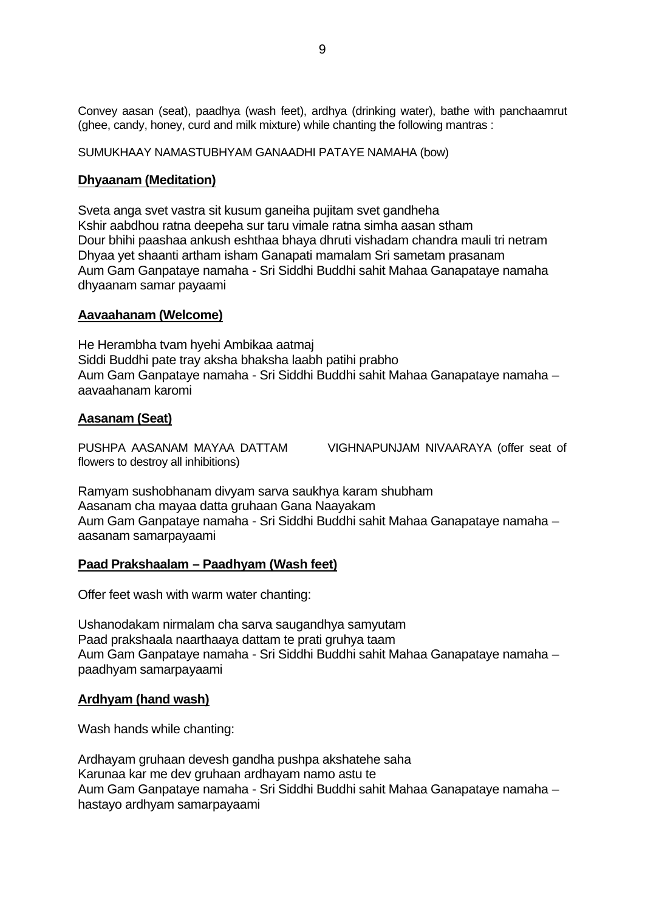Convey aasan (seat), paadhya (wash feet), ardhya (drinking water), bathe with panchaamrut (ghee, candy, honey, curd and milk mixture) while chanting the following mantras :

SUMUKHAAY NAMASTUBHYAM GANAADHI PATAYE NAMAHA (bow)

**Dhyaanam (Meditation)**

Sveta anga svet vastra sit kusum ganeiha pujitam svet gandheha
Kshir aabdhou ratna deepeha sur taru vimale ratna simha aasan stham
Dour bhihi paashaa ankush eshthaa bhaya dhruti vishadam chandra mauli tri netram
Dhyaa yet shaanti artham isham Ganapati mamalam Sri sametam prasanam
Aum Gam Ganpataye namaha - Sri Siddhi Buddhi sahit Mahaa Ganapataye namaha dhyaanam samar payaami

**Aavaahanam (Welcome)**

He Herambha tvam hyehi Ambikaa aatmaj
Siddi Buddhi pate tray aksha bhaksha laabh patihi prabho
Aum Gam Ganpataye namaha - Sri Siddhi Buddhi sahit Mahaa Ganapataye namaha – aavaahanam karomi

**Aasanam (Seat)**

PUSHPA AASANAM MAYAA DATTAM VIGHNAPUNJAM NIVAARAYA (offer seat of flowers to destroy all inhibitions)

Ramyam sushobhanam divyam sarva saukhya karam shubham
Aasanam cha mayaa datta gruhaan Gana Naayakam
Aum Gam Ganpataye namaha - Sri Siddhi Buddhi sahit Mahaa Ganapataye namaha – aasanam samarpayaami

**Paad Prakshaalam – Paadhyam (Wash feet)**

Offer feet wash with warm water chanting:

Ushanodakam nirmalam cha sarva saugandhya samyutam
Paad prakshaala naarthaaya dattam te prati gruhya taam
Aum Gam Ganpataye namaha - Sri Siddhi Buddhi sahit Mahaa Ganapataye namaha – paadhyam samarpayaami

**Ardhyam (hand wash)**

Wash hands while chanting:

Ardhayam gruhaan devesh gandha pushpa akshatehe saha
Karunaa kar me dev gruhaan ardhayam namo astu te
Aum Gam Ganpataye namaha - Sri Siddhi Buddhi sahit Mahaa Ganapataye namaha – hastayo ardhyam samarpayaami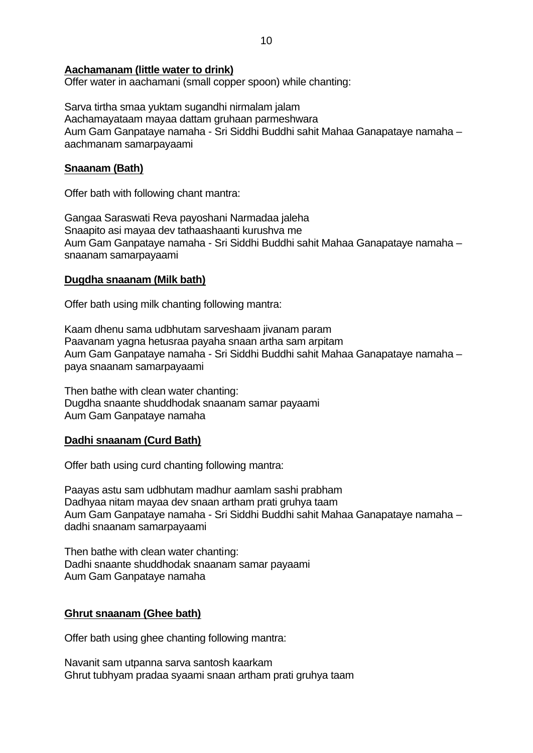**<u>Aachamanam (little water to drink)</u>**

Offer water in aachamani (small copper spoon) while chanting:

Sarva tirtha smaa yuktam sugandhi nirmalam jalam
Aachamayataam mayaa dattam gruhaan parmeshwara
Aum Gam Ganpataye namaha - Sri Siddhi Buddhi sahit Mahaa Ganapataye namaha – aachmanam samarpayaami

**<u>Snaanam (Bath)</u>**

Offer bath with following chant mantra:

Gangaa Saraswati Reva payoshani Narmadaa jaleha
Snaapito asi mayaa dev tathaashaanti kurushva me
Aum Gam Ganpataye namaha - Sri Siddhi Buddhi sahit Mahaa Ganapataye namaha – snaanam samarpayaami

**<u>Dugdha snaanam (Milk bath)</u>**

Offer bath using milk chanting following mantra:

Kaam dhenu sama udbhutam sarveshaam jivanam param
Paavanam yagna hetusraa payaha snaan artha sam arpitam
Aum Gam Ganpataye namaha - Sri Siddhi Buddhi sahit Mahaa Ganapataye namaha – paya snaanam samarpayaami

Then bathe with clean water chanting:
Dugdha snaante shuddhodak snaanam samar payaami
Aum Gam Ganpataye namaha

**<u>Dadhi snaanam (Curd Bath)</u>**

Offer bath using curd chanting following mantra:

Paayas astu sam udbhutam madhur aamlam sashi prabham
Dadhyaa nitam mayaa dev snaan artham prati gruhya taam
Aum Gam Ganpataye namaha - Sri Siddhi Buddhi sahit Mahaa Ganapataye namaha – dadhi snaanam samarpayaami

Then bathe with clean water chanting:
Dadhi snaante shuddhodak snaanam samar payaami
Aum Gam Ganpataye namaha

**<u>Ghrut snaanam (Ghee bath)</u>**

Offer bath using ghee chanting following mantra:

Navanit sam utpanna sarva santosh kaarkam
Ghrut tubhyam pradaa syaami snaan artham prati gruhya taam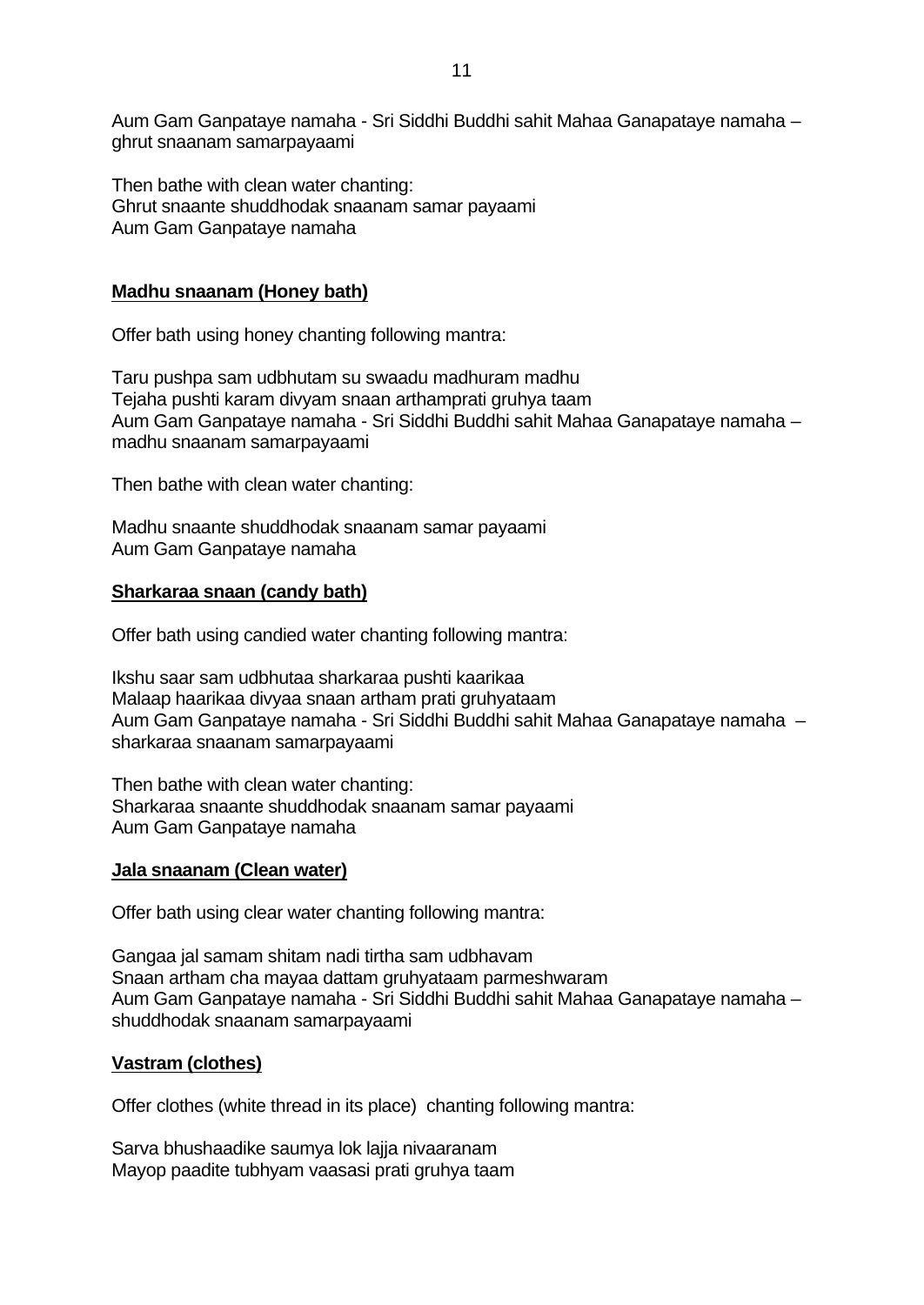Aum Gam Ganpataye namaha - Sri Siddhi Buddhi sahit Mahaa Ganapataye namaha – ghrut snaanam samarpayaami

Then bathe with clean water chanting:
Ghrut snaante shuddhodak snaanam samar payaami
Aum Gam Ganpataye namaha

**<u>Madhu snaanam (Honey bath)</u>**

Offer bath using honey chanting following mantra:

Taru pushpa sam udbhutam su swaadu madhuram madhu
Tejaha pushti karam divyam snaan arthamprati gruhya taam
Aum Gam Ganpataye namaha - Sri Siddhi Buddhi sahit Mahaa Ganapataye namaha – madhu snaanam samarpayaami

Then bathe with clean water chanting:

Madhu snaante shuddhodak snaanam samar payaami
Aum Gam Ganpataye namaha

**<u>Sharkaraa snaan (candy bath)</u>**

Offer bath using candied water chanting following mantra:

Ikshu saar sam udbhutaa sharkaraa pushti kaarikaa
Malaap haarikaa divyaa snaan artham prati gruhyataam
Aum Gam Ganpataye namaha - Sri Siddhi Buddhi sahit Mahaa Ganapataye namaha – sharkaraa snaanam samarpayaami

Then bathe with clean water chanting:
Sharkaraa snaante shuddhodak snaanam samar payaami
Aum Gam Ganpataye namaha

**<u>Jala snaanam (Clean water)</u>**

Offer bath using clear water chanting following mantra:

Gangaa jal samam shitam nadi tirtha sam udbhavam
Snaan artham cha mayaa dattam gruhyataam parmeshwaram
Aum Gam Ganpataye namaha - Sri Siddhi Buddhi sahit Mahaa Ganapataye namaha – shuddhodak snaanam samarpayaami

**<u>Vastram (clothes)</u>**

Offer clothes (white thread in its place) chanting following mantra:

Sarva bhushaadike saumya lok lajja nivaaranam
Mayop paadite tubhyam vaasasi prati gruhya taam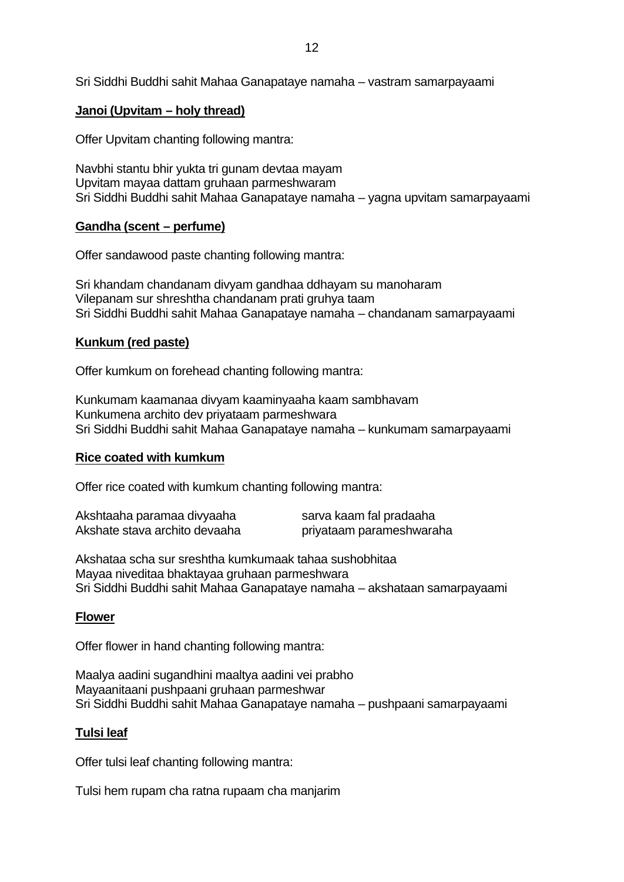Sri Siddhi Buddhi sahit Mahaa Ganapataye namaha – vastram samarpayaami

**Janoi (Upvitam – holy thread)**

Offer Upvitam chanting following mantra:

Navbhi stantu bhir yukta tri gunam devtaa mayam
Upvitam mayaa dattam gruhaan parmeshwaram
Sri Siddhi Buddhi sahit Mahaa Ganapataye namaha – yagna upvitam samarpayaami

**Gandha (scent – perfume)**

Offer sandawood paste chanting following mantra:

Sri khandam chandanam divyam gandhaa ddhayam su manoharam
Vilepanam sur shreshtha chandanam prati gruhya taam
Sri Siddhi Buddhi sahit Mahaa Ganapataye namaha – chandanam samarpayaami

**Kunkum (red paste)**

Offer kumkum on forehead chanting following mantra:

Kunkumam kaamanaa divyam kaaminyaaha kaam sambhavam
Kunkumena archito dev priyataam parmeshwara
Sri Siddhi Buddhi sahit Mahaa Ganapataye namaha – kunkumam samarpayaami

**Rice coated with kumkum**

Offer rice coated with kumkum chanting following mantra:

Akshtaaha paramaa divyaaha sarva kaam fal pradaaha
Akshate stava archito devaaha priyataam parameshwaraha

Akshataa scha sur sreshtha kumkumaak tahaa sushobhitaa
Mayaa niveditaa bhaktayaa gruhaan parmeshwara
Sri Siddhi Buddhi sahit Mahaa Ganapataye namaha – akshataan samarpayaami

**Flower**

Offer flower in hand chanting following mantra:

Maalya aadini sugandhini maaltya aadini vei prabho
Mayaanitaani pushpaani gruhaan parmeshwar
Sri Siddhi Buddhi sahit Mahaa Ganapataye namaha – pushpaani samarpayaami

**Tulsi leaf**

Offer tulsi leaf chanting following mantra:

Tulsi hem rupam cha ratna rupaam cha manjarim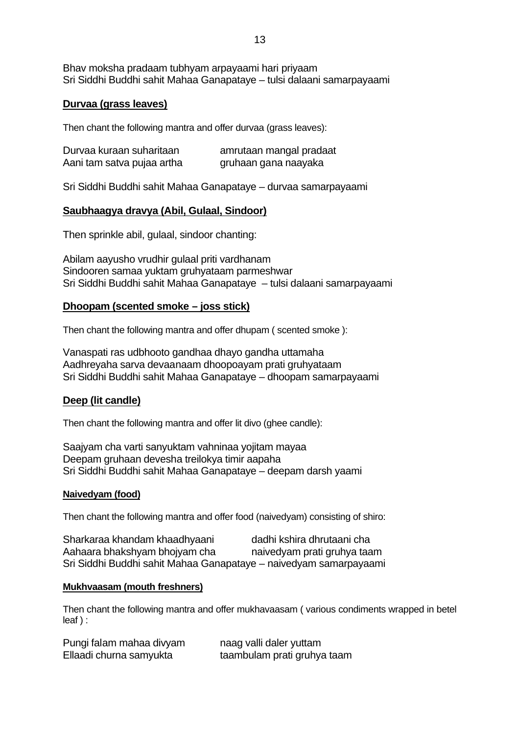Bhav moksha pradaam tubhyam arpayaami hari priyaam
Sri Siddhi Buddhi sahit Mahaa Ganapataye – tulsi dalaani samarpayaami

**Durvaa (grass leaves)**

Then chant the following mantra and offer durvaa (grass leaves):

Durvaa kuraan suharitaan amrutaan mangal pradaat
Aani tam satva pujaa artha gruhaan gana naayaka

Sri Siddhi Buddhi sahit Mahaa Ganapataye – durvaa samarpayaami

**Saubhaagya dravya (Abil, Gulaal, Sindoor)**

Then sprinkle abil, gulaal, sindoor chanting:

Abilam aayusho vrudhir gulaal priti vardhanam
Sindooren samaa yuktam gruhyataam parmeshwar
Sri Siddhi Buddhi sahit Mahaa Ganapataye – tulsi dalaani samarpayaami

**Dhoopam (scented smoke – joss stick)**

Then chant the following mantra and offer dhupam ( scented smoke ):

Vanaspati ras udbhooto gandhaa dhayo gandha uttamaha
Aadhreyaha sarva devaanaam dhoopoayam prati gruhyataam
Sri Siddhi Buddhi sahit Mahaa Ganapataye – dhoopam samarpayaami

**Deep (lit candle)**

Then chant the following mantra and offer lit divo (ghee candle):

Saajyam cha varti sanyuktam vahninaa yojitam mayaa
Deepam gruhaan devesha treilokya timir aapaha
Sri Siddhi Buddhi sahit Mahaa Ganapataye – deepam darsh yaami

**Naivedyam (food)**

Then chant the following mantra and offer food (naivedyam) consisting of shiro:

Sharkaraa khandam khaadhyaani dadhi kshira dhrutaani cha
Aahaara bhakshyam bhojyam cha naivedyam prati gruhya taam
Sri Siddhi Buddhi sahit Mahaa Ganapataye – naivedyam samarpayaami

**Mukhvaasam (mouth freshners)**

Then chant the following mantra and offer mukhavaasam ( various condiments wrapped in betel leaf ) :

Pungi falam mahaa divyam naag valli daler yuttam
Ellaadi churna samyukta taambulam prati gruhya taam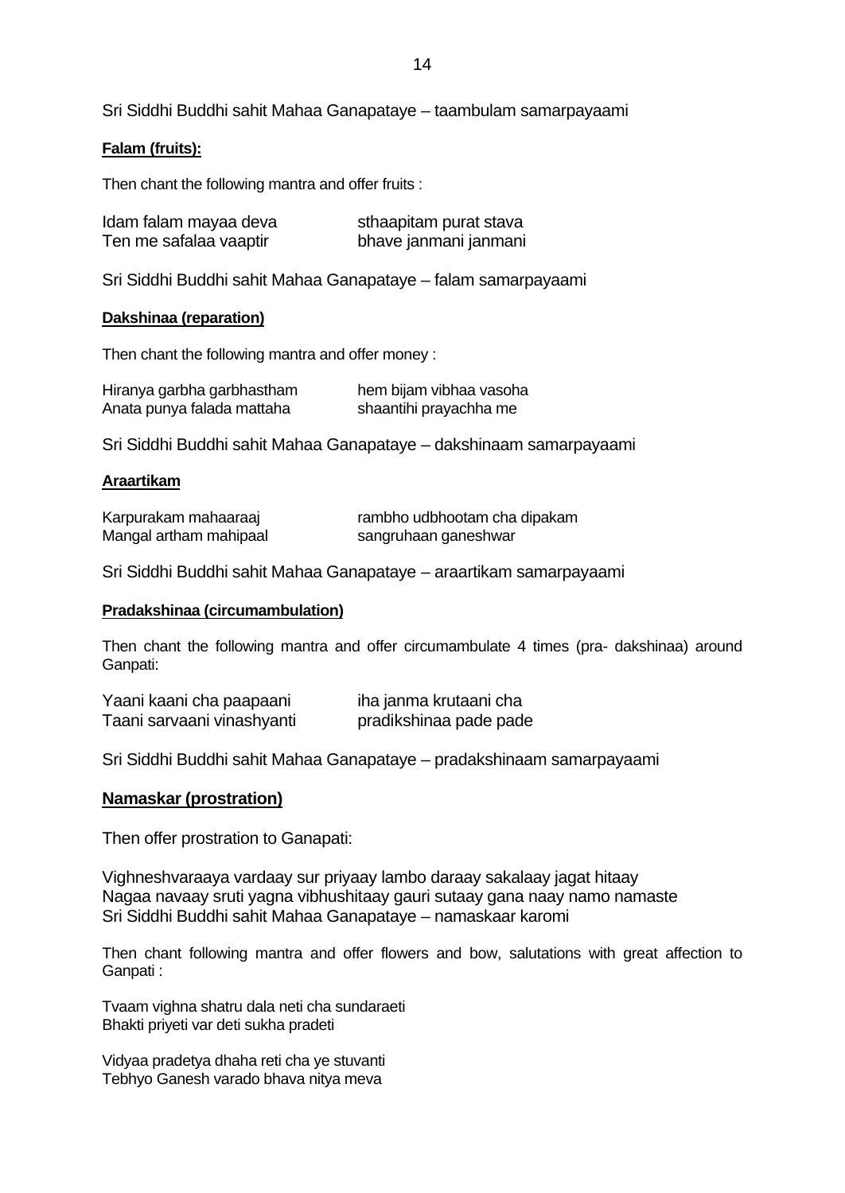Sri Siddhi Buddhi sahit Mahaa Ganapataye – taambulam samarpayaami

**Falam (fruits):**

Then chant the following mantra and offer fruits :

Idam falam mayaa deva sthaapitam purat stava
Ten me safalaa vaaptir bhave janmani janmani

Sri Siddhi Buddhi sahit Mahaa Ganapataye – falam samarpayaami

**Dakshinaa (reparation)**

Then chant the following mantra and offer money :

Hiranya garbha garbhastham hem bijam vibhaa vasoha
Anata punya falada mattaha shaantihi prayachha me

Sri Siddhi Buddhi sahit Mahaa Ganapataye – dakshinaam samarpayaami

**Araartikam**

Karpurakam mahaaraaj rambho udbhootam cha dipakam
Mangal artham mahipaal sangruhaan ganeshwar

Sri Siddhi Buddhi sahit Mahaa Ganapataye – araartikam samarpayaami

**Pradakshinaa (circumambulation)**

Then chant the following mantra and offer circumambulate 4 times (pra- dakshinaa) around Ganpati:

Yaani kaani cha paapaani iha janma krutaani cha
Taani sarvaani vinashyanti pradikshinaa pade pade

Sri Siddhi Buddhi sahit Mahaa Ganapataye – pradakshinaam samarpayaami

**Namaskar (prostration)**

Then offer prostration to Ganapati:

Vighneshvaraaya vardaay sur priyaay lambo daraay sakalaay jagat hitaay
Nagaa navaay sruti yagna vibhushitaay gauri sutaay gana naay namo namaste
Sri Siddhi Buddhi sahit Mahaa Ganapataye – namaskaar karomi

Then chant following mantra and offer flowers and bow, salutations with great affection to Ganpati :

Tvaam vighna shatru dala neti cha sundaraeti
Bhakti priyeti var deti sukha pradeti

Vidyaa pradetya dhaha reti cha ye stuvanti
Tebhyo Ganesh varado bhava nitya meva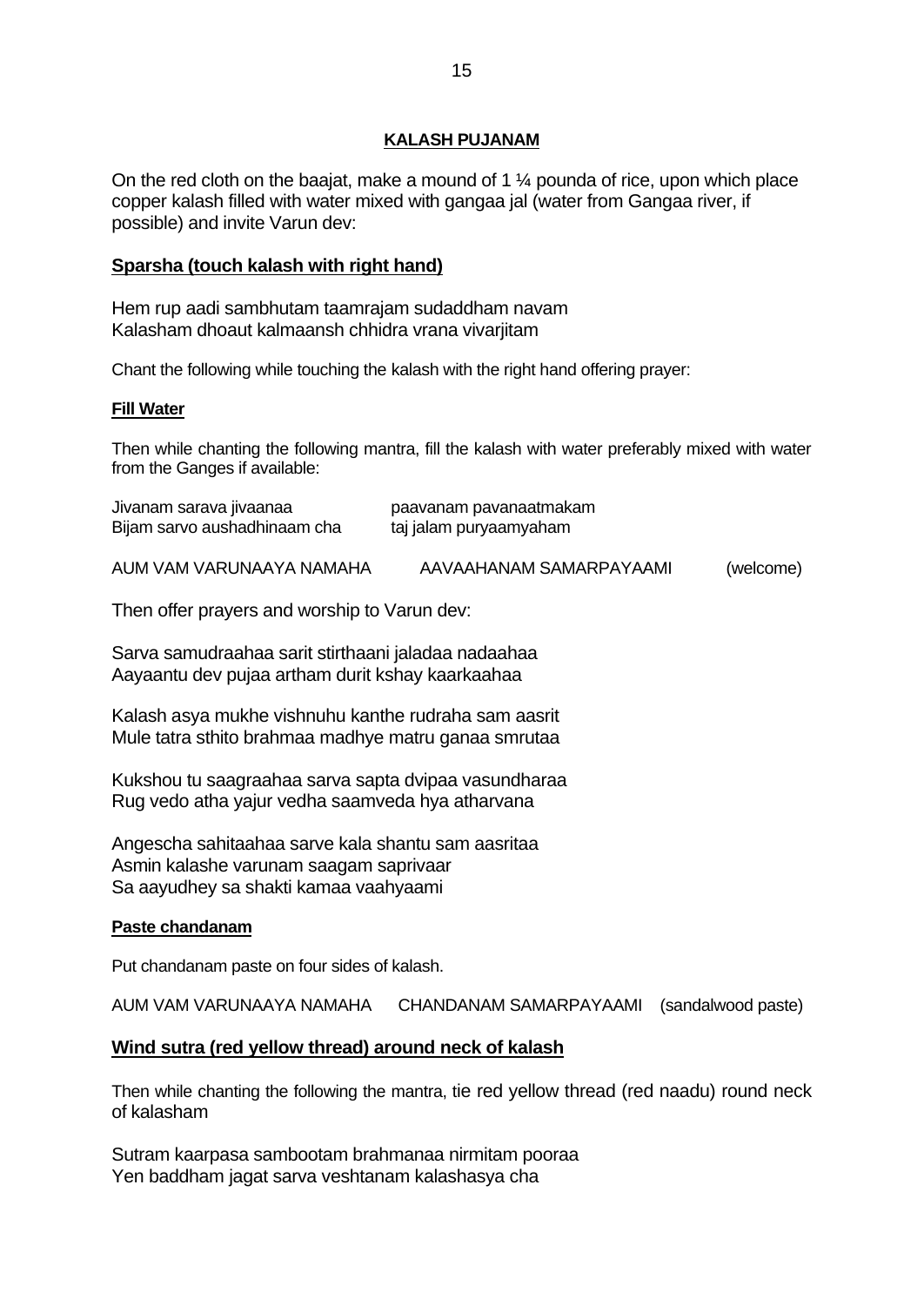## KALASH PUJANAM

On the red cloth on the baajat, make a mound of 1 ¼ pounda of rice, upon which place copper kalash filled with water mixed with gangaa jal (water from Gangaa river, if possible) and invite Varun dev:

### Sparsha (touch kalash with right hand)

Hem rup aadi sambhutam taamrajam sudaddham navam
Kalasham dhoaut kalmaansh chhidra vrana vivarjitam

Chant the following while touching the kalash with the right hand offering prayer:

#### Fill Water

Then while chanting the following mantra, fill the kalash with water preferably mixed with water from the Ganges if available:

Jivanam sarava jivaanaa paavanam pavanaatmakam
Bijam sarvo aushadhinaam cha taj jalam puryaamyaham

AUM VAM VARUNAAYA NAMAHA AAVAAHANAM SAMARPAYAAMI (welcome)

Then offer prayers and worship to Varun dev:

Sarva samudraahaa sarit stirthaani jaladaa nadaahaa
Aayaantu dev pujaa artham durit kshay kaarkaahaa

Kalash asya mukhe vishnuhu kanthe rudraha sam aasrit
Mule tatra sthito brahmaa madhye matru ganaa smrutaa

Kukshou tu saagraahaa sarva sapta dvipaa vasundharaa
Rug vedo atha yajur vedha saamveda hya atharvana

Angescha sahitaahaa sarve kala shantu sam aasritaa
Asmin kalashe varunam saagam saprivaar
Sa aayudhey sa shakti kamaa vaahyaami

#### Paste chandanam

Put chandanam paste on four sides of kalash.

AUM VAM VARUNAAYA NAMAHA CHANDANAM SAMARPAYAAMI (sandalwood paste)

### Wind sutra (red yellow thread) around neck of kalash

Then while chanting the following the mantra, tie red yellow thread (red naadu) round neck of kalasham

Sutram kaarpasa sambootam brahmanaa nirmitam pooraa
Yen baddham jagat sarva veshtanam kalashasya cha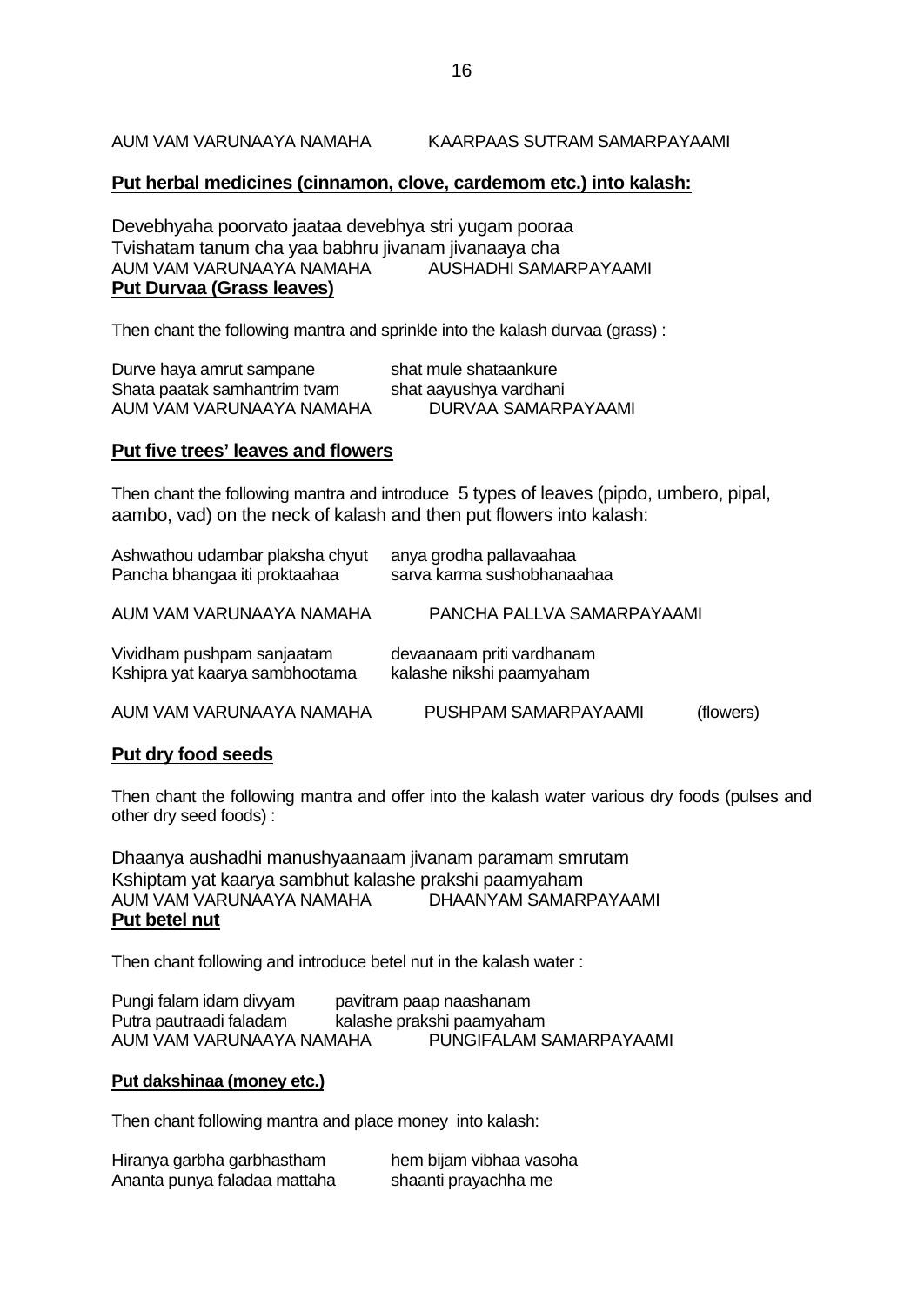AUM VAM VARUNAAYA NAMAHA KAARPAAS SUTRAM SAMARPAYAAMI

**Put herbal medicines (cinnamon, clove, cardemom etc.) into kalash:**

Devebhyaha poorvato jaataa devebhya stri yugam pooraa
Tvishatam tanum cha yaa babhru jivanam jivanaaya cha
AUM VAM VARUNAAYA NAMAHA AUSHADHI SAMARPAYAAMI

**Put Durvaa (Grass leaves)**

Then chant the following mantra and sprinkle into the kalash durvaa (grass) :

Durve haya amrut sampane shat mule shataankure
Shata paatak samhantrim tvam shat aayushya vardhani
AUM VAM VARUNAAYA NAMAHA DURVAA SAMARPAYAAMI

**Put five trees' leaves and flowers**

Then chant the following mantra and introduce 5 types of leaves (pipdo, umbero, pipal, aambo, vad) on the neck of kalash and then put flowers into kalash:

Ashwathou udambar plaksha chyut anya grodha pallavaahaa
Pancha bhangaa iti proktaahaa sarva karma sushobhanaahaa

AUM VAM VARUNAAYA NAMAHA PANCHA PALLVA SAMARPAYAAMI

Vividham pushpam sanjaatam devaanaam priti vardhanam
Kshipra yat kaarya sambhootama kalashe nikshi paamyaham

AUM VAM VARUNAAYA NAMAHA PUSHPAM SAMARPAYAAMI (flowers)

**Put dry food seeds**

Then chant the following mantra and offer into the kalash water various dry foods (pulses and other dry seed foods) :

Dhaanya aushadhi manushyaanaam jivanam paramam smrutam
Kshiptam yat kaarya sambhut kalashe prakshi paamyaham
AUM VAM VARUNAAYA NAMAHA DHAANYAM SAMARPAYAAMI

**Put betel nut**

Then chant following and introduce betel nut in the kalash water :

Pungi falam idam divyam pavitram paap naashanam
Putra pautraadi faladam kalashe prakshi paamyaham
AUM VAM VARUNAAYA NAMAHA PUNGIFALAM SAMARPAYAAMI

**Put dakshinaa (money etc.)**

Then chant following mantra and place money into kalash:

Hiranya garbha garbhastham hem bijam vibhaa vasoha
Ananta punya faladaa mattaha shaanti prayachha me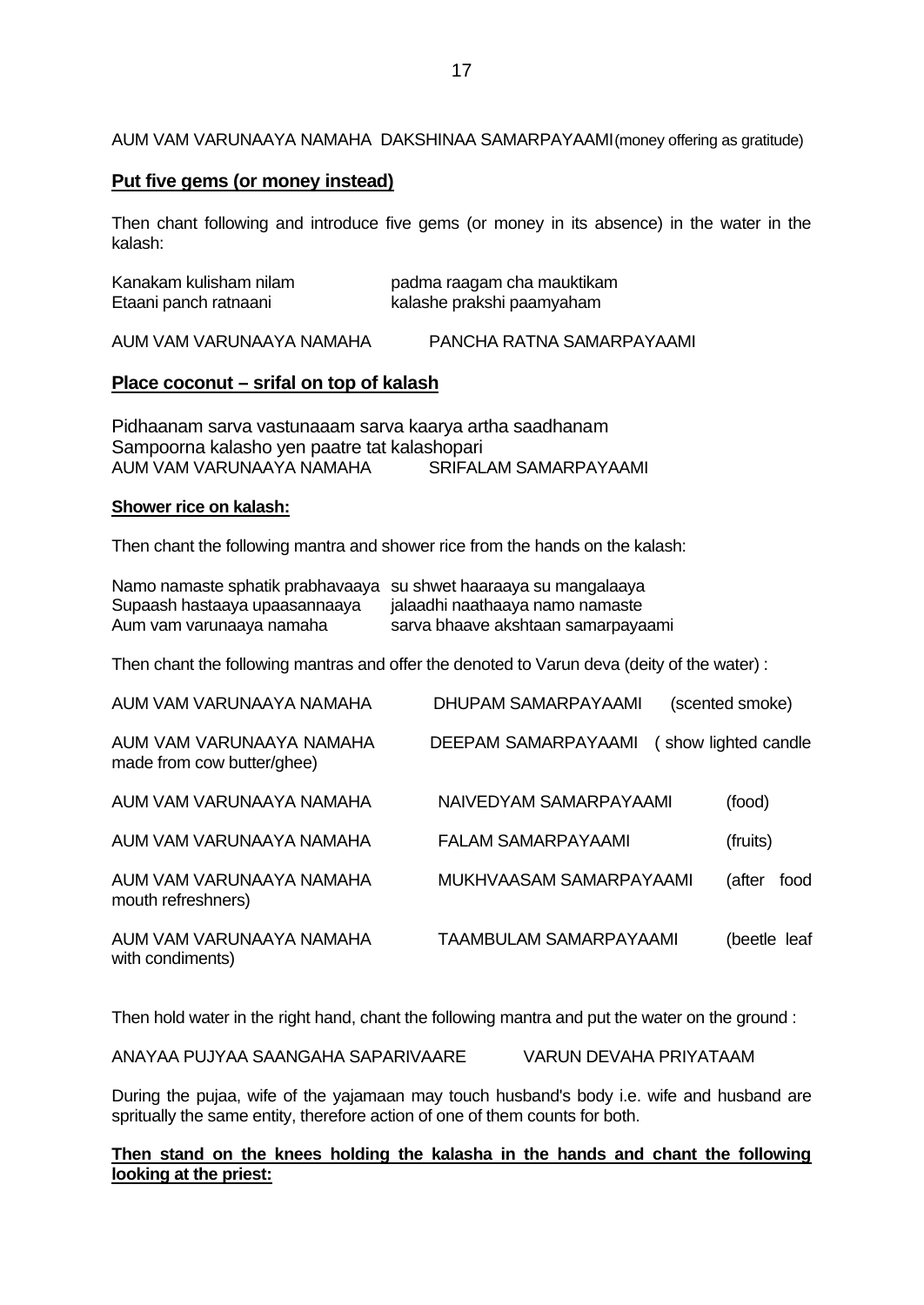AUM VAM VARUNAAYA NAMAHA DAKSHINAA SAMARPAYAAMI (money offering as gratitude)

## **Put five gems (or money instead)**

Then chant following and introduce five gems (or money in its absence) in the water in the kalash:

Kanakam kulisham nilam padma raagam cha mauktikam
Etaani panch ratnaani kalashe prakshi paamyaham

AUM VAM VARUNAAYA NAMAHA PANCHA RATNA SAMARPAYAAMI

## **Place coconut – srifal on top of kalash**

Pidhaanam sarva vastunaaam sarva kaarya artha saadhanam
Sampoorna kalasho yen paatre tat kalashopari
AUM VAM VARUNAAYA NAMAHA SRIFALAM SAMARPAYAAMI

### **Shower rice on kalash:**

Then chant the following mantra and shower rice from the hands on the kalash:

Namo namaste sphatik prabhavaaya su shwet haaraaya su mangalaaya
Supaash hastaaya upaasannaaya jalaadhi naathaaya namo namaste
Aum vam varunaaya namaha sarva bhaave akshtaan samarpayaami

Then chant the following mantras and offer the denoted to Varun deva (deity of the water) :

AUM VAM VARUNAAYA NAMAHA DHUPAM SAMARPAYAAMI (scented smoke)

AUM VAM VARUNAAYA NAMAHA DEEPAM SAMARPAYAAMI ( show lighted candle made from cow butter/ghee)

AUM VAM VARUNAAYA NAMAHA NAIVEDYAM SAMARPAYAAMI (food)

AUM VAM VARUNAAYA NAMAHA FALAM SAMARPAYAAMI (fruits)

AUM VAM VARUNAAYA NAMAHA MUKHVAASAM SAMARPAYAAMI (after food mouth refreshners)

AUM VAM VARUNAAYA NAMAHA TAAMBULAM SAMARPAYAAMI (beetle leaf with condiments)

Then hold water in the right hand, chant the following mantra and put the water on the ground :

ANAYAA PUJYAA SAANGAHA SAPARIVAARE VARUN DEVAHA PRIYATAAM

During the pujaa, wife of the yajamaan may touch husband's body i.e. wife and husband are spritually the same entity, therefore action of one of them counts for both.

**Then stand on the knees holding the kalasha in the hands and chant the following looking at the priest:**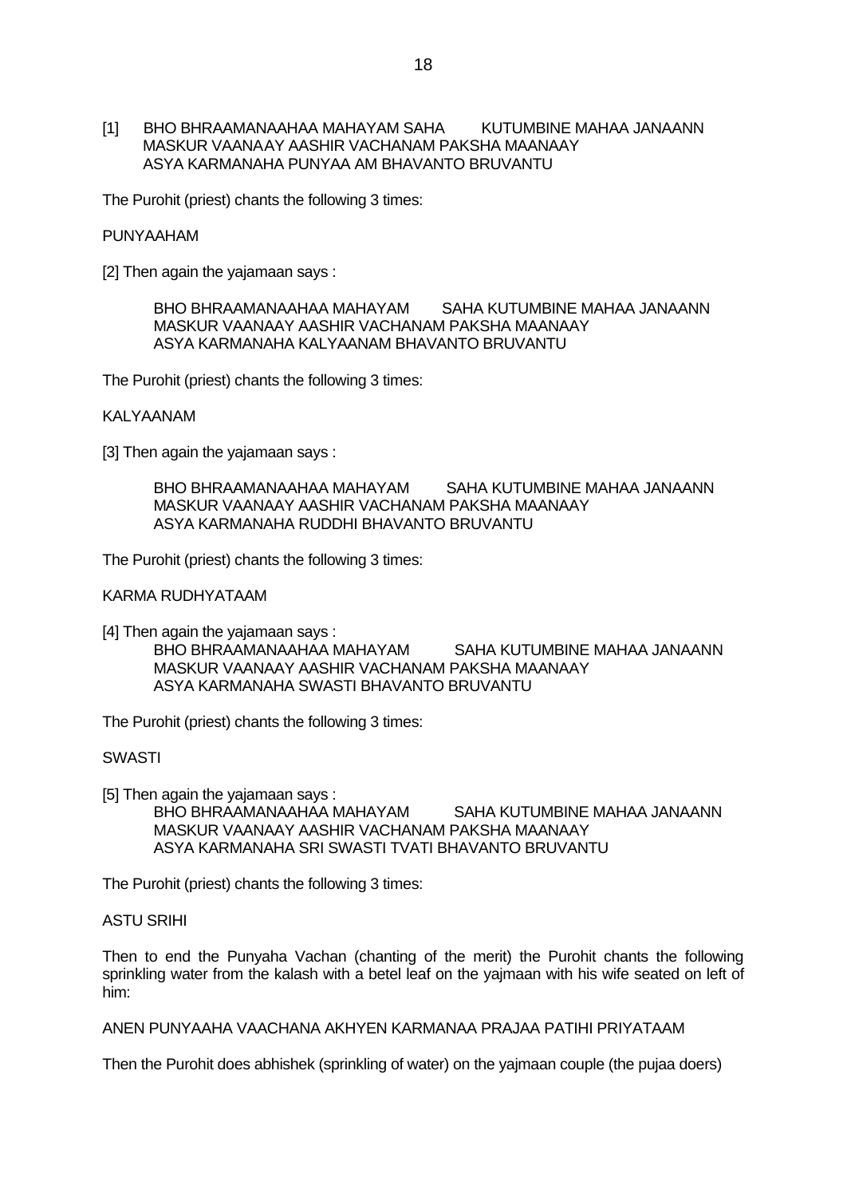[1] BHO BHRAAMANAAHAA MAHAYAM SAHA KUTUMBINE MAHAA JANAANN
MASKUR VAANAAY AASHIR VACHANAM PAKSHA MAANAAY
ASYA KARMANAHA PUNYAA AM BHAVANTO BRUVANTU

The Purohit (priest) chants the following 3 times:

PUNYAAHAM

[2] Then again the yajamaan says :

BHO BHRAAMANAAHAA MAHAYAM SAHA KUTUMBINE MAHAA JANAANN
MASKUR VAANAAY AASHIR VACHANAM PAKSHA MAANAAY
ASYA KARMANAHA KALYAANAM BHAVANTO BRUVANTU

The Purohit (priest) chants the following 3 times:

KALYAANAM

[3] Then again the yajamaan says :

BHO BHRAAMANAAHAA MAHAYAM SAHA KUTUMBINE MAHAA JANAANN
MASKUR VAANAAY AASHIR VACHANAM PAKSHA MAANAAY
ASYA KARMANAHA RUDDHI BHAVANTO BRUVANTU

The Purohit (priest) chants the following 3 times:

KARMA RUDHYATAAM

[4] Then again the yajamaan says :

BHO BHRAAMANAAHAA MAHAYAM SAHA KUTUMBINE MAHAA JANAANN
MASKUR VAANAAY AASHIR VACHANAM PAKSHA MAANAAY
ASYA KARMANAHA SWASTI BHAVANTO BRUVANTU

The Purohit (priest) chants the following 3 times:

SWASTI

[5] Then again the yajamaan says :

BHO BHRAAMANAAHAA MAHAYAM SAHA KUTUMBINE MAHAA JANAANN
MASKUR VAANAAY AASHIR VACHANAM PAKSHA MAANAAY
ASYA KARMANAHA SRI SWASTI TVATI BHAVANTO BRUVANTU

The Purohit (priest) chants the following 3 times:

ASTU SRIHI

Then to end the Punyaha Vachan (chanting of the merit) the Purohit chants the following sprinkling water from the kalash with a betel leaf on the yajmaan with his wife seated on left of him:

ANEN PUNYAAHA VAACHANA AKHYEN KARMANAA PRAJAA PATIHI PRIYATAAM

Then the Purohit does abhishek (sprinkling of water) on the yajmaan couple (the pujaa doers)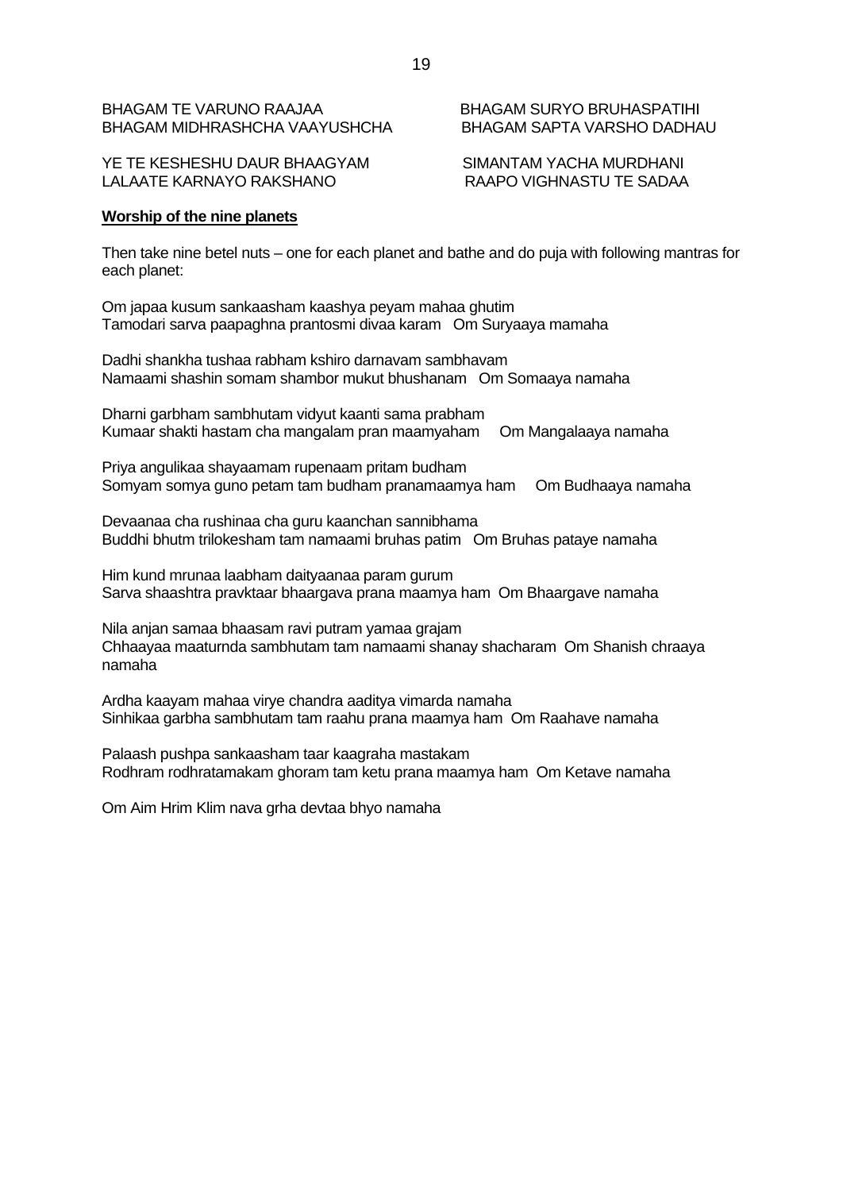BHAGAM TE VARUNO RAAJAA BHAGAM SURYO BRUHASPATIHI
BHAGAM MIDHRASHCHA VAAYUSHCHA BHAGAM SAPTA VARSHO DADHAU

YE TE KESHESHU DAUR BHAAGYAM SIMANTAM YACHA MURDHANI
LALAATE KARNAYO RAKSHANO RAAPO VIGHNASTU TE SADAA

**Worship of the nine planets**

Then take nine betel nuts – one for each planet and bathe and do puja with following mantras for each planet:

Om japaa kusum sankaasham kaashya peyam mahaa ghutim
Tamodari sarva paapaghna prantosmi divaa karam Om Suryaaya mamaha

Dadhi shankha tushaa rabham kshiro darnavam sambhavam
Namaami shashin somam shambor mukut bhushanam Om Somaaya namaha

Dharni garbham sambhutam vidyut kaanti sama prabham
Kumaar shakti hastam cha mangalam pran maamyaham Om Mangalaaya namaha

Priya angulikaa shayaamam rupenaam pritam budham
Somyam somya guno petam tam budham pranamaamya ham Om Budhaaya namaha

Devaanaa cha rushinaa cha guru kaanchan sannibhama
Buddhi bhutm trilokesham tam namaami bruhas patim Om Bruhas pataye namaha

Him kund mrunaa laabham daityaanaa param gurum
Sarva shaashtra pravktaar bhaargava prana maamya ham Om Bhaargave namaha

Nila anjan samaa bhaasam ravi putram yamaa grajam
Chhaayaa maaturnda sambhutam tam namaami shanay shacharam Om Shanish chraaya namaha

Ardha kaayam mahaa virye chandra aaditya vimarda namaha
Sinhikaa garbha sambhutam tam raahu prana maamya ham Om Raahave namaha

Palaash pushpa sankaasham taar kaagraha mastakam
Rodhram rodhratamakam ghoram tam ketu prana maamya ham Om Ketave namaha

Om Aim Hrim Klim nava grha devtaa bhyo namaha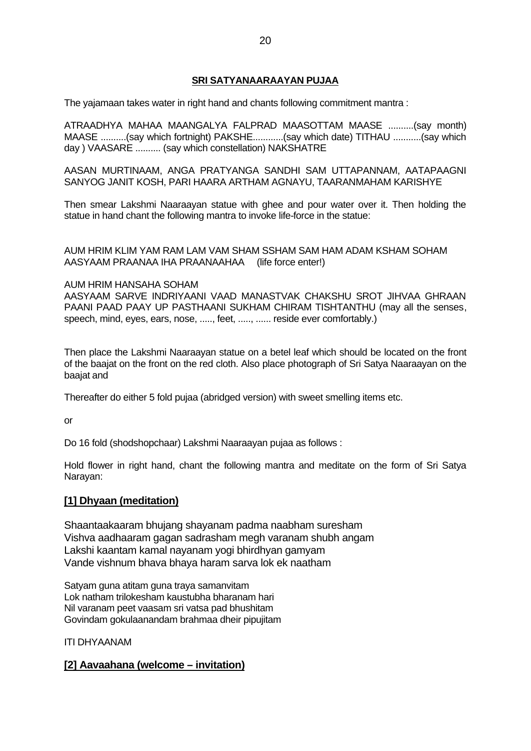**SRI SATYANAARAAYAN PUJAA**

The yajamaan takes water in right hand and chants following commitment mantra :

ATRAADHYA MAHAA MAANGALYA FALPRAD MAASOTTAM MAASE ..........(say month) MAASE ..........(say which fortnight) PAKSHE............(say which date) TITHAU ...........(say which day ) VAASARE .......... (say which constellation) NAKSHATRE

AASAN MURTINAAM, ANGA PRATYANGA SANDHI SAM UTTAPANNAM, AATAPAAGNI SANYOG JANIT KOSH, PARI HAARA ARTHAM AGNAYU, TAARANMAHAM KARISHYE

Then smear Lakshmi Naaraayan statue with ghee and pour water over it. Then holding the statue in hand chant the following mantra to invoke life-force in the statue:

AUM HRIM KLIM YAM RAM LAM VAM SHAM SSHAM SAM HAM ADAM KSHAM SOHAM AASYAAM PRAANAA IHA PRAANAAHAA (life force enter!)

AUM HRIM HANSAHA SOHAM
AASYAAM SARVE INDRIYAANI VAAD MANASTVAK CHAKSHU SROT JIHVAA GHRAAN PAANI PAAD PAAY UP PASTHAANI SUKHAM CHIRAM TISHTANTHU (may all the senses, speech, mind, eyes, ears, nose, ....., feet, ....., ...... reside ever comfortably.)

Then place the Lakshmi Naaraayan statue on a betel leaf which should be located on the front of the baajat on the front on the red cloth. Also place photograph of Sri Satya Naaraayan on the baajat and

Thereafter do either 5 fold pujaa (abridged version) with sweet smelling items etc.

or

Do 16 fold (shodshopchaar) Lakshmi Naaraayan pujaa as follows :

Hold flower in right hand, chant the following mantra and meditate on the form of Sri Satya Narayan:

## [1] Dhyaan (meditation)

Shaantaakaaram bhujang shayanam padma naabham suresham
Vishva aadhaaram gagan sadrasham megh varanam shubh angam
Lakshi kaantam kamal nayanam yogi bhirdhyan gamyam
Vande vishnum bhava bhaya haram sarva lok ek naatham

Satyam guna atitam guna traya samanvitam
Lok natham trilokesham kaustubha bharanam hari
Nil varanam peet vaasam sri vatsa pad bhushitam
Govindam gokulaanandam brahmaa dheir pipujitam

ITI DHYAANAM

## [2] Aavaahana (welcome – invitation)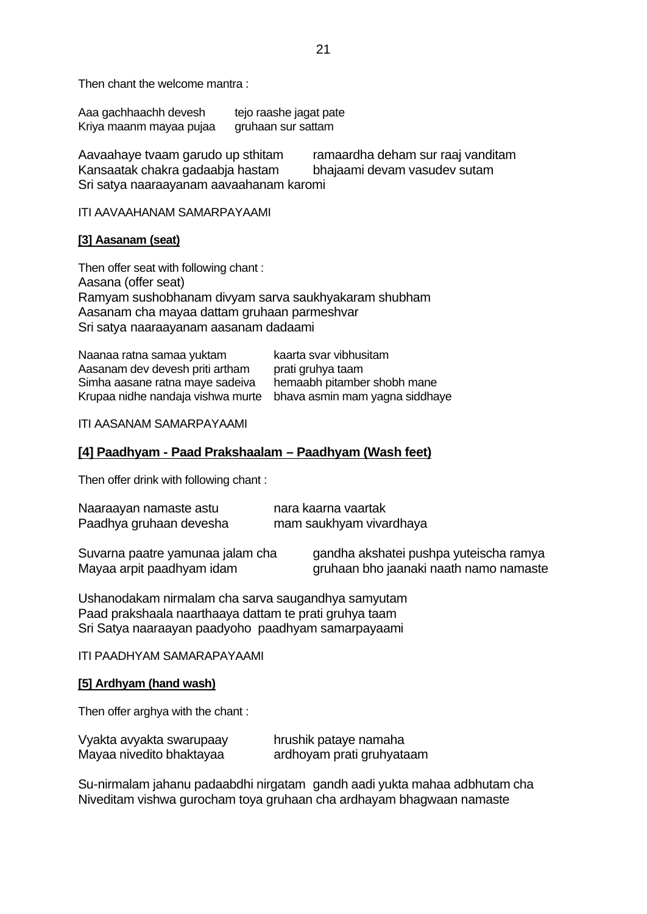Then chant the welcome mantra :

Aaa gachhaachh devesh tejo raashe jagat pate
Kriya maanm mayaa pujaa gruhaan sur sattam

Aavaahaye tvaam garudo up sthitam ramaardha deham sur raaj vanditam
Kansaatak chakra gadaabja hastam bhajaami devam vasudev sutam
Sri satya naaraayanam aavaahanam karomi

ITI AAVAAHANAM SAMARPAYAAMI

**[3] Aasanam (seat)**

Then offer seat with following chant :
Aasana (offer seat)
Ramyam sushobhanam divyam sarva saukhyakaram shubham
Aasanam cha mayaa dattam gruhaan parmeshvar
Sri satya naaraayanam aasanam dadaami

Naanaa ratna samaa yuktam kaarta svar vibhusitam
Aasanam dev devesh priti artham prati gruhya taam
Simha aasane ratna maye sadeiva hemaabh pitamber shobh mane
Krupaa nidhe nandaja vishwa murte bhava asmin mam yagna siddhaye

ITI AASANAM SAMARPAYAAMI

**[4] Paadhyam - Paad Prakshaalam – Paadhyam (Wash feet)**

Then offer drink with following chant :

Naaraayan namaste astu nara kaarna vaartak
Paadhya gruhaan devesha mam saukhyam vivardhaya

Suvarna paatre yamunaa jalam cha gandha akshatei pushpa yuteischa ramya
Mayaa arpit paadhyam idam gruhaan bho jaanaki naath namo namaste

Ushanodakam nirmalam cha sarva saugandhya samyutam
Paad prakshaala naarthaaya dattam te prati gruhya taam
Sri Satya naaraayan paadyoho paadhyam samarpayaami

ITI PAADHYAM SAMARAPAYAAMI

**[5] Ardhyam (hand wash)**

Then offer arghya with the chant :

Vyakta avyakta swarupaay hrushik pataye namaha
Mayaa nivedito bhaktayaa ardhoyam prati gruhyataam

Su-nirmalam jahanu padaabdhi nirgatam gandh aadi yukta mahaa adbhutam cha
Niveditam vishwa gurocham toya gruhaan cha ardhayam bhagwaan namaste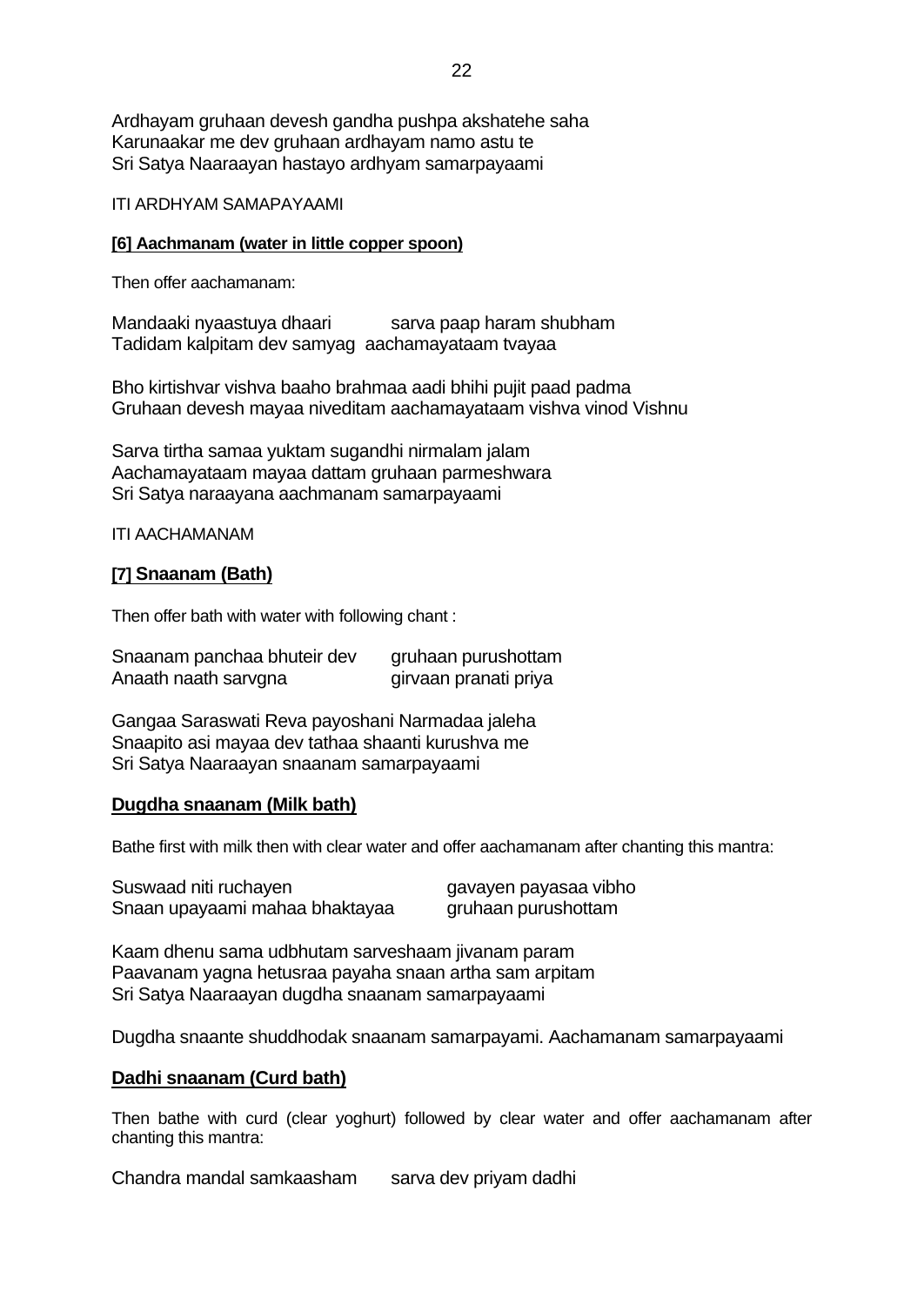Ardhayam gruhaan devesh gandha pushpa akshatehe saha
Karunaakar me dev gruhaan ardhayam namo astu te
Sri Satya Naaraayan hastayo ardhyam samarpayaami

ITI ARDHYAM SAMAPAYAAMI

**[6] Aachmanam (water in little copper spoon)**

Then offer aachamanam:

Mandaaki nyaastuya dhaari sarva paap haram shubham
Tadidam kalpitam dev samyag aachamayataam tvayaa

Bho kirtishvar vishva baaho brahmaa aadi bhihi pujit paad padma
Gruhaan devesh mayaa niveditam aachamayataam vishva vinod Vishnu

Sarva tirtha samaa yuktam sugandhi nirmalam jalam
Aachamayataam mayaa dattam gruhaan parmeshwara
Sri Satya naraayana aachmanam samarpayaami

ITI AACHAMANAM

## [7] Snaanam (Bath)

Then offer bath with water with following chant :

Snaanam panchaa bhuteir dev gruhaan purushottam
Anaath naath sarvgna girvaan pranati priya

Gangaa Saraswati Reva payoshani Narmadaa jaleha
Snaapito asi mayaa dev tathaa shaanti kurushva me
Sri Satya Naaraayan snaanam samarpayaami

## Dugdha snaanam (Milk bath)

Bathe first with milk then with clear water and offer aachamanam after chanting this mantra:

Suswaad niti ruchayen gavayen payasaa vibho
Snaan upayaami mahaa bhaktayaa gruhaan purushottam

Kaam dhenu sama udbhutam sarveshaam jivanam param
Paavanam yagna hetusraa payaha snaan artha sam arpitam
Sri Satya Naaraayan dugdha snaanam samarpayaami

Dugdha snaante shuddhodak snaanam samarpayami. Aachamanam samarpayaami

## Dadhi snaanam (Curd bath)

Then bathe with curd (clear yoghurt) followed by clear water and offer aachamanam after chanting this mantra:

Chandra mandal samkaasham sarva dev priyam dadhi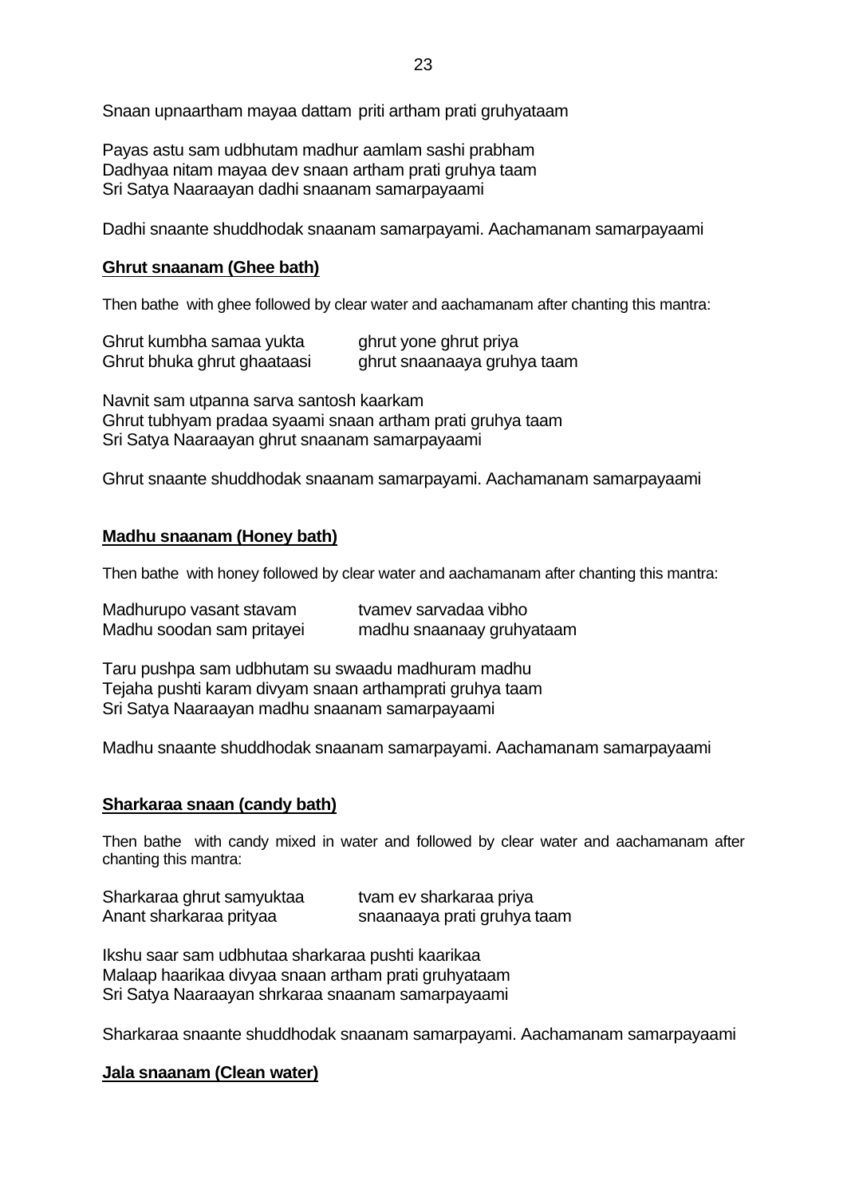Snaan upnaartham mayaa dattam priti artham prati gruhyataam

Payas astu sam udbhutam madhur aamlam sashi prabham
Dadhyaa nitam mayaa dev snaan artham prati gruhya taam
Sri Satya Naaraayan dadhi snaanam samarpayaami

Dadhi snaante shuddhodak snaanam samarpayami. Aachamanam samarpayaami

**Ghrut snaanam (Ghee bath)**

Then bathe with ghee followed by clear water and aachamanam after chanting this mantra:

Ghrut kumbha samaa yukta ghrut yone ghrut priya
Ghrut bhuka ghrut ghaataasi ghrut snaanaaya gruhya taam

Navnit sam utpanna sarva santosh kaarkam
Ghrut tubhyam pradaa syaami snaan artham prati gruhya taam
Sri Satya Naaraayan ghrut snaanam samarpayaami

Ghrut snaante shuddhodak snaanam samarpayami. Aachamanam samarpayaami

**Madhu snaanam (Honey bath)**

Then bathe with honey followed by clear water and aachamanam after chanting this mantra:

Madhurupo vasant stavam tvamev sarvadaa vibho
Madhu soodan sam pritayei madhu snaanaay gruhyataam

Taru pushpa sam udbhutam su swaadu madhuram madhu
Tejaha pushti karam divyam snaan arthamprati gruhya taam
Sri Satya Naaraayan madhu snaanam samarpayaami

Madhu snaante shuddhodak snaanam samarpayami. Aachamanam samarpayaami

**Sharkaraa snaan (candy bath)**

Then bathe with candy mixed in water and followed by clear water and aachamanam after chanting this mantra:

Sharkaraa ghrut samyuktaa tvam ev sharkaraa priya
Anant sharkaraa prityaa snaanaaya prati gruhya taam

Ikshu saar sam udbhutaa sharkaraa pushti kaarikaa
Malaap haarikaa divyaa snaan artham prati gruhyataam
Sri Satya Naaraayan shrkaraa snaanam samarpayaami

Sharkaraa snaante shuddhodak snaanam samarpayami. Aachamanam samarpayaami

**Jala snaanam (Clean water)**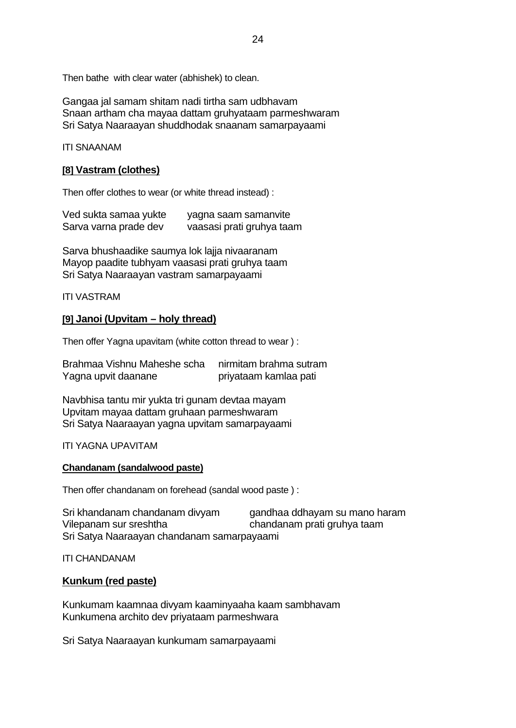Then bathe with clear water (abhishek) to clean.

Gangaa jal samam shitam nadi tirtha sam udbhavam
Snaan artham cha mayaa dattam gruhyataam parmeshwaram
Sri Satya Naaraayan shuddhodak snaanam samarpayaami

ITI SNAANAM

### [8] Vastram (clothes)

Then offer clothes to wear (or white thread instead) :

Ved sukta samaa yukte    yagna saam samanvite
Sarva varna prade dev    vaasasi prati gruhya taam

Sarva bhushaadike saumya lok lajja nivaaranam
Mayop paadite tubhyam vaasasi prati gruhya taam
Sri Satya Naaraayan vastram samarpayaami

ITI VASTRAM

### [9] Janoi (Upvitam – holy thread)

Then offer Yagna upavitam (white cotton thread to wear ) :

Brahmaa Vishnu Maheshe scha    nirmitam brahma sutram
Yagna upvit daanane    priyataam kamlaa pati

Navbhisa tantu mir yukta tri gunam devtaa mayam
Upvitam mayaa dattam gruhaan parmeshwaram
Sri Satya Naaraayan yagna upvitam samarpayaami

ITI YAGNA UPAVITAM

### Chandanam (sandalwood paste)

Then offer chandanam on forehead (sandal wood paste ) :

Sri khandanam chandanam divyam    gandhaa ddhayam su mano haram
Vilepanam sur sreshtha    chandanam prati gruhya taam
Sri Satya Naaraayan chandanam samarpayaami

ITI CHANDANAM

### Kunkum (red paste)

Kunkumam kaamnaa divyam kaaminyaaha kaam sambhavam
Kunkumena archito dev priyataam parmeshwara

Sri Satya Naaraayan kunkumam samarpayaami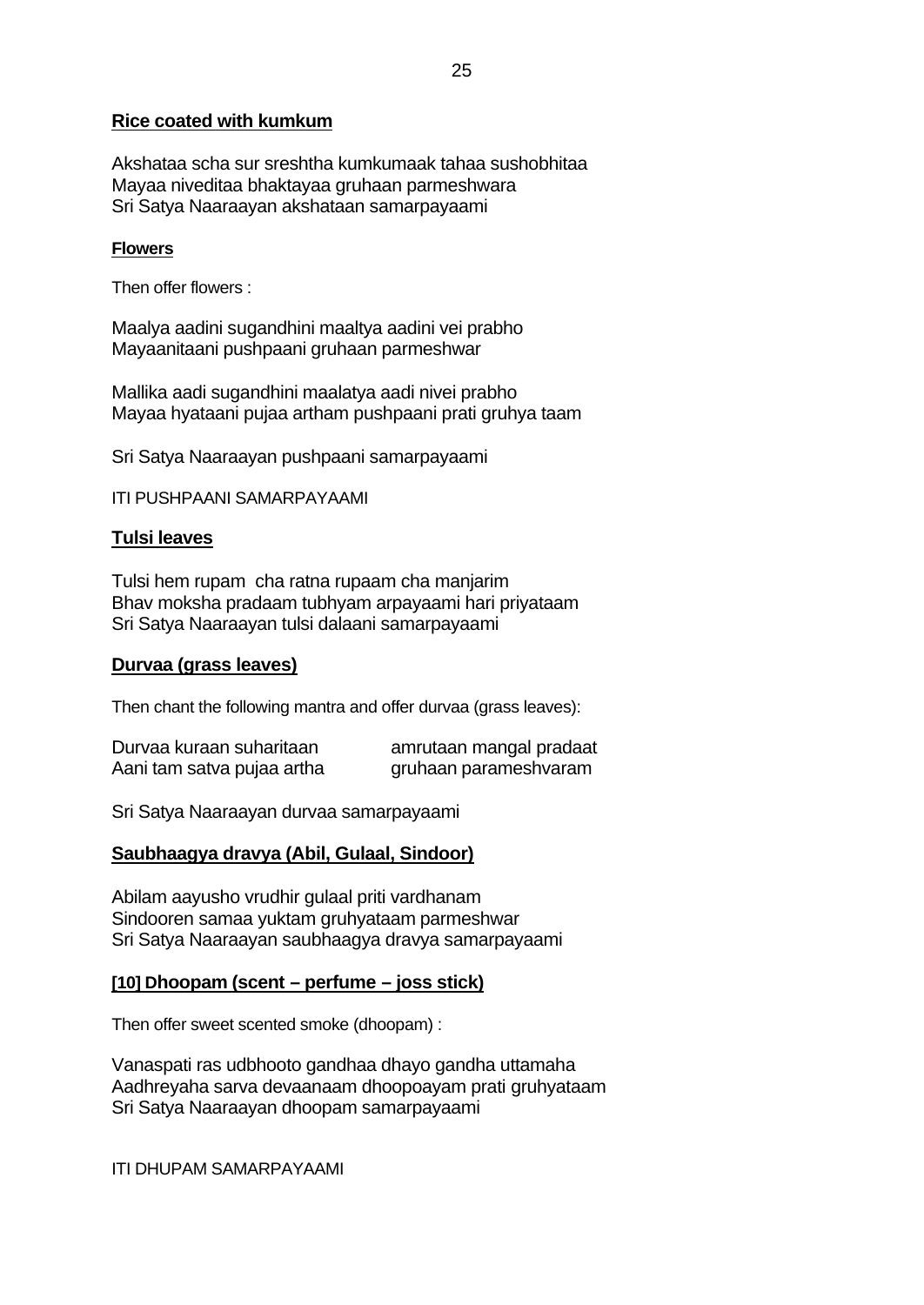**Rice coated with kumkum**

Akshataa scha sur sreshtha kumkumaak tahaa sushobhitaa
Mayaa niveditaa bhaktayaa gruhaan parmeshwara
Sri Satya Naaraayan akshataan samarpayaami

**Flowers**

Then offer flowers :

Maalya aadini sugandhini maaltya aadini vei prabho
Mayaanitaani pushpaani gruhaan parmeshwar

Mallika aadi sugandhini maalatya aadi nivei prabho
Mayaa hyataani pujaa artham pushpaani prati gruhya taam

Sri Satya Naaraayan pushpaani samarpayaami

ITI PUSHPAANI SAMARPAYAAMI

**Tulsi leaves**

Tulsi hem rupam cha ratna rupaam cha manjarim
Bhav moksha pradaam tubhyam arpayaami hari priyataam
Sri Satya Naaraayan tulsi dalaani samarpayaami

**Durvaa (grass leaves)**

Then chant the following mantra and offer durvaa (grass leaves):

Durvaa kuraan suharitaan amrutaan mangal pradaat
Aani tam satva pujaa artha gruhaan parameshvaram

Sri Satya Naaraayan durvaa samarpayaami

**Saubhaagya dravya (Abil, Gulaal, Sindoor)**

Abilam aayusho vrudhir gulaal priti vardhanam
Sindooren samaa yuktam gruhyataam parmeshwar
Sri Satya Naaraayan saubhaagya dravya samarpayaami

**[10] Dhoopam (scent – perfume – joss stick)**

Then offer sweet scented smoke (dhoopam) :

Vanaspati ras udbhooto gandhaa dhayo gandha uttamaha
Aadhreyaha sarva devaanaam dhoopoayam prati gruhyataam
Sri Satya Naaraayan dhoopam samarpayaami

ITI DHUPAM SAMARPAYAAMI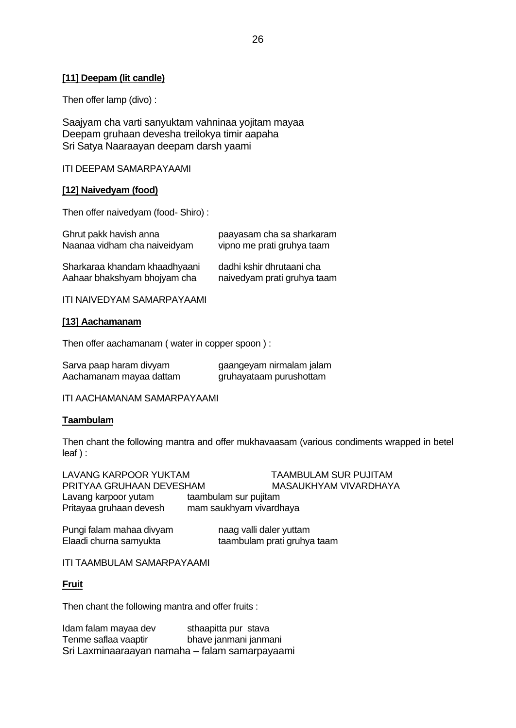**[11] Deepam (lit candle)**

Then offer lamp (divo) :

Saajyam cha varti sanyuktam vahninaa yojitam mayaa
Deepam gruhaan devesha treilokya timir aapaha
Sri Satya Naaraayan deepam darsh yaami

ITI DEEPAM SAMARPAYAAMI

**[12] Naivedyam (food)**

Then offer naivedyam (food- Shiro) :

Ghrut pakk havish anna          paayasam cha sa sharkaram
Naanaa vidham cha naiveidyam          vipno me prati gruhya taam

Sharkaraa khandam khaadhyaani          dadhi kshir dhrutaani cha
Aahaar bhakshyam bhojyam cha          naivedyam prati gruhya taam

ITI NAIVEDYAM SAMARPAYAAMI

**[13] Aachamanam**

Then offer aachamanam ( water in copper spoon ) :

Sarva paap haram divyam          gaangeyam nirmalam jalam
Aachamanam mayaa dattam          gruhayataam purushottam

ITI AACHAMANAM SAMARPAYAAMI

**Taambulam**

Then chant the following mantra and offer mukhavaasam (various condiments wrapped in betel leaf ) :

LAVANG KARPOOR YUKTAM          TAAMBULAM SUR PUJITAM
PRITYAA GRUHAAN DEVESHAM          MASAUKHYAM VIVARDHAYA
Lavang karpoor yutam          taambulam sur pujitam
Pritayaa gruhaan devesh          mam saukhyam vivardhaya

Pungi falam mahaa divyam          naag valli daler yuttam
Elaadi churna samyukta          taambulam prati gruhya taam

ITI TAAMBULAM SAMARPAYAAMI

**Fruit**

Then chant the following mantra and offer fruits :

Idam falam mayaa dev          sthaapitta pur stava
Tenme saflaa vaaptir          bhave janmani janmani
Sri Laxminaaraayan namaha – falam samarpayaami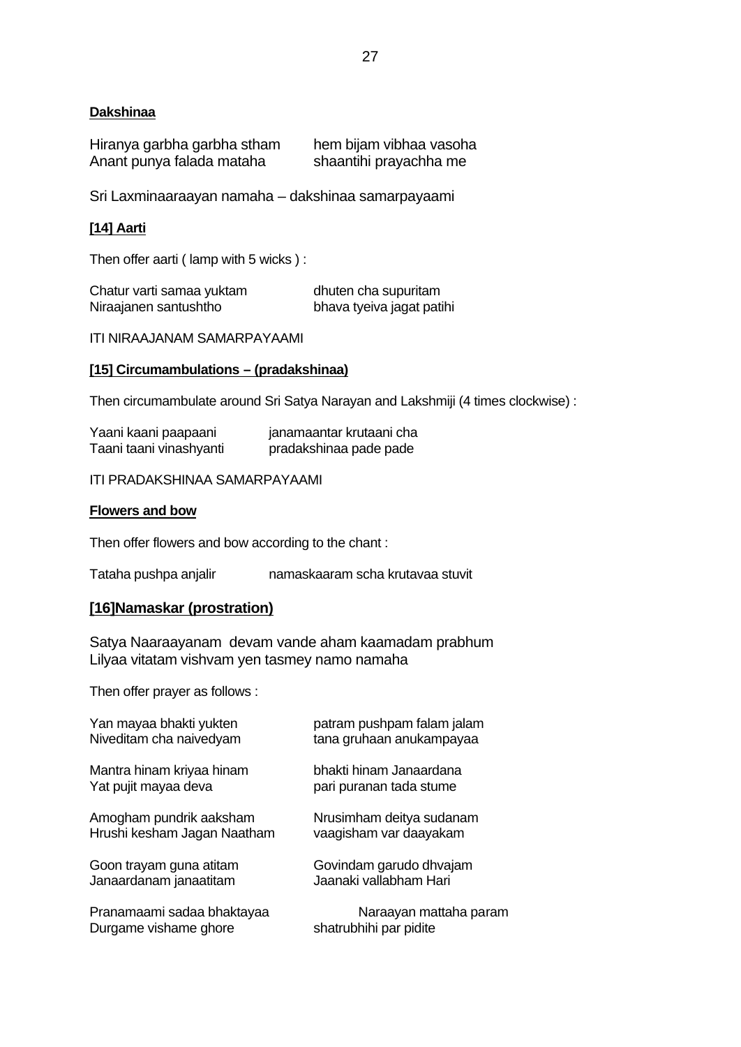**Dakshinaa**

Hiranya garbha garbha stham hem bijam vibhaa vasoha
Anant punya falada mataha shaantihi prayachha me

Sri Laxminaaraayan namaha – dakshinaa samarpayaami

**[14] Aarti**

Then offer aarti ( lamp with 5 wicks ) :

Chatur varti samaa yuktam dhuten cha supuritam
Niraajanen santushtho bhava tyeiva jagat patihi

ITI NIRAAJANAM SAMARPAYAAMI

**[15] Circumambulations – (pradakshinaa)**

Then circumambulate around Sri Satya Narayan and Lakshmiji (4 times clockwise) :

Yaani kaani paapaani janamaantar krutaani cha
Taani taani vinashyanti pradakshinaa pade pade

ITI PRADAKSHINAA SAMARPAYAAMI

**Flowers and bow**

Then offer flowers and bow according to the chant :

Tataha pushpa anjalir namaskaaram scha krutavaa stuvit

## [16]Namaskar (prostration)

Satya Naaraayanam devam vande aham kaamadam prabhum
Lilyaa vitatam vishvam yen tasmey namo namaha

Then offer prayer as follows :

Yan mayaa bhakti yukten patram pushpam falam jalam
Niveditam cha naivedyam tana gruhaan anukampayaa

Mantra hinam kriyaa hinam bhakti hinam Janaardana
Yat pujit mayaa deva pari puranan tada stume

Amogham pundrik aaksham Nrusimham deitya sudanam
Hrushi kesham Jagan Naatham vaagisham var daayakam

Goon trayam guna atitam Govindam garudo dhvajam
Janaardanam janaatitam Jaanaki vallabham Hari

Pranamaami sadaa bhaktayaa Naraayan mattaha param
Durgame vishame ghore shatrubhihi par pidite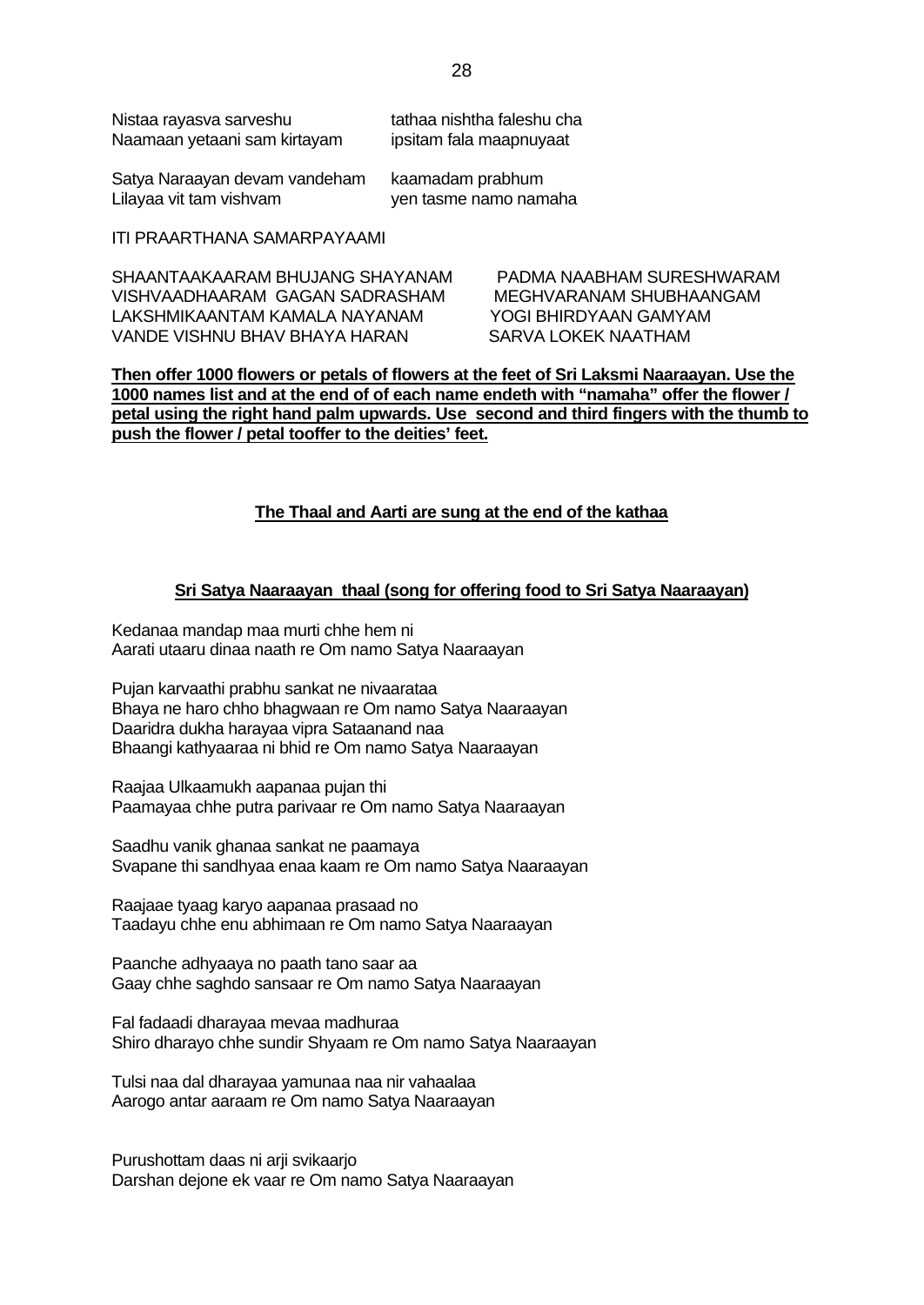Nistaa rayasva sarveshu tathaa nishtha faleshu cha
Naamaan yetaani sam kirtayam ipsitam fala maapnuyaat

Satya Naraayan devam vandeham kaamadam prabhum
Lilayaa vit tam vishvam yen tasme namo namaha

ITI PRAARTHANA SAMARPAYAAMI

SHAANTAAKAARAM BHUJANG SHAYANAM PADMA NAABHAM SURESHWARAM
VISHVAADHAARAM GAGAN SADRASHAM MEGHVARANAM SHUBHAANGAM
LAKSHMIKAANTAM KAMALA NAYANAM YOGI BHIRDYAAN GAMYAM
VANDE VISHNU BHAV BHAYA HARAN SARVA LOKEK NAATHAM

**Then offer 1000 flowers or petals of flowers at the feet of Sri Laksmi Naaraayan. Use the 1000 names list and at the end of of each name endeth with "namaha" offer the flower / petal using the right hand palm upwards. Use second and third fingers with the thumb to push the flower / petal tooffer to the deities' feet.**

**The Thaal and Aarti are sung at the end of the kathaa**

**Sri Satya Naaraayan thaal (song for offering food to Sri Satya Naaraayan)**

Kedanaa mandap maa murti chhe hem ni
Aarati utaaru dinaa naath re Om namo Satya Naaraayan

Pujan karvaathi prabhu sankat ne nivaarataa
Bhaya ne haro chho bhagwaan re Om namo Satya Naaraayan
Daaridra dukha harayaa vipra Sataanand naa
Bhaangi kathyaaraa ni bhid re Om namo Satya Naaraayan

Raajaa Ulkaamukh aapanaa pujan thi
Paamayaa chhe putra parivaar re Om namo Satya Naaraayan

Saadhu vanik ghanaa sankat ne paamaya
Svapane thi sandhyaa enaa kaam re Om namo Satya Naaraayan

Raajaae tyaag karyo aapanaa prasaad no
Taadayu chhe enu abhimaan re Om namo Satya Naaraayan

Paanche adhyaaya no paath tano saar aa
Gaay chhe saghdo sansaar re Om namo Satya Naaraayan

Fal fadaadi dharayaa mevaa madhuraa
Shiro dharayo chhe sundir Shyaam re Om namo Satya Naaraayan

Tulsi naa dal dharayaa yamunaa naa nir vahaalaa
Aarogo antar aaraam re Om namo Satya Naaraayan

Purushottam daas ni arji svikaarjo
Darshan dejone ek vaar re Om namo Satya Naaraayan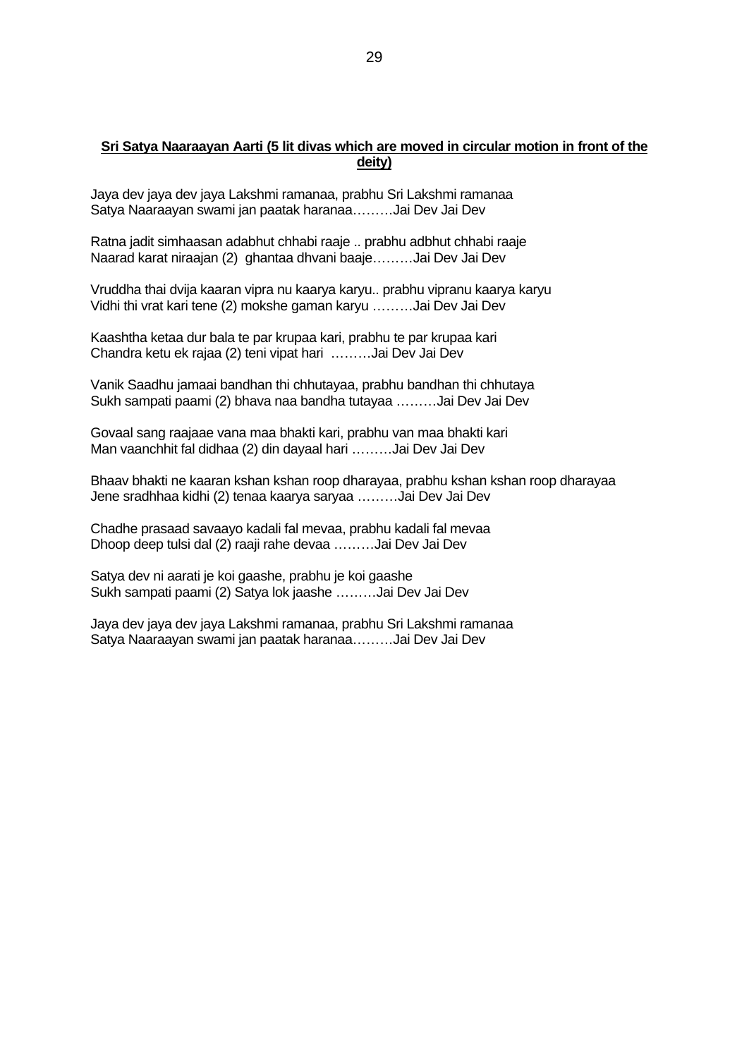**Sri Satya Naaraayan Aarti (5 lit divas which are moved in circular motion in front of the deity)**

Jaya dev jaya dev jaya Lakshmi ramanaa, prabhu Sri Lakshmi ramanaa
Satya Naaraayan swami jan paatak haranaa………Jai Dev Jai Dev

Ratna jadit simhaasan adabhut chhabi raaje .. prabhu adbhut chhabi raaje
Naarad karat niraajan (2) ghantaa dhvani baaje………Jai Dev Jai Dev

Vruddha thai dvija kaaran vipra nu kaarya karyu.. prabhu vipranu kaarya karyu
Vidhi thi vrat kari tene (2) mokshe gaman karyu ………Jai Dev Jai Dev

Kaashtha ketaa dur bala te par krupaa kari, prabhu te par krupaa kari
Chandra ketu ek rajaa (2) teni vipat hari ………Jai Dev Jai Dev

Vanik Saadhu jamaai bandhan thi chhutayaa, prabhu bandhan thi chhutaya
Sukh sampati paami (2) bhava naa bandha tutayaa ………Jai Dev Jai Dev

Govaal sang raajaae vana maa bhakti kari, prabhu van maa bhakti kari
Man vaanchhit fal didhaa (2) din dayaal hari ………Jai Dev Jai Dev

Bhaav bhakti ne kaaran kshan kshan roop dharayaa, prabhu kshan kshan roop dharayaa
Jene sradhhaa kidhi (2) tenaa kaarya saryaa ………Jai Dev Jai Dev

Chadhe prasaad savaayo kadali fal mevaa, prabhu kadali fal mevaa
Dhoop deep tulsi dal (2) raaji rahe devaa ………Jai Dev Jai Dev

Satya dev ni aarati je koi gaashe, prabhu je koi gaashe
Sukh sampati paami (2) Satya lok jaashe ………Jai Dev Jai Dev

Jaya dev jaya dev jaya Lakshmi ramanaa, prabhu Sri Lakshmi ramanaa
Satya Naaraayan swami jan paatak haranaa………Jai Dev Jai Dev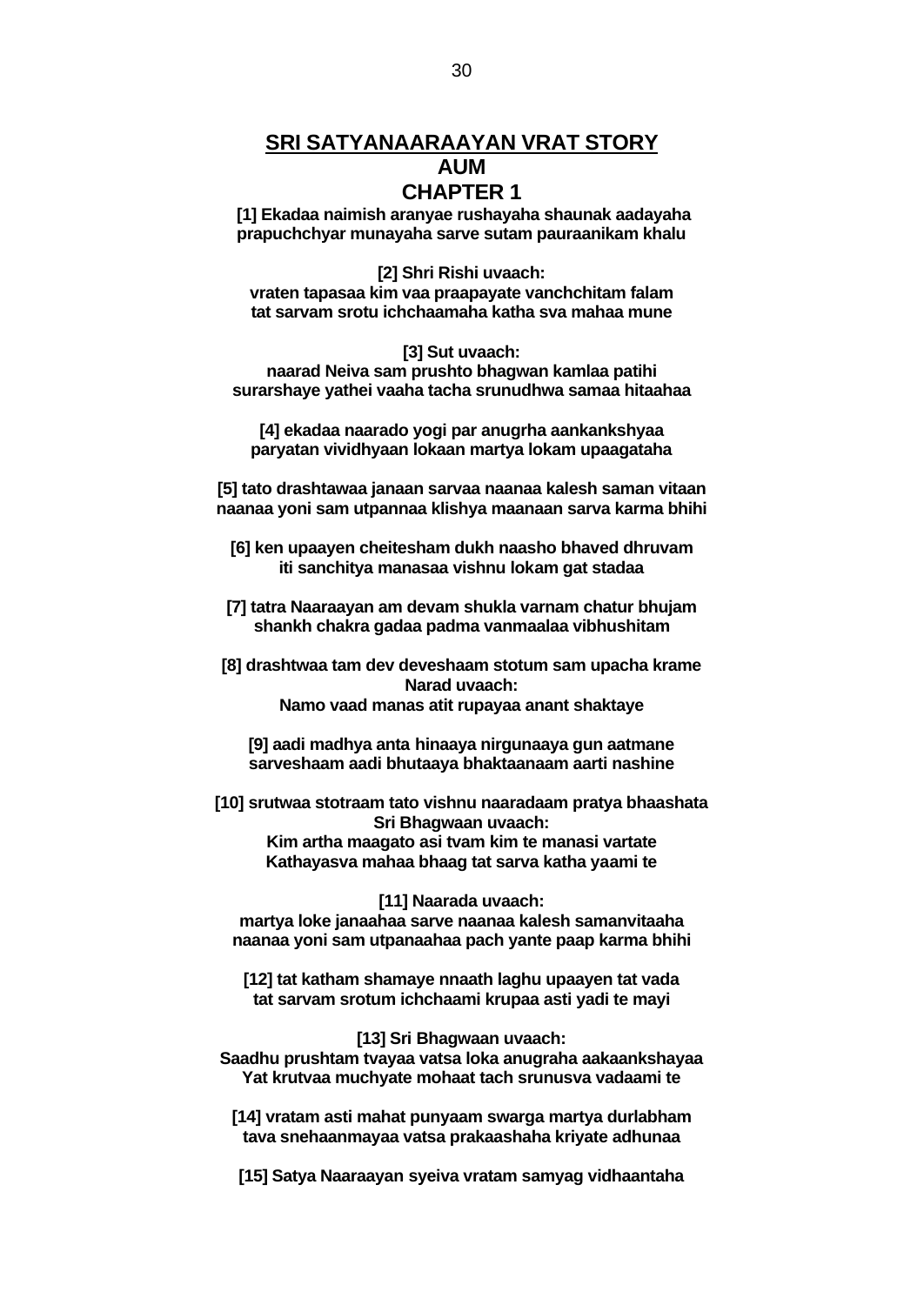# SRI SATYANAARAAYAN VRAT STORY

## AUM

## CHAPTER 1

**[1] Ekadaa naimish aranyae rushayaha shaunak aadayaha**
**prapuchchyar munayaha sarve sutam pauraanikam khalu**

**[2] Shri Rishi uvaach:**
**vraten tapasaa kim vaa praapayate vanchchitam falam**
**tat sarvam srotu ichchaamaha katha sva mahaa mune**

**[3] Sut uvaach:**
**naarad Neiva sam prushto bhagwan kamlaa patihi**
**surarshaye yathei vaaha tacha srunudhwa samaa hitaahaa**

**[4] ekadaa naarado yogi par anugrha aankankshyaa**
**paryatan vividhyaan lokaan martya lokam upaagataha**

**[5] tato drashtawaa janaan sarvaa naanaa kalesh saman vitaan**
**naanaa yoni sam utpannaa klishya maanaan sarva karma bhihi**

**[6] ken upaayen cheitesham dukh naasho bhaved dhruvam**
**iti sanchitya manasaa vishnu lokam gat stadaa**

**[7] tatra Naaraayan am devam shukla varnam chatur bhujam**
**shankh chakra gadaa padma vanmaalaa vibhushitam**

**[8] drashtwaa tam dev deveshaam stotum sam upacha krame**
**Narad uvaach:**
**Namo vaad manas atit rupayaa anant shaktaye**

**[9] aadi madhya anta hinaaya nirgunaaya gun aatmane**
**sarveshaam aadi bhutaaya bhaktaanaam aarti nashine**

**[10] srutwaa stotraam tato vishnu naaradaam pratya bhaashata**
**Sri Bhagwaan uvaach:**
**Kim artha maagato asi tvam kim te manasi vartate**
**Kathayasva mahaa bhaag tat sarva katha yaami te**

**[11] Naarada uvaach:**
**martya loke janaahaa sarve naanaa kalesh samanvitaaha**
**naanaa yoni sam utpanaahaa pach yante paap karma bhihi**

**[12] tat katham shamaye nnaath laghu upaayen tat vada**
**tat sarvam srotum ichchaami krupaa asti yadi te mayi**

**[13] Sri Bhagwaan uvaach:**
**Saadhu prushtam tvayaa vatsa loka anugraha aakaankshayaa**
**Yat krutvaa muchyate mohaat tach srunusva vadaami te**

**[14] vratam asti mahat punyaam swarga martya durlabham**
**tava snehaanmayaa vatsa prakaashaha kriyate adhunaa**

**[15] Satya Naaraayan syeiva vratam samyag vidhaantaha**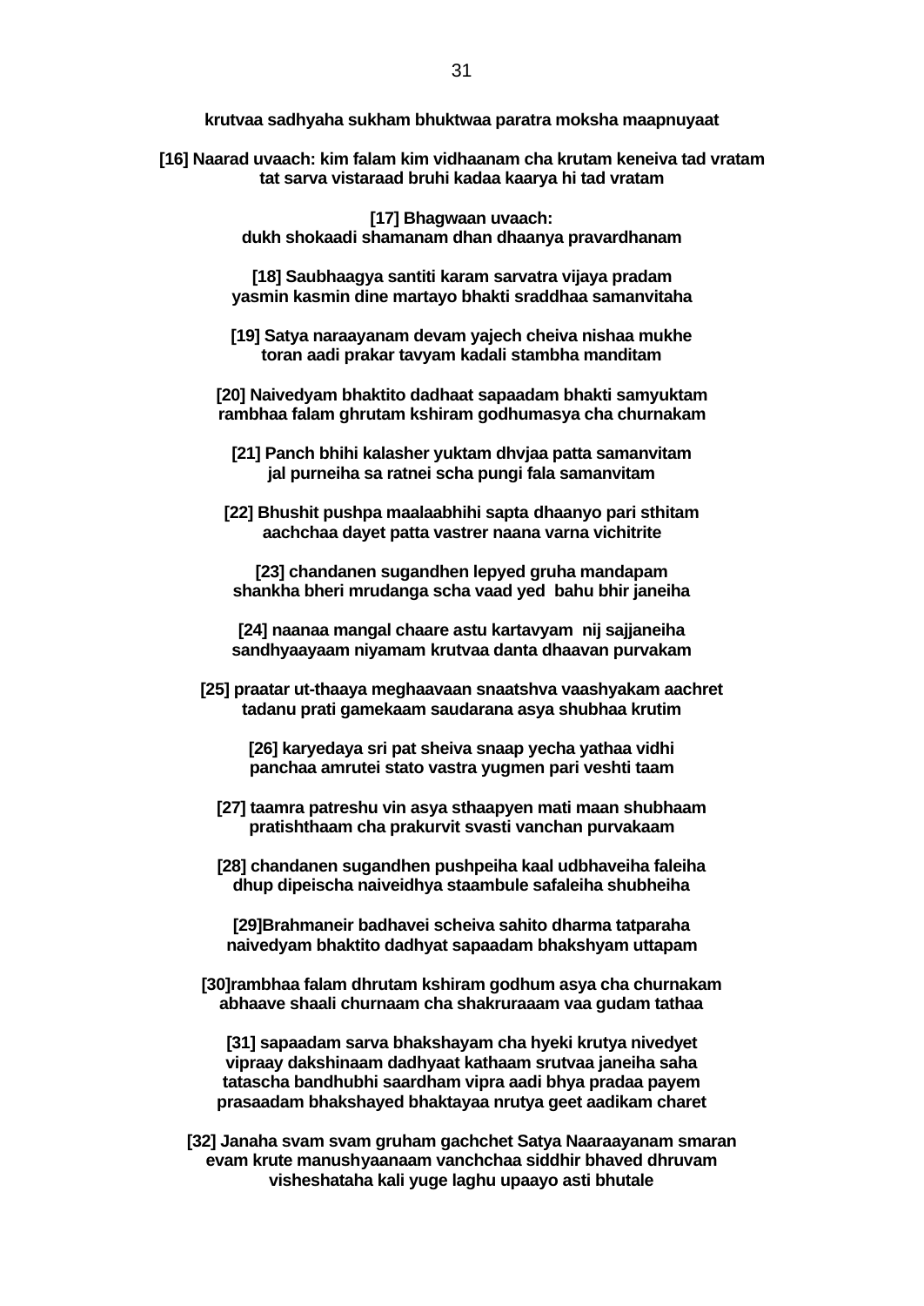**krutvaa sadhyaha sukham bhuktwaa paratra moksha maapnuyaat**

**[16] Naarad uvaach: kim falam kim vidhaanam cha krutam keneiva tad vratam**
**tat sarva vistaraad bruhi kadaa kaarya hi tad vratam**

**[17] Bhagwaan uvaach:**
**dukh shokaadi shamanam dhan dhaanya pravardhanam**

**[18] Saubhaagya santiti karam sarvatra vijaya pradam**
**yasmin kasmin dine martayo bhakti sraddhaa samanvitaha**

**[19] Satya naraayanam devam yajech cheiva nishaa mukhe**
**toran aadi prakar tavyam kadali stambha manditam**

**[20] Naivedyam bhaktito dadhaat sapaadam bhakti samyuktam**
**rambhaa falam ghrutam kshiram godhumasya cha churnakam**

**[21] Panch bhihi kalasher yuktam dhvjaa patta samanvitam**
**jal purneiha sa ratnei scha pungi fala samanvitam**

**[22] Bhushit pushpa maalaabhihi sapta dhaanyo pari sthitam**
**aachchaa dayet patta vastrer naana varna vichitrite**

**[23] chandanen sugandhen lepyed gruha mandapam**
**shankha bheri mrudanga scha vaad yed bahu bhir janeiha**

**[24] naanaa mangal chaare astu kartavyam nij sajjaneiha**
**sandhyaayaam niyamam krutvaa danta dhaavan purvakam**

**[25] praatar ut-thaaya meghaavaan snaatshva vaashyakam aachret**
**tadanu prati gamekaam saudarana asya shubhaa krutim**

**[26] karyedaya sri pat sheiva snaap yecha yathaa vidhi**
**panchaa amrutei stato vastra yugmen pari veshti taam**

**[27] taamra patreshu vin asya sthaapyen mati maan shubhaam**
**pratishthaam cha prakurvit svasti vanchan purvakaam**

**[28] chandanen sugandhen pushpeiha kaal udbhaveiha faleiha**
**dhup dipeischa naiveidhya staambule safaleiha shubheiha**

**[29]Brahmaneir badhavei scheiva sahito dharma tatparaha**
**naivedyam bhaktito dadhyat sapaadam bhakshyam uttapam**

**[30]rambhaa falam dhrutam kshiram godhum asya cha churnakam**
**abhaave shaali churnaam cha shakruraaam vaa gudam tathaa**

**[31] sapaadam sarva bhakshayam cha hyeki krutya nivedyet**
**vipraay dakshinaam dadhyaat kathaam srutvaa janeiha saha**
**tatascha bandhubhi saardham vipra aadi bhya pradaa payem**
**prasaadam bhakshayed bhaktayaa nrutya geet aadikam charet**

**[32] Janaha svam svam gruham gachchet Satya Naaraayanam smaran**
**evam krute manushyaanaam vanchchaa siddhir bhaved dhruvam**
**visheshataha kali yuge laghu upaayo asti bhutale**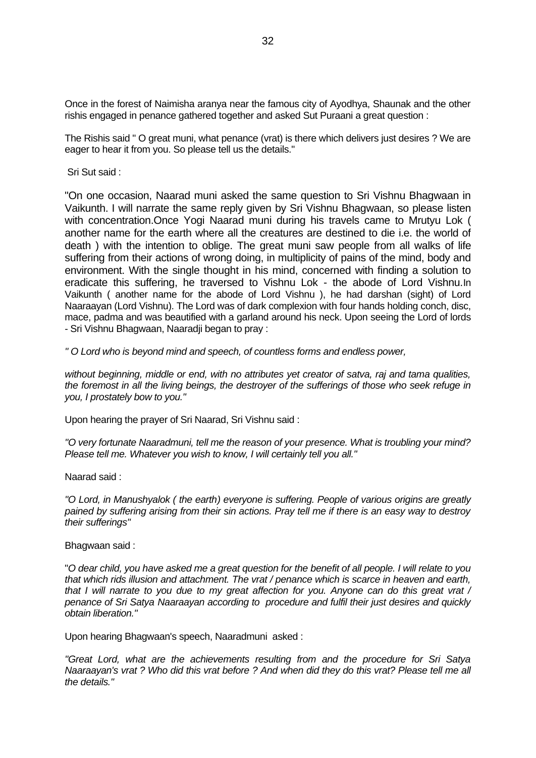Once in the forest of Naimisha aranya near the famous city of Ayodhya, Shaunak and the other rishis engaged in penance gathered together and asked Sut Puraani a great question :

The Rishis said " O great muni, what penance (vrat) is there which delivers just desires ? We are eager to hear it from you. So please tell us the details."

Sri Sut said :

"On one occasion, Naarad muni asked the same question to Sri Vishnu Bhagwaan in Vaikunth. I will narrate the same reply given by Sri Vishnu Bhagwaan, so please listen with concentration.Once Yogi Naarad muni during his travels came to Mrutyu Lok ( another name for the earth where all the creatures are destined to die i.e. the world of death ) with the intention to oblige. The great muni saw people from all walks of life suffering from their actions of wrong doing, in multiplicity of pains of the mind, body and environment. With the single thought in his mind, concerned with finding a solution to eradicate this suffering, he traversed to Vishnu Lok - the abode of Lord Vishnu.In Vaikunth ( another name for the abode of Lord Vishnu ), he had darshan (sight) of Lord Naaraayan (Lord Vishnu). The Lord was of dark complexion with four hands holding conch, disc, mace, padma and was beautified with a garland around his neck. Upon seeing the Lord of lords - Sri Vishnu Bhagwaan, Naaradji began to pray :

*" O Lord who is beyond mind and speech, of countless forms and endless power,*

*without beginning, middle or end, with no attributes yet creator of satva, raj and tama qualities, the foremost in all the living beings, the destroyer of the sufferings of those who seek refuge in you, I prostately bow to you."*

Upon hearing the prayer of Sri Naarad, Sri Vishnu said :

*"O very fortunate Naaradmuni, tell me the reason of your presence. What is troubling your mind? Please tell me. Whatever you wish to know, I will certainly tell you all."*

Naarad said :

*"O Lord, in Manushyalok ( the earth) everyone is suffering. People of various origins are greatly pained by suffering arising from their sin actions. Pray tell me if there is an easy way to destroy their sufferings"*

Bhagwaan said :

"*O dear child, you have asked me a great question for the benefit of all people. I will relate to you that which rids illusion and attachment. The vrat / penance which is scarce in heaven and earth, that I will narrate to you due to my great affection for you. Anyone can do this great vrat / penance of Sri Satya Naaraayan according to procedure and fulfil their just desires and quickly obtain liberation."*

Upon hearing Bhagwaan's speech, Naaradmuni asked :

*"Great Lord, what are the achievements resulting from and the procedure for Sri Satya Naaraayan's vrat ? Who did this vrat before ? And when did they do this vrat? Please tell me all the details."*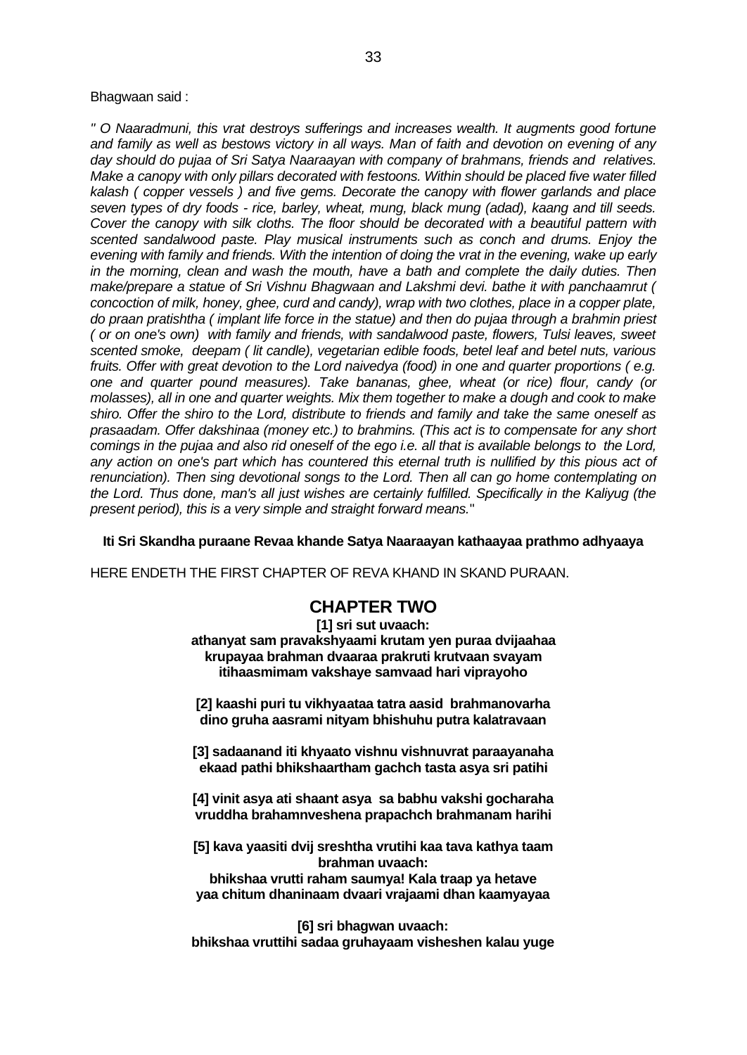Bhagwaan said :

*" O Naaradmuni, this vrat destroys sufferings and increases wealth. It augments good fortune and family as well as bestows victory in all ways. Man of faith and devotion on evening of any day should do pujaa of Sri Satya Naaraayan with company of brahmans, friends and relatives. Make a canopy with only pillars decorated with festoons. Within should be placed five water filled kalash ( copper vessels ) and five gems. Decorate the canopy with flower garlands and place seven types of dry foods - rice, barley, wheat, mung, black mung (adad), kaang and till seeds. Cover the canopy with silk cloths. The floor should be decorated with a beautiful pattern with scented sandalwood paste. Play musical instruments such as conch and drums. Enjoy the evening with family and friends. With the intention of doing the vrat in the evening, wake up early in the morning, clean and wash the mouth, have a bath and complete the daily duties. Then make/prepare a statue of Sri Vishnu Bhagwaan and Lakshmi devi. bathe it with panchaamrut ( concoction of milk, honey, ghee, curd and candy), wrap with two clothes, place in a copper plate, do praan pratishtha ( implant life force in the statue) and then do pujaa through a brahmin priest ( or on one's own) with family and friends, with sandalwood paste, flowers, Tulsi leaves, sweet scented smoke, deepam ( lit candle), vegetarian edible foods, betel leaf and betel nuts, various fruits. Offer with great devotion to the Lord naivedya (food) in one and quarter proportions ( e.g. one and quarter pound measures). Take bananas, ghee, wheat (or rice) flour, candy (or molasses), all in one and quarter weights. Mix them together to make a dough and cook to make shiro. Offer the shiro to the Lord, distribute to friends and family and take the same oneself as prasaadam. Offer dakshinaa (money etc.) to brahmins. (This act is to compensate for any short comings in the pujaa and also rid oneself of the ego i.e. all that is available belongs to the Lord, any action on one's part which has countered this eternal truth is nullified by this pious act of renunciation). Then sing devotional songs to the Lord. Then all can go home contemplating on the Lord. Thus done, man's all just wishes are certainly fulfilled. Specifically in the Kaliyug (the present period), this is a very simple and straight forward means."*

**Iti Sri Skandha puraane Revaa khande Satya Naaraayan kathaayaa prathmo adhyaaya**

HERE ENDETH THE FIRST CHAPTER OF REVA KHAND IN SKAND PURAAN.

## CHAPTER TWO

**[1] sri sut uvaach:**
**athanyat sam pravakshyaami krutam yen puraa dvijaahaa**
**krupayaa brahman dvaaraa prakruti krutvaan svayam**
**itihaasmimam vakshaye samvaad hari viprayoho**

**[2] kaashi puri tu vikhyaataa tatra aasid brahmanovarha**
**dino gruha aasrami nityam bhishuhu putra kalatravaan**

**[3] sadaanand iti khyaato vishnu vishnuvrat paraayanaha**
**ekaad pathi bhikshaartham gachch tasta asya sri patihi**

**[4] vinit asya ati shaant asya sa babhu vakshi gocharaha**
**vruddha brahamnveshena prapachch brahmanam harihi**

**[5] kava yaasiti dvij sreshtha vrutihi kaa tava kathya taam**
**brahman uvaach:**
**bhikshaa vrutti raham saumya! Kala traap ya hetave**
**yaa chitum dhaninaam dvaari vrajaami dhan kaamyayaa**

**[6] sri bhagwan uvaach:**
**bhikshaa vruttihi sadaa gruhayaam visheshen kalau yuge**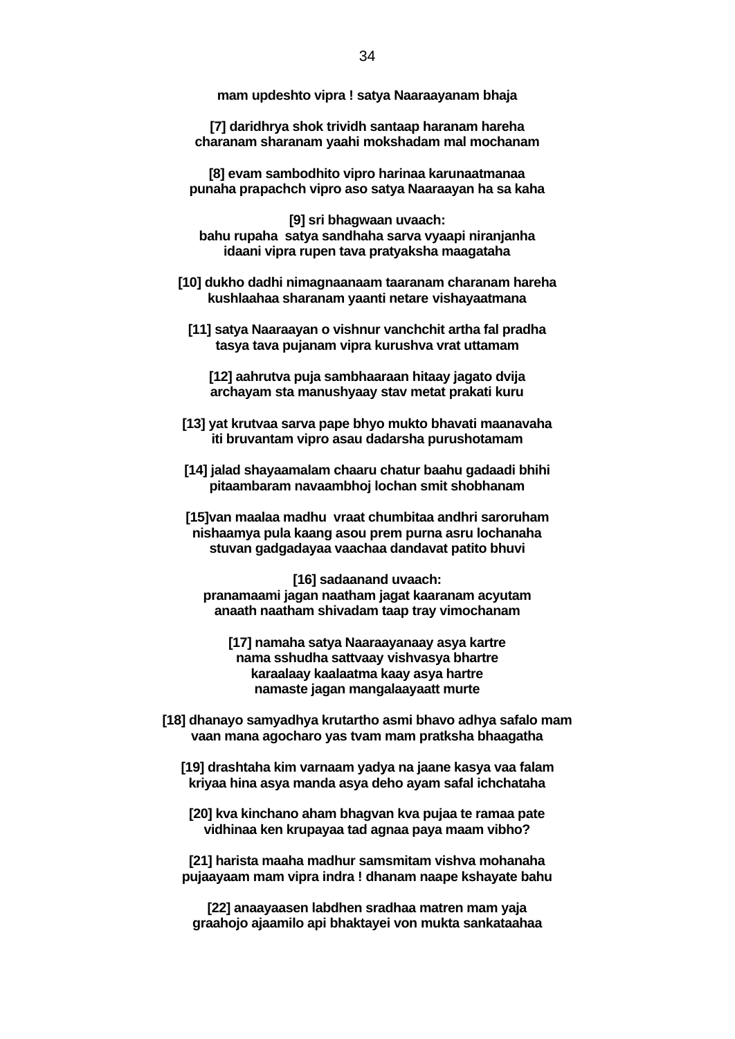**mam updeshto vipra ! satya Naaraayanam bhaja**

**[7] daridhrya shok trividh santaap haranam hareha**
**charanam sharanam yaahi mokshadam mal mochanam**

**[8] evam sambodhito vipro harinaa karunaatmanaa**
**punaha prapachch vipro aso satya Naaraayan ha sa kaha**

**[9] sri bhagwaan uvaach:**
**bahu rupaha satya sandhaha sarva vyaapi niranjanha**
**idaani vipra rupen tava pratyaksha maagataha**

**[10] dukho dadhi nimagnaanaam taaranam charanam hareha**
**kushlaahaa sharanam yaanti netare vishayaatmana**

**[11] satya Naaraayan o vishnur vanchchit artha fal pradha**
**tasya tava pujanam vipra kurushva vrat uttamam**

**[12] aahrutva puja sambhaaraan hitaay jagato dvija**
**archayam sta manushyaay stav metat prakati kuru**

**[13] yat krutvaa sarva pape bhyo mukto bhavati maanavaha**
**iti bruvantam vipro asau dadarsha purushotamam**

**[14] jalad shayaamalam chaaru chatur baahu gadaadi bhihi**
**pitaambaram navaambhoj lochan smit shobhanam**

**[15]van maalaa madhu vraat chumbitaa andhri saroruham**
**nishaamya pula kaang asou prem purna asru lochanaha**
**stuvan gadgadayaa vaachaa dandavat patito bhuvi**

**[16] sadaanand uvaach:**
**pranamaami jagan naatham jagat kaaranam acyutam**
**anaath naatham shivadam taap tray vimochanam**

**[17] namaha satya Naaraayanaay asya kartre**
**nama sshudha sattvaay vishvasya bhartre**
**karaalaay kaalaatma kaay asya hartre**
**namaste jagan mangalaayaatt murte**

**[18] dhanayo samyadhya krutartho asmi bhavo adhya safalo mam**
**vaan mana agocharo yas tvam mam pratksha bhaagatha**

**[19] drashtaha kim varnaam yadya na jaane kasya vaa falam**
**kriyaa hina asya manda asya deho ayam safal ichchataha**

**[20] kva kinchano aham bhagvan kva pujaa te ramaa pate**
**vidhinaa ken krupayaa tad agnaa paya maam vibho?**

**[21] harista maaha madhur samsmitam vishva mohanaha**
**pujaayaam mam vipra indra ! dhanam naape kshayate bahu**

**[22] anaayaasen labdhen sradhaa matren mam yaja**
**graahojo ajaamilo api bhaktayei von mukta sankataahaa**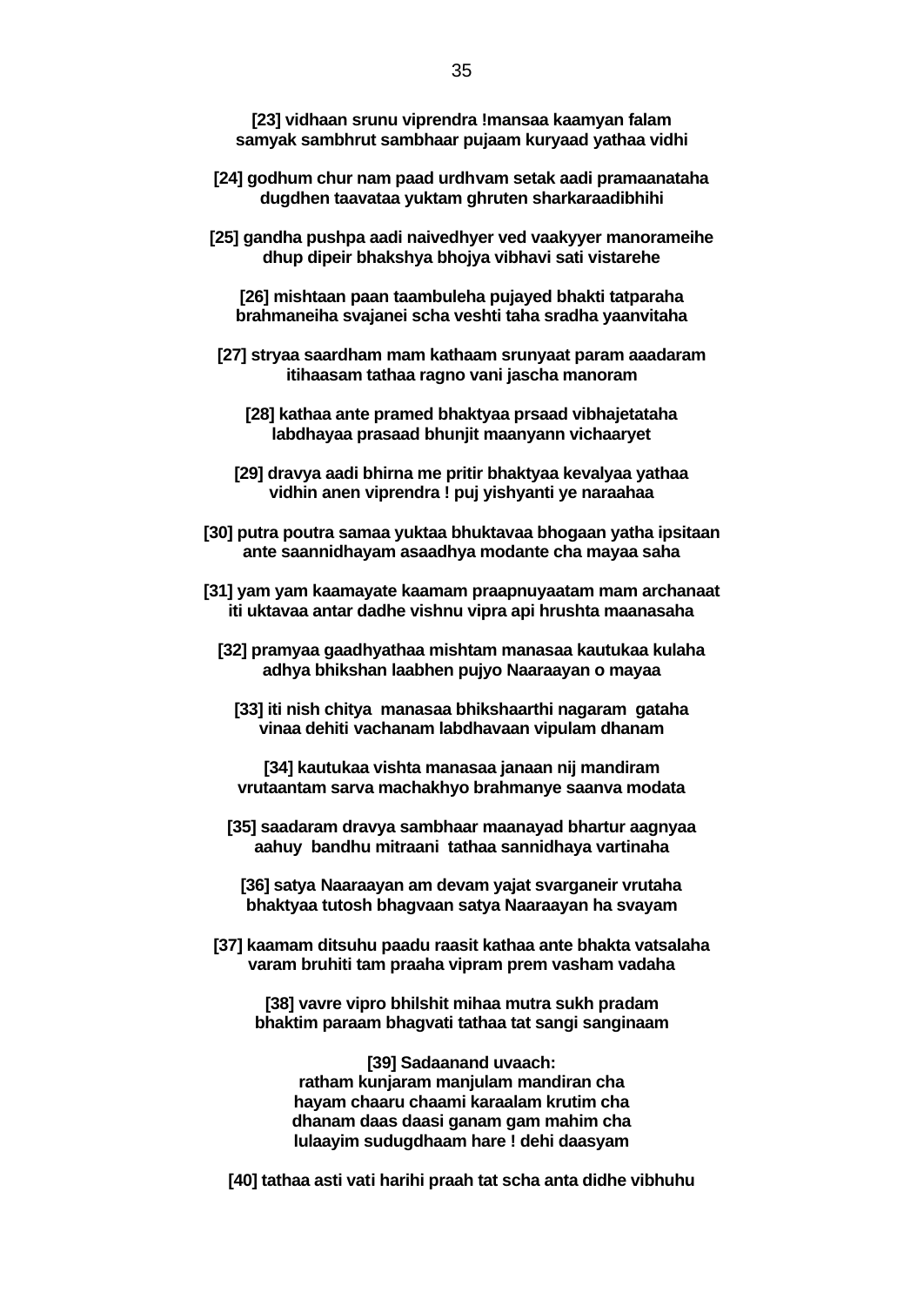**[23] vidhaan srunu viprendra !mansaa kaamyan falam**
**samyak sambhrut sambhaar pujaam kuryaad yatha vidhi**

**[24] godhum chur nam paad urdhvam setak aadi pramaanataha**
**dugdhen taavataa yuktam ghruten sharkaraadibhihi**

**[25] gandha pushpa aadi naivedhyer ved vaakyyer manorameihe**
**dhup dipeir bhakshya bhojya vibhavi sati vistarehe**

**[26] mishtaan paan taambuleha pujayed bhakti tatparaha**
**brahmaneiha svajanei scha veshti taha sradha yaanvitaha**

**[27] stryaa saardham mam kathaam srunyaat param aaadaram**
**itihaasam tathaa ragno vani jascha manoram**

**[28] kathaa ante pramed bhaktyaa prsaad vibhajetataha**
**labdhayaa prasaad bhunjit maanyann vichaaryet**

**[29] dravya aadi bhirna me pritir bhaktyaa kevalyaa yathaa**
**vidhin anen viprendra ! puj yishyanti ye naraahaa**

**[30] putra poutra samaa yuktaa bhuktavaa bhogaan yatha ipsitaan**
**ante saannidhayam asaadhya modante cha mayaa saha**

**[31] yam yam kaamayate kaamam praapnuyaatam mam archanaat**
**iti uktavaa antar dadhe vishnu vipra api hrushta maanasaha**

**[32] pramyaa gaadhyathaa mishtam manasaa kautukaa kulaha**
**adhya bhikshan laabhen pujyo Naaraayan o mayaa**

**[33] iti nish chitya  manasaa bhikshaarthi nagaram  gataha**
**vinaa dehiti vachanam labdhavaan vipulam dhanam**

**[34] kautukaa vishta manasaa janaan nij mandiram**
**vrutaantam sarva machakhyo brahmanye saanva modata**

**[35] saadaram dravya sambhaar maanayad bhartur aagnyaa**
**aahuy  bandhu mitraani  tathaa sannidhaya vartinaha**

**[36] satya Naaraayan am devam yajat svarganeir vrutaha**
**bhaktyaa tutosh bhagvaan satya Naaraayan ha svayam**

**[37] kaamam ditsuhu paadu raasit kathaa ante bhakta vatsalaha**
**varam bruhiti tam praaha vipram prem vasham vadaha**

**[38] vavre vipro bhilshit mihaa mutra sukh pradam**
**bhaktim paraam bhagvati tathaa tat sangi sanginaam**

**[39] Sadaanand uvaach:**
**ratham kunjaram manjulam mandiran cha**
**hayam chaaru chaami karaalam krutim cha**
**dhanam daas daasi ganam gam mahim cha**
**lulaayim sudugdhaam hare ! dehi daasyam**

**[40] tathaa asti vati harihi praah tat scha anta didhe vibhuhu**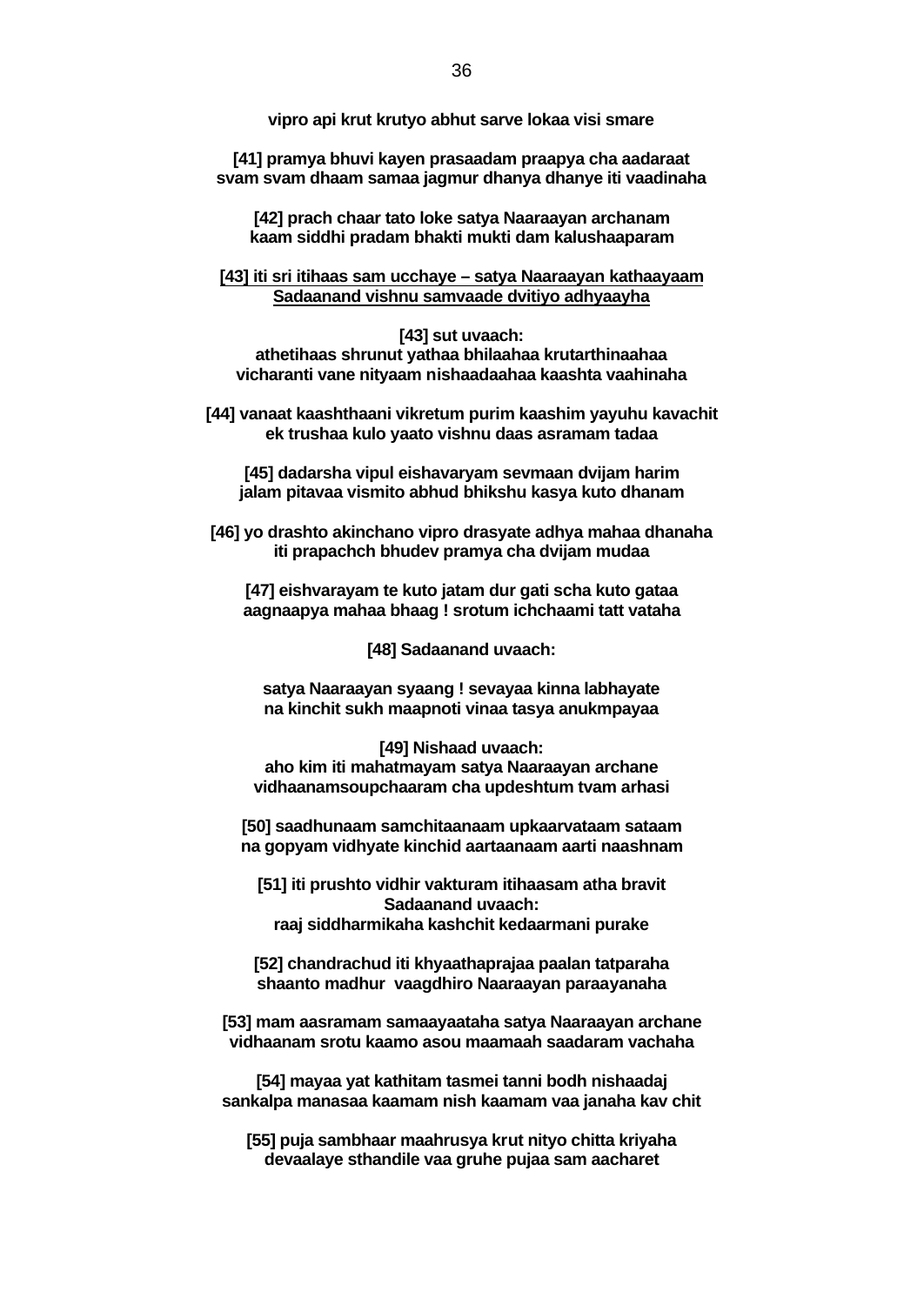**vipro api krut krutyo abhut sarve lokaa visi smare**

**[41] pramya bhuvi kayen prasaadam praapya cha aadaraat svam svam dhaam samaa jagmur dhanya dhanye iti vaadinaha**

**[42] prach chaar tato loke satya Naaraayan archanam kaam siddhi pradam bhakti mukti dam kalushaaparam**

**[43] iti sri itihaas sam ucchaye – satya Naaraayan kathaayaam Sadaanand vishnu samvaade dvitiyo adhyaayha**

**[43] sut uvaach:**
**athetihaas shrunut yathaa bhilaahaa krutarthinaahaa vicharanti vane nityaam nishaadaahaa kaashta vaahinaha**

**[44] vanaat kaashthaani vikretum purim kaashim yayuhu kavachit ek trushaa kulo yaato vishnu daas asramam tadaa**

**[45] dadarsha vipul eishavaryam sevmaan dvijam harim jalam pitavaa vismito abhud bhikshu kasya kuto dhanam**

**[46] yo drashto akinchano vipro drasyate adhya mahaa dhanaha iti prapachch bhudev pramya cha dvijam mudaa**

**[47] eishvarayam te kuto jatam dur gati scha kuto gataa aagnaapya mahaa bhaag ! srotum ichchaami tatt vataha**

**[48] Sadaanand uvaach:**

**satya Naaraayan syaang ! sevayaa kinna labhayate na kinchit sukh maapnoti vinaa tasya anukmpayaa**

**[49] Nishaad uvaach:**
**aho kim iti mahatmayam satya Naaraayan archane vidhaanamsoupchaaram cha updeshtum tvam arhasi**

**[50] saadhunaam samchitaanaam upkaarvataam sataam na gopyam vidhyate kinchid aartaanaam aarti naashnam**

**[51] iti prushto vidhir vakturam itihaasam atha bravit**
**Sadaanand uvaach:**
**raaj siddharmikaha kashchit kedaarmani purake**

**[52] chandrachud iti khyaathaprajaa paalan tatparaha shaanto madhur vaagdhiro Naaraayan paraayanaha**

**[53] mam aasramam samaayaataha satya Naaraayan archane vidhaanam srotu kaamo asou maamaah saadaram vachaha**

**[54] mayaa yat kathitam tasmei tanni bodh nishaadaj sankalpa manasaa kaamam nish kaamam vaa janaha kav chit**

**[55] puja sambhaar maahrusya krut nityo chitta kriyaha devaalaye sthandile vaa gruhe pujaa sam aacharet**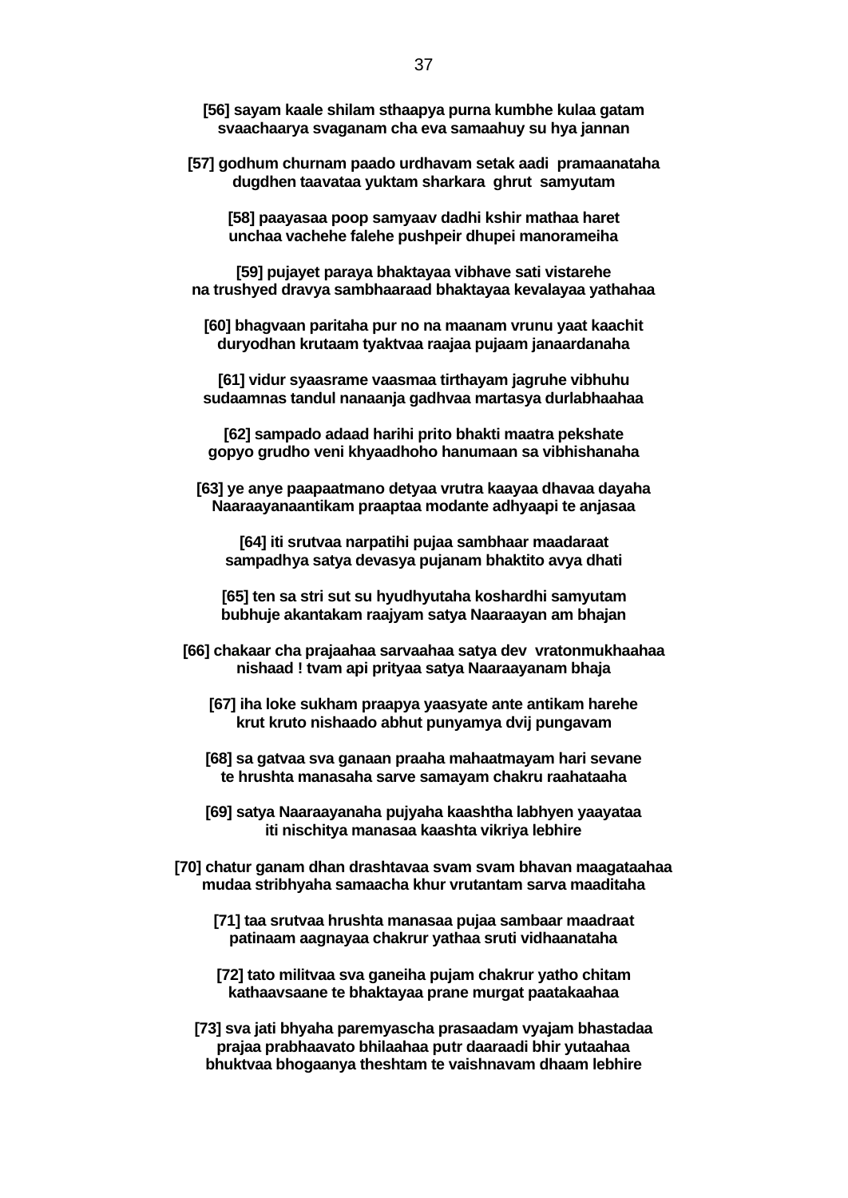**[56] sayam kaale shilam sthaapya purna kumbhe kulaa gatam**
**svaachaarya svaganam cha eva samaahuy su hya jannan**

**[57] godhum churnam paado urdhavam setak aadi  pramaanataha**
**dugdhen taavataa yuktam sharkara  ghrut  samyutam**

**[58] paayasaa poop samyaav dadhi kshir mathaa haret**
**unchaa vachehe falehe pushpeir dhupei manorameiha**

**[59] pujayet paraya bhaktayaa vibhave sati vistarehe**
**na trushyed dravya sambhaaraad bhaktayaa kevalayaa yathahaa**

**[60] bhagvaan paritaha pur no na maanam vrunu yaat kaachit**
**duryodhan krutaam tyaktvaa raajaa pujaam janaardanaha**

**[61] vidur syaasrame vaasmaa tirthayam jagruhe vibhuhu**
**sudaamnas tandul nanaanja gadhvaa martasya durlabhaahaa**

**[62] sampado adaad harihi prito bhakti maatra pekshate**
**gopyo grudho veni khyaadhoho hanumaan sa vibhishanaha**

**[63] ye anye paapaatmano detyaa vrutra kaayaa dhavaa dayaha**
**Naaraayanaantikam praaptaa modante adhyaapi te anjasaa**

**[64] iti srutvaa narpatihi pujaa sambhaar maadaraat**
**sampadhya satya devasya pujanam bhaktito avya dhati**

**[65] ten sa stri sut su hyudhyutaha koshardhi samyutam**
**bubhuje akantakam raajyam satya Naaraayan am bhajan**

**[66] chakaar cha prajaahaa sarvaahaa satya dev  vratonmukhaahaa**
**nishaad ! tvam api prityaa satya Naaraayanam bhaja**

**[67] iha loke sukham praapya yaasyate ante antikam harehe**
**krut kruto nishaado abhut punyamya dvij pungavam**

**[68] sa gatvaa sva ganaan praaha mahaatmayam hari sevane**
**te hrushta manasaha sarve samayam chakru raahataaha**

**[69] satya Naaraayanaha pujyaha kaashtha labhyen yaayataa**
**iti nischitya manasaa kaashta vikriya lebhire**

**[70] chatur ganam dhan drashtavaa svam svam bhavan maagataahaa**
**mudaa stribhyaha samaacha khur vrutantam sarva maaditaha**

**[71] taa srutvaa hrushta manasaa pujaa sambaar maadraat**
**patinaam aagnayaa chakrur yathaa sruti vidhaanataha**

**[72] tato militvaa sva ganeiha pujam chakrur yatho chitam**
**kathaavsaane te bhaktayaa prane murgat paatakaahaa**

**[73] sva jati bhyaha paremyascha prasaadam vyajam bhastadaa**
**prajaa prabhaavato bhilaahaa putr daaraadi bhir yutaahaa**
**bhuktvaa bhogaanya theshtam te vaishnavam dhaam lebhire**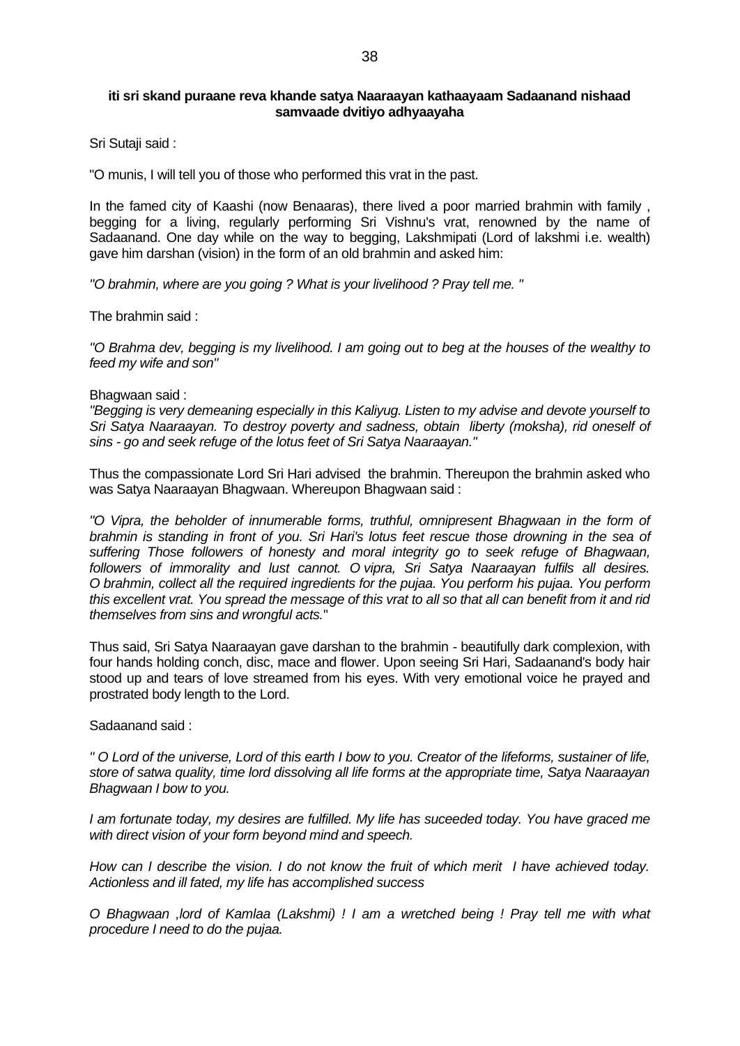**iti sri skand puraane reva khande satya Naaraayan kathaayaam Sadaanand nishaad samvaade dvitiyo adhyaayaha**

Sri Sutaji said :

"O munis, I will tell you of those who performed this vrat in the past.

In the famed city of Kaashi (now Benaaras), there lived a poor married brahmin with family , begging for a living, regularly performing Sri Vishnu's vrat, renowned by the name of Sadaanand. One day while on the way to begging, Lakshmipati (Lord of lakshmi i.e. wealth) gave him darshan (vision) in the form of an old brahmin and asked him:

*"O brahmin, where are you going ? What is your livelihood ? Pray tell me. "*

The brahmin said :

*"O Brahma dev, begging is my livelihood. I am going out to beg at the houses of the wealthy to feed my wife and son"*

Bhagwaan said :
*"Begging is very demeaning especially in this Kaliyug. Listen to my advise and devote yourself to Sri Satya Naaraayan. To destroy poverty and sadness, obtain liberty (moksha), rid oneself of sins - go and seek refuge of the lotus feet of Sri Satya Naaraayan."*

Thus the compassionate Lord Sri Hari advised the brahmin. Thereupon the brahmin asked who was Satya Naaraayan Bhagwaan. Whereupon Bhagwaan said :

*"O Vipra, the beholder of innumerable forms, truthful, omnipresent Bhagwaan in the form of brahmin is standing in front of you. Sri Hari's lotus feet rescue those drowning in the sea of suffering Those followers of honesty and moral integrity go to seek refuge of Bhagwaan, followers of immorality and lust cannot. O vipra, Sri Satya Naaraayan fulfils all desires. O brahmin, collect all the required ingredients for the pujaa. You perform his pujaa. You perform this excellent vrat. You spread the message of this vrat to all so that all can benefit from it and rid themselves from sins and wrongful acts.*"

Thus said, Sri Satya Naaraayan gave darshan to the brahmin - beautifully dark complexion, with four hands holding conch, disc, mace and flower. Upon seeing Sri Hari, Sadaanand's body hair stood up and tears of love streamed from his eyes. With very emotional voice he prayed and prostrated body length to the Lord.

Sadaanand said :

*" O Lord of the universe, Lord of this earth I bow to you. Creator of the lifeforms, sustainer of life, store of satwa quality, time lord dissolving all life forms at the appropriate time, Satya Naaraayan Bhagwaan I bow to you.*

*I am fortunate today, my desires are fulfilled. My life has suceeded today. You have graced me with direct vision of your form beyond mind and speech.*

*How can I describe the vision. I do not know the fruit of which merit I have achieved today. Actionless and ill fated, my life has accomplished success*

*O Bhagwaan ,lord of Kamlaa (Lakshmi) ! I am a wretched being ! Pray tell me with what procedure I need to do the pujaa.*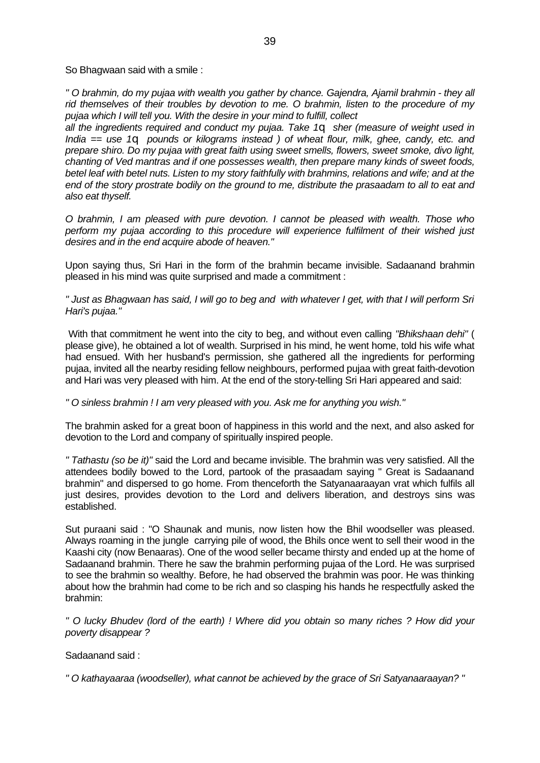So Bhagwaan said with a smile :

*" O brahmin, do my pujaa with wealth you gather by chance. Gajendra, Ajamil brahmin - they all rid themselves of their troubles by devotion to me. O brahmin, listen to the procedure of my pujaa which I will tell you. With the desire in your mind to fulfill, collect all the ingredients required and conduct my pujaa. Take 1q sher (measure of weight used in India == use 1q pounds or kilograms instead ) of wheat flour, milk, ghee, candy, etc. and prepare shiro. Do my pujaa with great faith using sweet smells, flowers, sweet smoke, divo light, chanting of Ved mantras and if one possesses wealth, then prepare many kinds of sweet foods, betel leaf with betel nuts. Listen to my story faithfully with brahmins, relations and wife; and at the end of the story prostrate bodily on the ground to me, distribute the prasaadam to all to eat and also eat thyself.*

*O brahmin, I am pleased with pure devotion. I cannot be pleased with wealth. Those who perform my pujaa according to this procedure will experience fulfilment of their wished just desires and in the end acquire abode of heaven."*

Upon saying thus, Sri Hari in the form of the brahmin became invisible. Sadaanand brahmin pleased in his mind was quite surprised and made a commitment :

*" Just as Bhagwaan has said, I will go to beg and with whatever I get, with that I will perform Sri Hari's pujaa."*

With that commitment he went into the city to beg, and without even calling *"Bhikshaan dehi"* ( please give), he obtained a lot of wealth. Surprised in his mind, he went home, told his wife what had ensued. With her husband's permission, she gathered all the ingredients for performing pujaa, invited all the nearby residing fellow neighbours, performed pujaa with great faith-devotion and Hari was very pleased with him. At the end of the story-telling Sri Hari appeared and said:

*" O sinless brahmin ! I am very pleased with you. Ask me for anything you wish."*

The brahmin asked for a great boon of happiness in this world and the next, and also asked for devotion to the Lord and company of spiritually inspired people.

*" Tathastu (so be it)"* said the Lord and became invisible. The brahmin was very satisfied. All the attendees bodily bowed to the Lord, partook of the prasaadam saying " Great is Sadaanand brahmin" and dispersed to go home. From thenceforth the Satyanaaraayan vrat which fulfils all just desires, provides devotion to the Lord and delivers liberation, and destroys sins was established.

Sut puraani said : "O Shaunak and munis, now listen how the Bhil woodseller was pleased. Always roaming in the jungle carrying pile of wood, the Bhils once went to sell their wood in the Kaashi city (now Benaaras). One of the wood seller became thirsty and ended up at the home of Sadaanand brahmin. There he saw the brahmin performing pujaa of the Lord. He was surprised to see the brahmin so wealthy. Before, he had observed the brahmin was poor. He was thinking about how the brahmin had come to be rich and so clasping his hands he respectfully asked the brahmin:

*" O lucky Bhudev (lord of the earth) ! Where did you obtain so many riches ? How did your poverty disappear ?*

Sadaanand said :

*" O kathayaaraa (woodseller), what cannot be achieved by the grace of Sri Satyanaaraayan? "*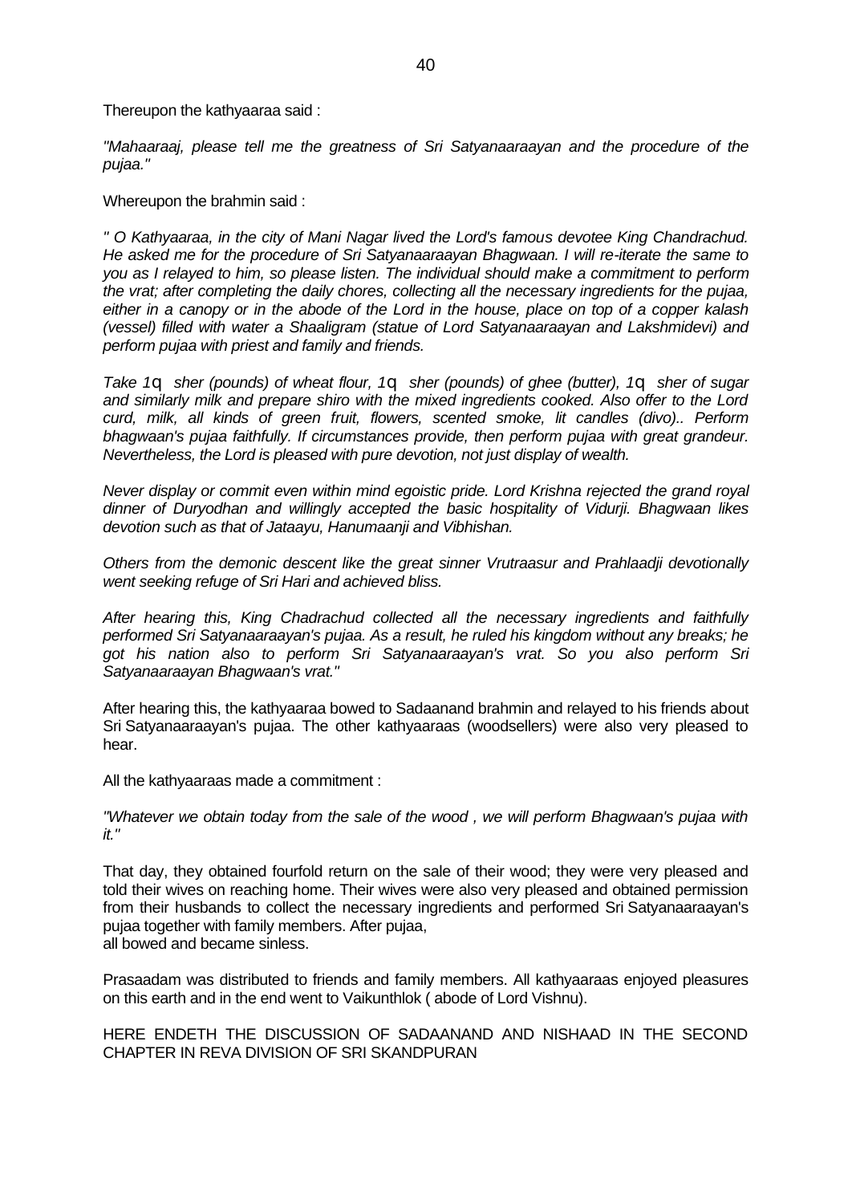Thereupon the kathyaaraa said :

*"Mahaaraaj, please tell me the greatness of Sri Satyanaaraayan and the procedure of the pujaa."*

Whereupon the brahmin said :

*" O Kathyaaraa, in the city of Mani Nagar lived the Lord's famous devotee King Chandrachud. He asked me for the procedure of Sri Satyanaaraayan Bhagwaan. I will re-iterate the same to you as I relayed to him, so please listen. The individual should make a commitment to perform the vrat; after completing the daily chores, collecting all the necessary ingredients for the pujaa, either in a canopy or in the abode of the Lord in the house, place on top of a copper kalash (vessel) filled with water a Shaaligram (statue of Lord Satyanaaraayan and Lakshmidevi) and perform pujaa with priest and family and friends.*

*Take 1q sher (pounds) of wheat flour, 1q sher (pounds) of ghee (butter), 1q sher of sugar and similarly milk and prepare shiro with the mixed ingredients cooked. Also offer to the Lord curd, milk, all kinds of green fruit, flowers, scented smoke, lit candles (divo).. Perform bhagwaan's pujaa faithfully. If circumstances provide, then perform pujaa with great grandeur. Nevertheless, the Lord is pleased with pure devotion, not just display of wealth.*

*Never display or commit even within mind egoistic pride. Lord Krishna rejected the grand royal dinner of Duryodhan and willingly accepted the basic hospitality of Vidurji. Bhagwaan likes devotion such as that of Jataayu, Hanumaanji and Vibhishan.*

*Others from the demonic descent like the great sinner Vrutraasur and Prahlaadji devotionally went seeking refuge of Sri Hari and achieved bliss.*

*After hearing this, King Chadrachud collected all the necessary ingredients and faithfully performed Sri Satyanaaraayan's pujaa. As a result, he ruled his kingdom without any breaks; he got his nation also to perform Sri Satyanaaraayan's vrat. So you also perform Sri Satyanaaraayan Bhagwaan's vrat."*

After hearing this, the kathyaaraa bowed to Sadaanand brahmin and relayed to his friends about Sri Satyanaaraayan's pujaa. The other kathyaaraas (woodsellers) were also very pleased to hear.

All the kathyaaraas made a commitment :

*"Whatever we obtain today from the sale of the wood , we will perform Bhagwaan's pujaa with it."*

That day, they obtained fourfold return on the sale of their wood; they were very pleased and told their wives on reaching home. Their wives were also very pleased and obtained permission from their husbands to collect the necessary ingredients and performed Sri Satyanaaraayan's pujaa together with family members. After pujaa,
all bowed and became sinless.

Prasaadam was distributed to friends and family members. All kathyaaraas enjoyed pleasures on this earth and in the end went to Vaikunthlok ( abode of Lord Vishnu).

HERE ENDETH THE DISCUSSION OF SADAANAND AND NISHAAD IN THE SECOND CHAPTER IN REVA DIVISION OF SRI SKANDPURAN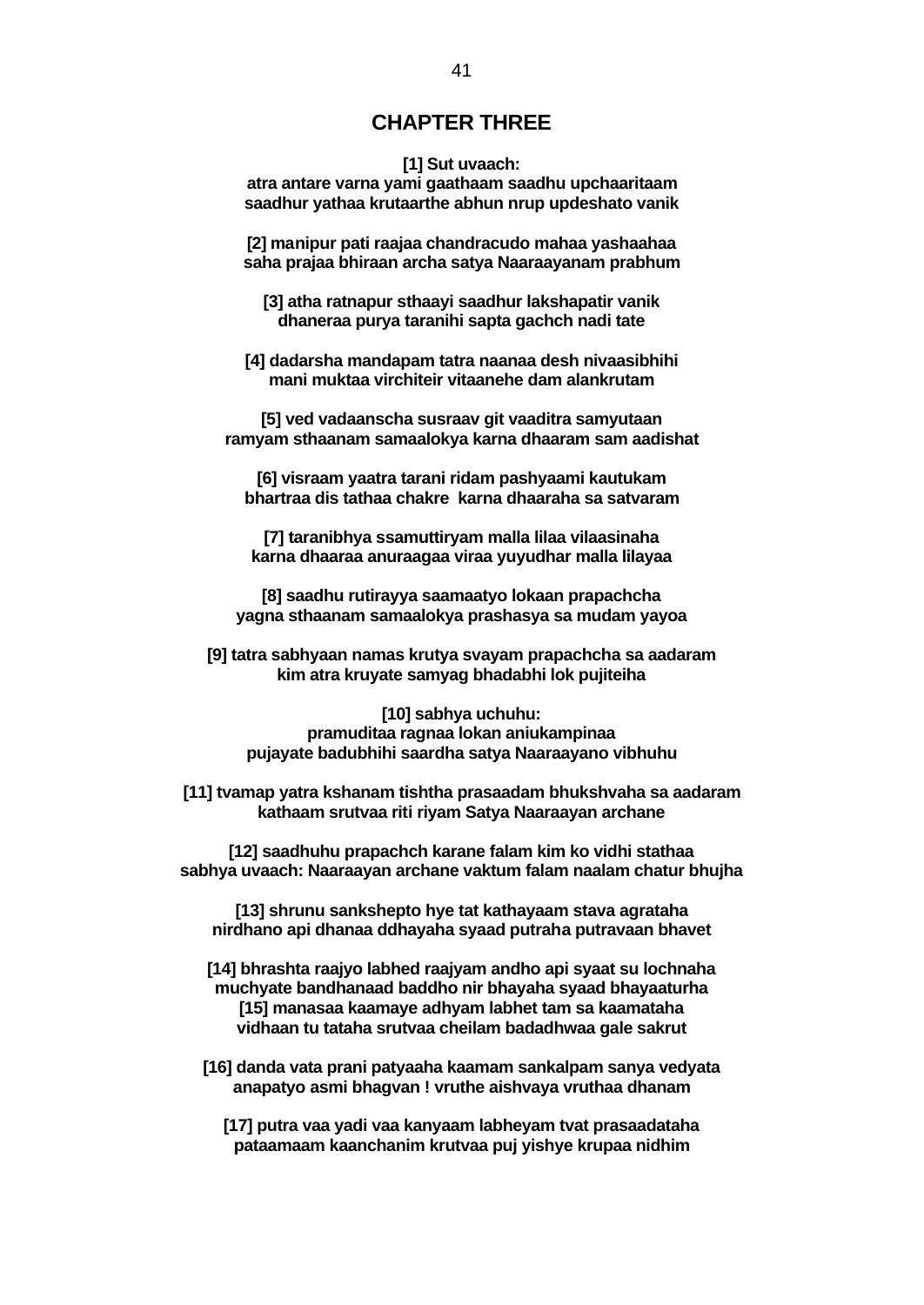# CHAPTER THREE

**[1] Sut uvaach:**
**atra antare varna yami gaathaam saadhu upchaaritaam**
**saadhur yathaa krutaarthe abhun nrup updeshato vanik**

**[2] manipur pati raajaa chandracudo mahaa yashaahaa**
**saha prajaa bhiraan archa satya Naaraayanam prabhum**

**[3] atha ratnapur sthaayi saadhur lakshapatir vanik**
**dhaneraa purya taranihi sapta gachch nadi tate**

**[4] dadarsha mandapam tatra naanaa desh nivaasibhihi**
**mani muktaa virchiteir vitaanehe dam alankrutam**

**[5] ved vadaanscha susraav git vaaditra samyutaan**
**ramyam sthaanam samaalokya karna dhaaram sam aadishat**

**[6] visraam yaatra tarani ridam pashyaami kautukam**
**bhartraa dis tathaa chakre karna dhaaraha sa satvaram**

**[7] taranibhya ssamuttiryam malla lilaa vilaasinaha**
**karna dhaaraa anuraagaa viraa yuyudhar malla lilayaa**

**[8] saadhu rutirayya saamaatyo lokaan prapachcha**
**yagna sthaanam samaalokya prashasya sa mudam yayoa**

**[9] tatra sabhyaan namas krutya svayam prapachcha sa aadaram**
**kim atra kruyate samyag bhadabhi lok pujiteiha**

**[10] sabhya uchuhu:**
**pramuditaa ragnaa lokan aniukampinaa**
**pujayate badubhihi saardha satya Naaraayano vibhuhu**

**[11] tvamap yatra kshanam tishtha prasaadam bhukshvaha sa aadaram**
**kathaam srutvaa riti riyam Satya Naaraayan archane**

**[12] saadhuhu prapachch karane falam kim ko vidhi stathaa**
**sabhya uvaach: Naaraayan archane vaktum falam naalam chatur bhujha**

**[13] shrunu sankshepto hye tat kathayaam stava agrataha**
**nirdhano api dhanaa ddhayaha syaad putraha putravaan bhavet**

**[14] bhrashta raajyo labhed raajyam andho api syaat su lochnaha**
**muchyate bandhanaad baddho nir bhayaha syaad bhayaaturha**
**[15] manasaa kaamaye adhyam labhet tam sa kaamataha**
**vidhaan tu tataha srutvaa cheilam badadhwaa gale sakrut**

**[16] danda vata prani patyaaha kaamam sankalpam sanya vedyata**
**anapatyo asmi bhagvan ! vruthe aishvaya vruthaa dhanam**

**[17] putra vaa yadi vaa kanyaam labheyam tvat prasaadataha**
**pataamaam kaanchanim krutvaa puj yishye krupaa nidhim**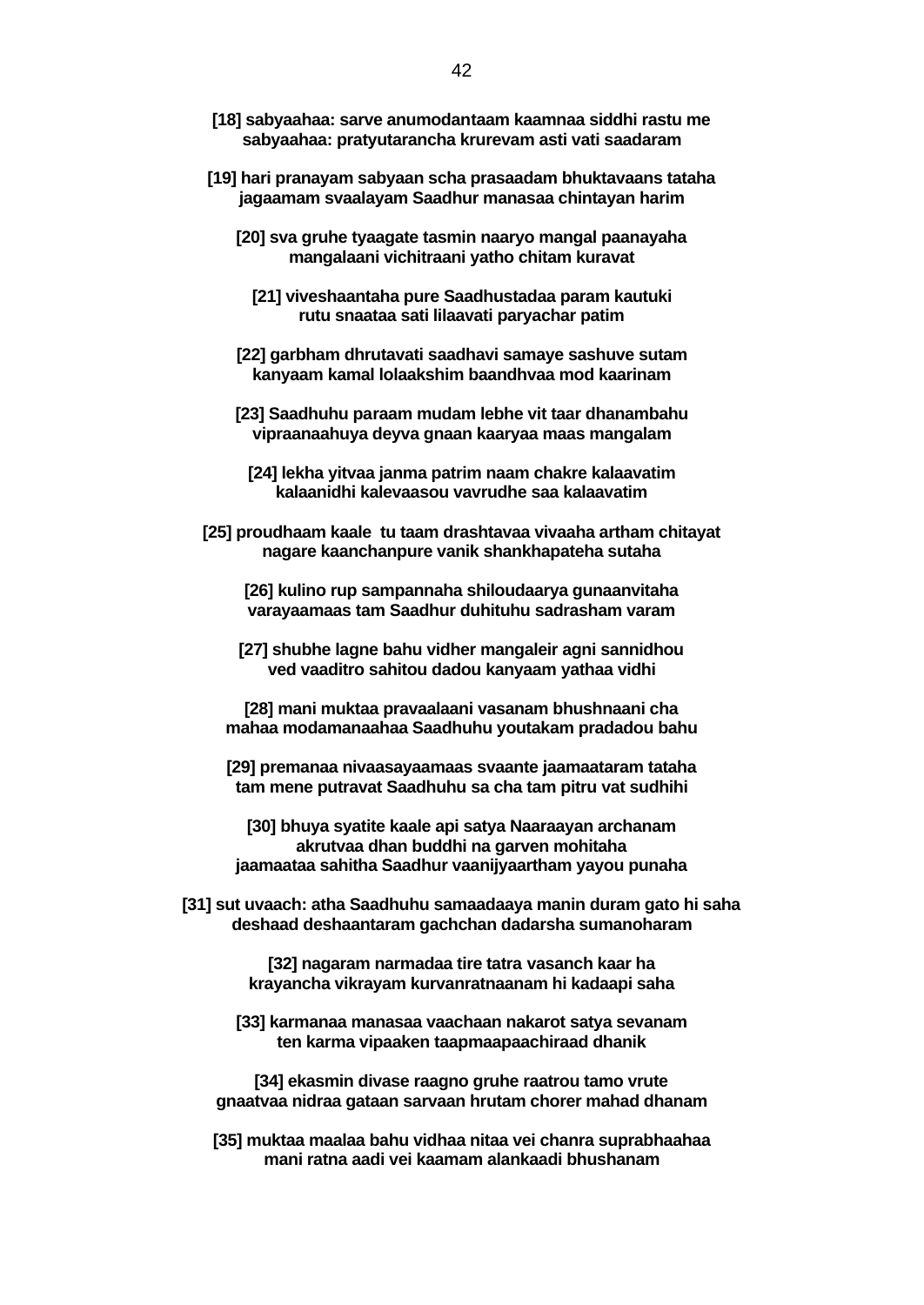**[18] sabyaahaa: sarve anumodantaam kaamnaa siddhi rastu me**
**sabyaahaa: pratyutarancha krurevam asti vati saadaram**

**[19] hari pranayam sabyaan scha prasaadam bhuktavaans tataha**
**jagaamam svaalayam Saadhur manasaa chintayan harim**

**[20] sva gruhe tyaagate tasmin naaryo mangal paanayaha**
**mangalaani vichitraani yatho chitam kuravat**

**[21] viveshaantaha pure Saadhustadaa param kautuki**
**rutu snaataa sati lilaavati paryachar patim**

**[22] garbham dhrutavati saadhavi samaye sashuve sutam**
**kanyaam kamal lolaakshim baandhvaa mod kaarinam**

**[23] Saadhuhu paraam mudam lebhe vit taar dhanambahu**
**vipraanaahuya deyva gnaan kaaryaa maas mangalam**

**[24] lekha yitvaa janma patrim naam chakre kalaavatim**
**kalaanidhi kalevaasou vavrudhe saa kalaavatim**

**[25] proudhaam kaale tu taam drashtavaa vivaaha artham chitayat**
**nagare kaanchanpure vanik shankhapateha sutaha**

**[26] kulino rup sampannaha shiloudaarya gunaanvitaha**
**varayaamaas tam Saadhur duhituhu sadrasham varam**

**[27] shubhe lagne bahu vidher mangaleir agni sannidhou**
**ved vaaditro sahitou dadou kanyaam yathaa vidhi**

**[28] mani muktaa pravaalaani vasanam bhushnaani cha**
**mahaa modamanaahaa Saadhuhu youtakam pradadou bahu**

**[29] premanaa nivaasayaamaas svaante jaamaataram tataha**
**tam mene putravat Saadhuhu sa cha tam pitru vat sudhihi**

**[30] bhuya syatite kaale api satya Naaraayan archanam**
**akrutvaa dhan buddhi na garven mohitaha**
**jaamaataa sahitha Saadhur vaanijyaartham yayou punaha**

**[31] sut uvaach: atha Saadhuhu samaadaaya manin duram gato hi saha**
**deshaad deshaantaram gachchan dadarsha sumanoharam**

**[32] nagaram narmadaa tire tatra vasanch kaar ha**
**krayancha vikrayam kurvanratnaanam hi kadaapi saha**

**[33] karmanaa manasaa vaachaan nakarot satya sevanam**
**ten karma vipaaken taapmaapaachiraad dhanik**

**[34] ekasmin divase raagno gruhe raatrou tamo vrute**
**gnaatvaa nidraa gataan sarvaan hrutam chorer mahad dhanam**

**[35] muktaa maalaa bahu vidhaa nitaa vei chanra suprabhaahaa**
**mani ratna aadi vei kaamam alankaadi bhushanam**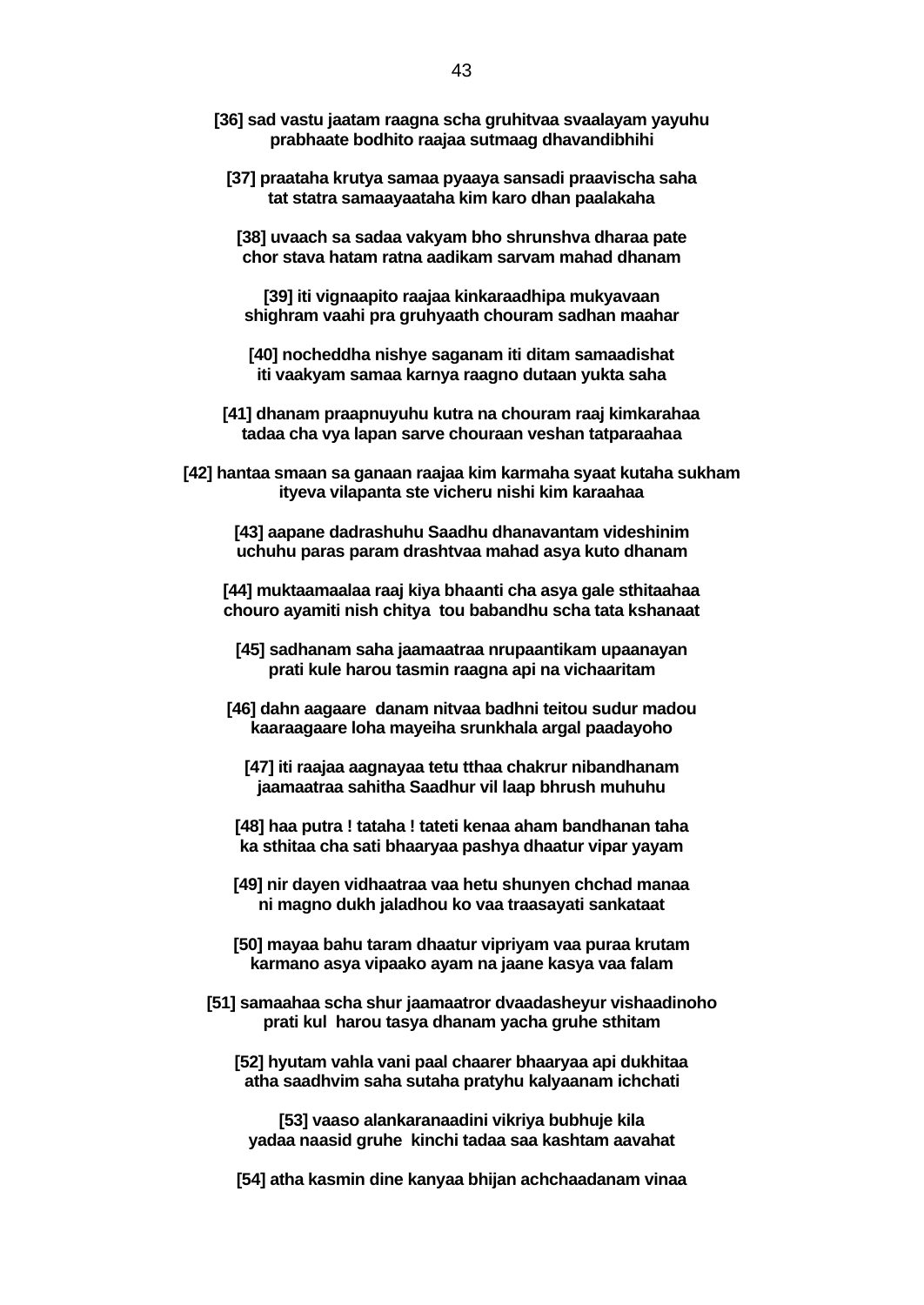**[36] sad vastu jaatam raagna scha gruhitvaa svaalayam yayuhu**
**prabhaate bodhito raajaa sutmaag dhavandibhihi**

**[37] praataha krutya samaa pyaaya sansadi praavischa saha**
**tat statra samaayaataha kim karo dhan paalakaha**

**[38] uvaach sa sadaa vakyam bho shrunshva dharaa pate**
**chor stava hatam ratna aadikam sarvam mahad dhanam**

**[39] iti vignaapito raajaa kinkaraadhipa mukyavaan**
**shighram vaahi pra gruhyaath chouram sadhan maahar**

**[40] nocheddha nishye saganam iti ditam samaadishat**
**iti vaakyam samaa karnya raagno dutaan yukta saha**

**[41] dhanam praapnuyuhu kutra na chouram raaj kimkarahaa**
**tadaa cha vya lapan sarve chouraan veshan tatparaahaa**

**[42] hantaa smaan sa ganaan raajaa kim karmaha syaat kutaha sukham**
**ityeva vilapanta ste vicheru nishi kim karaahaa**

**[43] aapane dadrashuhu Saadhu dhanavantam videshinim**
**uchuhu paras param drashtvaa mahad asya kuto dhanam**

**[44] muktaamaalaa raaj kiya bhaanti cha asya gale sthitaahaa**
**chouro ayamiti nish chitya  tou babandhu scha tata kshanaat**

**[45] sadhanam saha jaamaatraa nrupaantikam upaanayan**
**prati kule harou tasmin raagna api na vichaaritam**

**[46] dahn aagaare  danam nitvaa badhni teitou sudur madou**
**kaaraagaare loha mayeiha srunkhala argal paadayoho**

**[47] iti raajaa aagnayaa tetu tthaa chakrur nibandhanam**
**jaamaatraa sahitha Saadhur vil laap bhrush muhuhu**

**[48] haa putra ! tataha ! tateti kenaa aham bandhanan taha**
**ka sthitaa cha sati bhaaryaa pashya dhaatur vipar yayam**

**[49] nir dayen vidhaatraa vaa hetu shunyen chchad manaa**
**ni magno dukh jaladhou ko vaa traasayati sankataat**

**[50] mayaa bahu taram dhaatur vipriyam vaa puraa krutam**
**karmano asya vipaako ayam na jaane kasya vaa falam**

**[51] samaahaa scha shur jaamaatror dvaadasheyur vishaadinoho**
**prati kul  harou tasya dhanam yacha gruhe sthitam**

**[52] hyutam vahla vani paal chaarer bhaaryaa api dukhitaa**
**atha saadhvim saha sutaha pratyhu kalyaanam ichchati**

**[53] vaaso alankaranaadini vikriya bubhuje kila**
**yadaa naasid gruhe  kinchi tadaa saa kashtam aavahat**

**[54] atha kasmin dine kanyaa bhijan achchaadanam vinaa**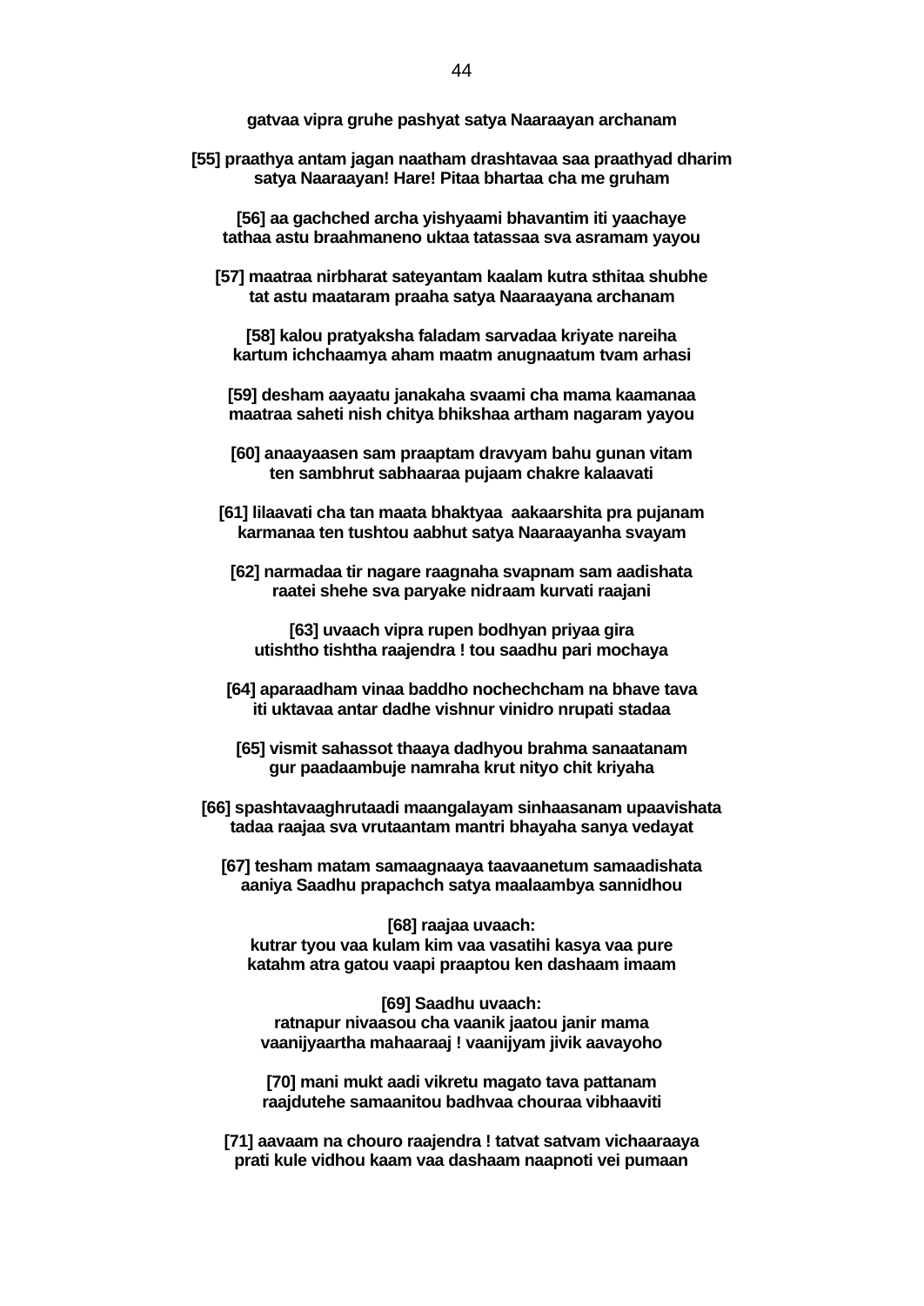**gatvaa vipra gruhe pashyat satya Naaraayan archanam**

**[55] praathya antam jagan naatham drashtavaa saa praathyad dharim satya Naaraayan! Hare! Pitaa bhartaa cha me gruham**

**[56] aa gachched archa yishyaami bhavantim iti yaachaye tathaa astu braahmaneno uktaa tatassaa sva asramam yayou**

**[57] maatraa nirbharat sateyantam kaalam kutra sthitaa shubhe tat astu maataram praaha satya Naaraayana archanam**

**[58] kalou pratyaksha faladam sarvadaa kriyate nareiha kartum ichchaamya aham maatm anugnaatum tvam arhasi**

**[59] desham aayaatu janakaha svaami cha mama kaamanaa maatraa saheti nish chitya bhikshaa artham nagaram yayou**

**[60] anaayaasen sam praaptam dravyam bahu gunan vitam ten sambhrut sabhaaraa pujaam chakre kalaavati**

**[61] lilaavati cha tan maata bhaktyaa aakaarshita pra pujanam karmanaa ten tushtou aabhut satya Naaraayanha svayam**

**[62] narmadaa tir nagare raagnaha svapnam sam aadishata raatei shehe sva paryake nidraam kurvati raajani**

**[63] uvaach vipra rupen bodhyan priyaa gira utishtho tishtha raajendra ! tou saadhu pari mochaya**

**[64] aparaadham vinaa baddho nochechcham na bhave tava iti uktavaa antar dadhe vishnur vinidro nrupati stadaa**

**[65] vismit sahassot thaaya dadhyou brahma sanaatanam gur paadaambuje namraha krut nityo chit kriyaha**

**[66] spashtavaaghrutaadi maangalayam sinhaasanam upaavishata tadaa raajaa sva vrutaantam mantri bhayaha sanya vedayat**

**[67] tesham matam samaagnaaya taavaanetum samaadishata aaniya Saadhu prapachch satya maalaambya sannidhou**

**[68] raajaa uvaach:**
**kutrar tyou vaa kulam kim vaa vasatihi kasya vaa pure katahm atra gatou vaapi praaptou ken dashaam imaam**

**[69] Saadhu uvaach:**
**ratnapur nivaasou cha vaanik jaatou janir mama vaanijyaartha mahaaraaj ! vaanijyam jivik aavayoho**

**[70] mani mukt aadi vikretu magato tava pattanam raajdutehe samaanitou badhvaa chouraa vibhaaviti**

**[71] aavaam na chouro raajendra ! tatvat satvam vichaaraaya prati kule vidhou kaam vaa dashaam naapnoti vei pumaan**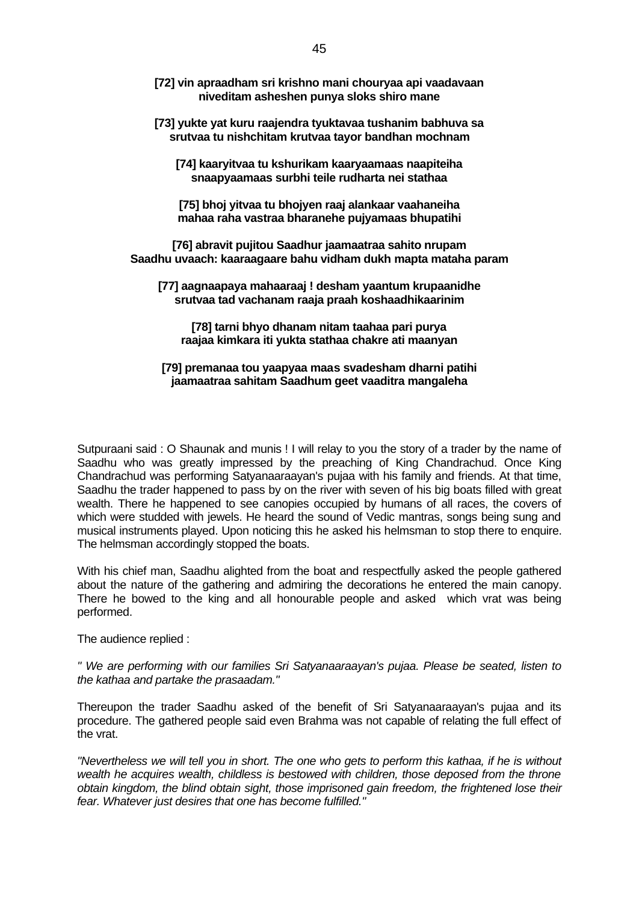**[72] vin apraadham sri krishno mani chouryaa api vaadavaan**
**niveditam asheshen punya sloks shiro mane**

**[73] yukte yat kuru raajendra tyuktavaa tushanim babhuva sa**
**srutvaa tu nishchitam krutvaa tayor bandhan mochnam**

**[74] kaaryitvaa tu kshurikam kaaryaamaas naapiteiha**
**snaapyaamaas surbhi teile rudharta nei stathaa**

**[75] bhoj yitvaa tu bhojyen raaj alankaar vaahaneiha**
**mahaa raha vastraa bharanehe pujyamaas bhupatihi**

**[76] abravit pujitou Saadhur jaamaatraa sahito nrupam**
**Saadhu uvaach: kaaraagaare bahu vidham dukh mapta mataha param**

**[77] aagnaapaya mahaaraaj ! desham yaantum krupaanidhe**
**srutvaa tad vachanam raaja praah koshaadhikaarinim**

**[78] tarni bhyo dhanam nitam taahaa pari purya**
**raajaa kimkara iti yukta stathaa chakre ati maanyan**

**[79] premanaa tou yaapyaa maas svadesham dharni patihi**
**jaamaatraa sahitam Saadhum geet vaaditra mangaleha**

Sutpuraani said : O Shaunak and munis ! I will relay to you the story of a trader by the name of Saadhu who was greatly impressed by the preaching of King Chandrachud. Once King Chandrachud was performing Satyanaaraayan's pujaa with his family and friends. At that time, Saadhu the trader happened to pass by on the river with seven of his big boats filled with great wealth. There he happened to see canopies occupied by humans of all races, the covers of which were studded with jewels. He heard the sound of Vedic mantras, songs being sung and musical instruments played. Upon noticing this he asked his helmsman to stop there to enquire. The helmsman accordingly stopped the boats.

With his chief man, Saadhu alighted from the boat and respectfully asked the people gathered about the nature of the gathering and admiring the decorations he entered the main canopy. There he bowed to the king and all honourable people and asked which vrat was being performed.

The audience replied :

*" We are performing with our families Sri Satyanaaraayan's pujaa. Please be seated, listen to the kathaa and partake the prasaadam."*

Thereupon the trader Saadhu asked of the benefit of Sri Satyanaaraayan's pujaa and its procedure. The gathered people said even Brahma was not capable of relating the full effect of the vrat.

*"Nevertheless we will tell you in short. The one who gets to perform this kathaa, if he is without wealth he acquires wealth, childless is bestowed with children, those deposed from the throne obtain kingdom, the blind obtain sight, those imprisoned gain freedom, the frightened lose their fear. Whatever just desires that one has become fulfilled."*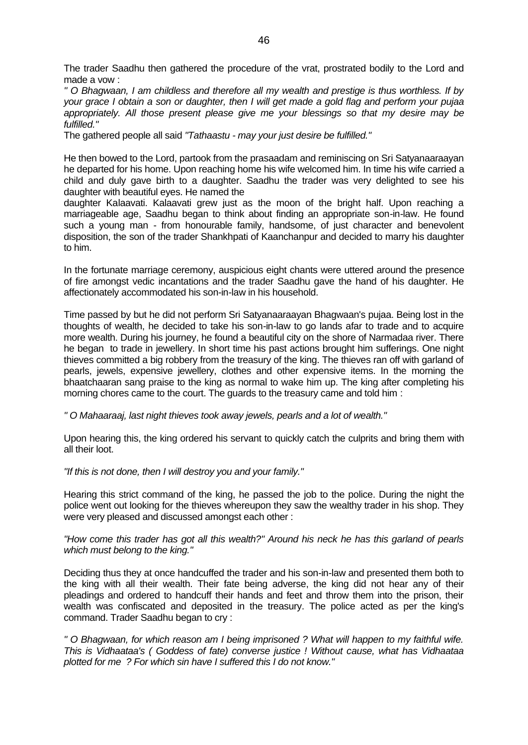The trader Saadhu then gathered the procedure of the vrat, prostrated bodily to the Lord and made a vow :

*" O Bhagwaan, I am childless and therefore all my wealth and prestige is thus worthless. If by your grace I obtain a son or daughter, then I will get made a gold flag and perform your pujaa appropriately. All those present please give me your blessings so that my desire may be fulfilled."*

The gathered people all said *"Tathaastu - may your just desire be fulfilled."*

He then bowed to the Lord, partook from the prasaadam and reminiscing on Sri Satyanaaraayan he departed for his home. Upon reaching home his wife welcomed him. In time his wife carried a child and duly gave birth to a daughter. Saadhu the trader was very delighted to see his daughter with beautiful eyes. He named the daughter Kalaavati. Kalaavati grew just as the moon of the bright half. Upon reaching a marriageable age, Saadhu began to think about finding an appropriate son-in-law. He found such a young man - from honourable family, handsome, of just character and benevolent disposition, the son of the trader Shankhpati of Kaanchanpur and decided to marry his daughter to him.

In the fortunate marriage ceremony, auspicious eight chants were uttered around the presence of fire amongst vedic incantations and the trader Saadhu gave the hand of his daughter. He affectionately accommodated his son-in-law in his household.

Time passed by but he did not perform Sri Satyanaaraayan Bhagwaan's pujaa. Being lost in the thoughts of wealth, he decided to take his son-in-law to go lands afar to trade and to acquire more wealth. During his journey, he found a beautiful city on the shore of Narmadaa river. There he began to trade in jewellery. In short time his past actions brought him sufferings. One night thieves committed a big robbery from the treasury of the king. The thieves ran off with garland of pearls, jewels, expensive jewellery, clothes and other expensive items. In the morning the bhaatchaaran sang praise to the king as normal to wake him up. The king after completing his morning chores came to the court. The guards to the treasury came and told him :

*" O Mahaaraaj, last night thieves took away jewels, pearls and a lot of wealth."*

Upon hearing this, the king ordered his servant to quickly catch the culprits and bring them with all their loot.

*"If this is not done, then I will destroy you and your family."*

Hearing this strict command of the king, he passed the job to the police. During the night the police went out looking for the thieves whereupon they saw the wealthy trader in his shop. They were very pleased and discussed amongst each other :

*"How come this trader has got all this wealth?" Around his neck he has this garland of pearls which must belong to the king."*

Deciding thus they at once handcuffed the trader and his son-in-law and presented them both to the king with all their wealth. Their fate being adverse, the king did not hear any of their pleadings and ordered to handcuff their hands and feet and throw them into the prison, their wealth was confiscated and deposited in the treasury. The police acted as per the king's command. Trader Saadhu began to cry :

*" O Bhagwaan, for which reason am I being imprisoned ? What will happen to my faithful wife. This is Vidhaataa's ( Goddess of fate) converse justice ! Without cause, what has Vidhaataa plotted for me ? For which sin have I suffered this I do not know."*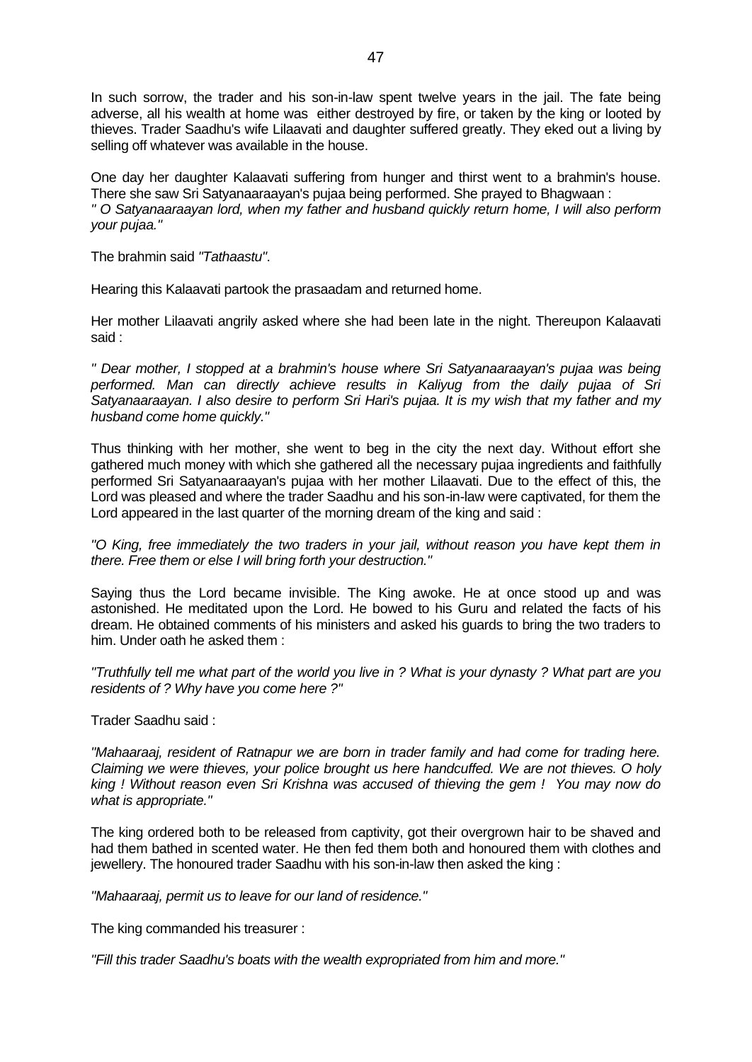In such sorrow, the trader and his son-in-law spent twelve years in the jail. The fate being adverse, all his wealth at home was either destroyed by fire, or taken by the king or looted by thieves. Trader Saadhu's wife Lilaavati and daughter suffered greatly. They eked out a living by selling off whatever was available in the house.

One day her daughter Kalaavati suffering from hunger and thirst went to a brahmin's house. There she saw Sri Satyanaaraayan's pujaa being performed. She prayed to Bhagwaan :
*" O Satyanaaraayan lord, when my father and husband quickly return home, I will also perform your pujaa."*

The brahmin said *"Tathaastu"*.

Hearing this Kalaavati partook the prasaadam and returned home.

Her mother Lilaavati angrily asked where she had been late in the night. Thereupon Kalaavati said :

*" Dear mother, I stopped at a brahmin's house where Sri Satyanaaraayan's pujaa was being performed. Man can directly achieve results in Kaliyug from the daily pujaa of Sri Satyanaaraayan. I also desire to perform Sri Hari's pujaa. It is my wish that my father and my husband come home quickly."*

Thus thinking with her mother, she went to beg in the city the next day. Without effort she gathered much money with which she gathered all the necessary pujaa ingredients and faithfully performed Sri Satyanaaraayan's pujaa with her mother Lilaavati. Due to the effect of this, the Lord was pleased and where the trader Saadhu and his son-in-law were captivated, for them the Lord appeared in the last quarter of the morning dream of the king and said :

*"O King, free immediately the two traders in your jail, without reason you have kept them in there. Free them or else I will bring forth your destruction."*

Saying thus the Lord became invisible. The King awoke. He at once stood up and was astonished. He meditated upon the Lord. He bowed to his Guru and related the facts of his dream. He obtained comments of his ministers and asked his guards to bring the two traders to him. Under oath he asked them :

*"Truthfully tell me what part of the world you live in ? What is your dynasty ? What part are you residents of ? Why have you come here ?"*

Trader Saadhu said :

*"Mahaaraaj, resident of Ratnapur we are born in trader family and had come for trading here. Claiming we were thieves, your police brought us here handcuffed. We are not thieves. O holy king ! Without reason even Sri Krishna was accused of thieving the gem ! You may now do what is appropriate."*

The king ordered both to be released from captivity, got their overgrown hair to be shaved and had them bathed in scented water. He then fed them both and honoured them with clothes and jewellery. The honoured trader Saadhu with his son-in-law then asked the king :

*"Mahaaraaj, permit us to leave for our land of residence."*

The king commanded his treasurer :

*"Fill this trader Saadhu's boats with the wealth expropriated from him and more."*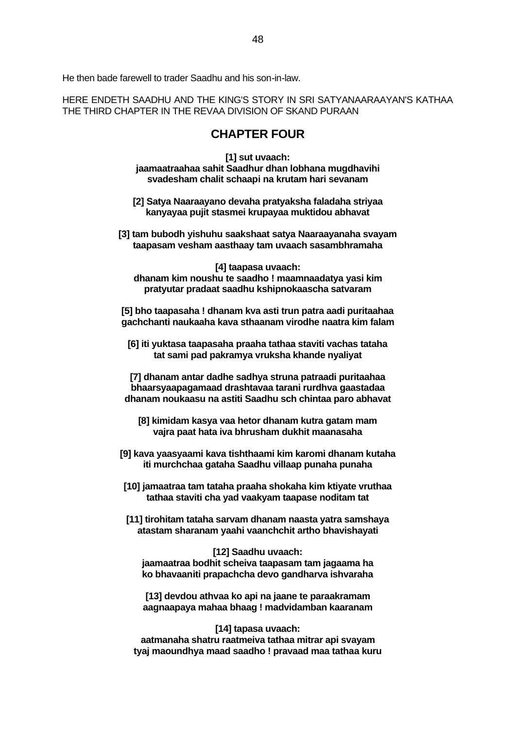He then bade farewell to trader Saadhu and his son-in-law.

HERE ENDETH SAADHU AND THE KING'S STORY IN SRI SATYANAARAAYAN'S KATHAA THE THIRD CHAPTER IN THE REVAA DIVISION OF SKAND PURAAN

## CHAPTER FOUR

**[1] sut uvaach:**
**jaamaatraahaa sahit Saadhur dhan lobhana mugdhavihi**
**svadesham chalit schaapi na krutam hari sevanam**

**[2] Satya Naaraayano devaha pratyaksha faladaha striyaa**
**kanyayaa pujit stasmei krupayaa muktidou abhavat**

**[3] tam bubodh yishuhu saakshaat satya Naaraayanahaa svayam**
**taapasam vesham aasthaay tam uvaach sasambhramaha**

**[4] taapasa uvaach:**
**dhanam kim noushu te saadho ! maamnaadatya yasi kim**
**pratyutar pradaat saadhu kshipnokaascha satvaram**

**[5] bho taapasaha ! dhanam kva asti trun patra aadi puritaahaa**
**gachchanti naukaaha kava sthaanam virodhe naatra kim falam**

**[6] iti yuktasa taapasaha praaha tathaa staviti vachas tataha**
**tat sami pad pakramya vruksha khande nyaliyat**

**[7] dhanam antar dadhe sadhya struna patraadi puritaahaa**
**bhaarsyaapagamaad drashtavaa tarani rurdhva gaastadaa**
**dhanam noukaasu na astiti Saadhu sch chintaa paro abhavat**

**[8] kimidam kasya vaa hetor dhanam kutra gatam mam**
**vajra paat hata iva bhrusham dukhit maanasaha**

**[9] kava yaasyaami kava tishthaami kim karomi dhanam kutaha**
**iti murchchaa gataha Saadhu villaap punaha punaha**

**[10] jamaatraa tam tataha praaha shokaha kim ktiyate vruthaa**
**tathaa staviti cha yad vaakyam taapase noditam tat**

**[11] tirohitam tataha sarvam dhanam naasta yatra samshaya**
**atastam sharanam yaahi vaanchchit artho bhavishayati**

**[12] Saadhu uvaach:**
**jaamaatraa bodhit scheiva taapasam tam jagaama ha**
**ko bhavaaniti prapachcha devo gandharva ishvaraha**

**[13] devdou athvaa ko api na jaane te paraakramam**
**aagnaapaya mahaa bhaag ! madvidamban kaaranam**

**[14] tapasa uvaach:**
**aatmanaha shatru raatmeiva tathaa mitrar api svayam**
**tyaj maoundhya maad saadho ! pravaad maa tathaa kuru**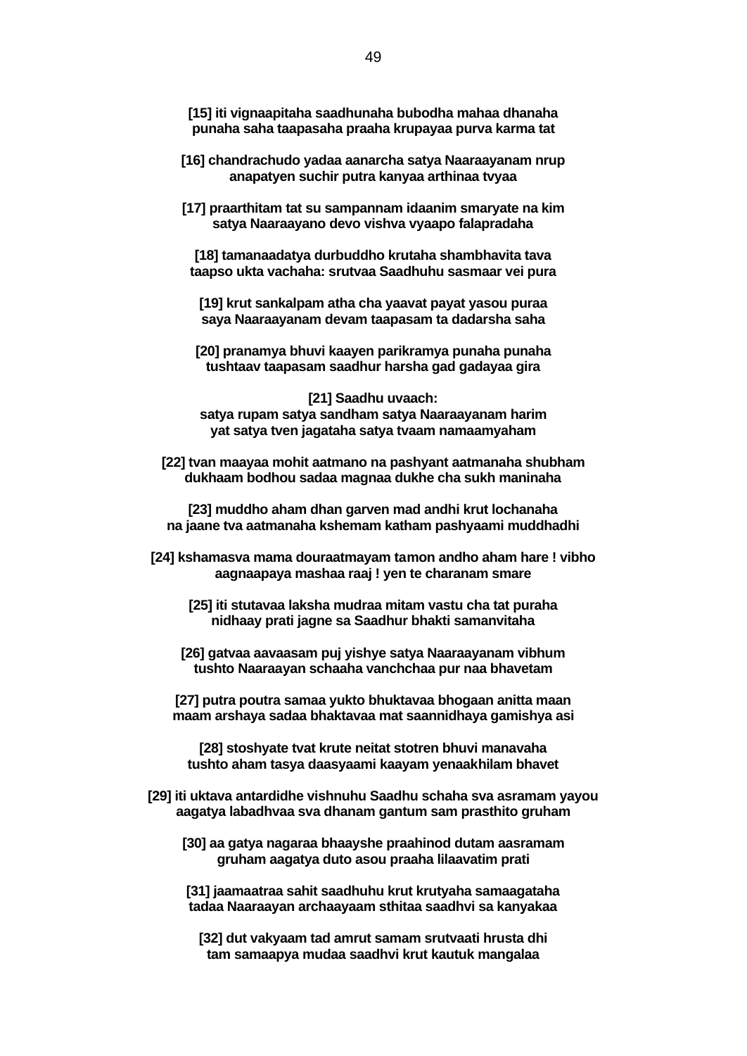**[15] iti vignaapitaha saadhunaha bubodha mahaa dhanaha**
**punaha saha taapasaha praaha krupayaa purva karma tat**

**[16] chandrachudo yadaa aanarcha satya Naaraayanam nrup**
**anapatyen suchir putra kanyaa arthinaa tvyaa**

**[17] praarthitam tat su sampannam idaanim smaryate na kim**
**satya Naaraayano devo vishva vyaapo falapradaha**

**[18] tamanaadatya durbuddho krutaha shambhavita tava**
**taapso ukta vachaha: srutvaa Saadhuhu sasmaar vei pura**

**[19] krut sankalpam atha cha yaavat payat yasou puraa**
**saya Naaraayanam devam taapasam ta dadarsha saha**

**[20] pranamya bhuvi kaayen parikramya punaha punaha**
**tushtaav taapasam saadhur harsha gad gadayaa gira**

**[21] Saadhu uvaach:**
**satya rupam satya sandham satya Naaraayanam harim**
**yat satya tven jagataha satya tvaam namaamyaham**

**[22] tvan maayaa mohit aatmano na pashyant aatmanaha shubham**
**dukhaam bodhou sadaa magnaa dukhe cha sukh maninaha**

**[23] muddho aham dhan garven mad andhi krut lochanaha**
**na jaane tva aatmanaha kshemam katham pashyaami muddhadhi**

**[24] kshamasva mama douraatmayam tamon andho aham hare ! vibho**
**aagnaapaya mashaa raaj ! yen te charanam smare**

**[25] iti stutavaa laksha mudraa mitam vastu cha tat puraha**
**nidhaay prati jagne sa Saadhur bhakti samanvitaha**

**[26] gatvaa aavaasam puj yishye satya Naaraayanam vibhum**
**tushto Naaraayan schaaha vanchchaa pur naa bhavetam**

**[27] putra poutra samaa yukto bhuktavaa bhogaan anitta maan**
**maam arshaya sadaa bhaktavaa mat saannidhaya gamishya asi**

**[28] stoshyate tvat krute neitat stotren bhuvi manavaha**
**tushto aham tasya daasyaami kaayam yenaakhilam bhavet**

**[29] iti uktava antardidhe vishnuhu Saadhu schaha sva asramam yayou**
**aagatya labadhvaa sva dhanam gantum sam prasthito gruham**

**[30] aa gatya nagaraa bhaayshe praahinod dutam aasramam**
**gruham aagatya duto asou praaha lilaavatim prati**

**[31] jaamaatraa sahit saadhuhu krut krutyaha samaagataha**
**tadaa Naaraayan archaayaam sthitaa saadhvi sa kanyakaa**

**[32] dut vakyaam tad amrut samam srutvaati hrusta dhi**
**tam samaapya mudaa saadhvi krut kautuk mangalaa**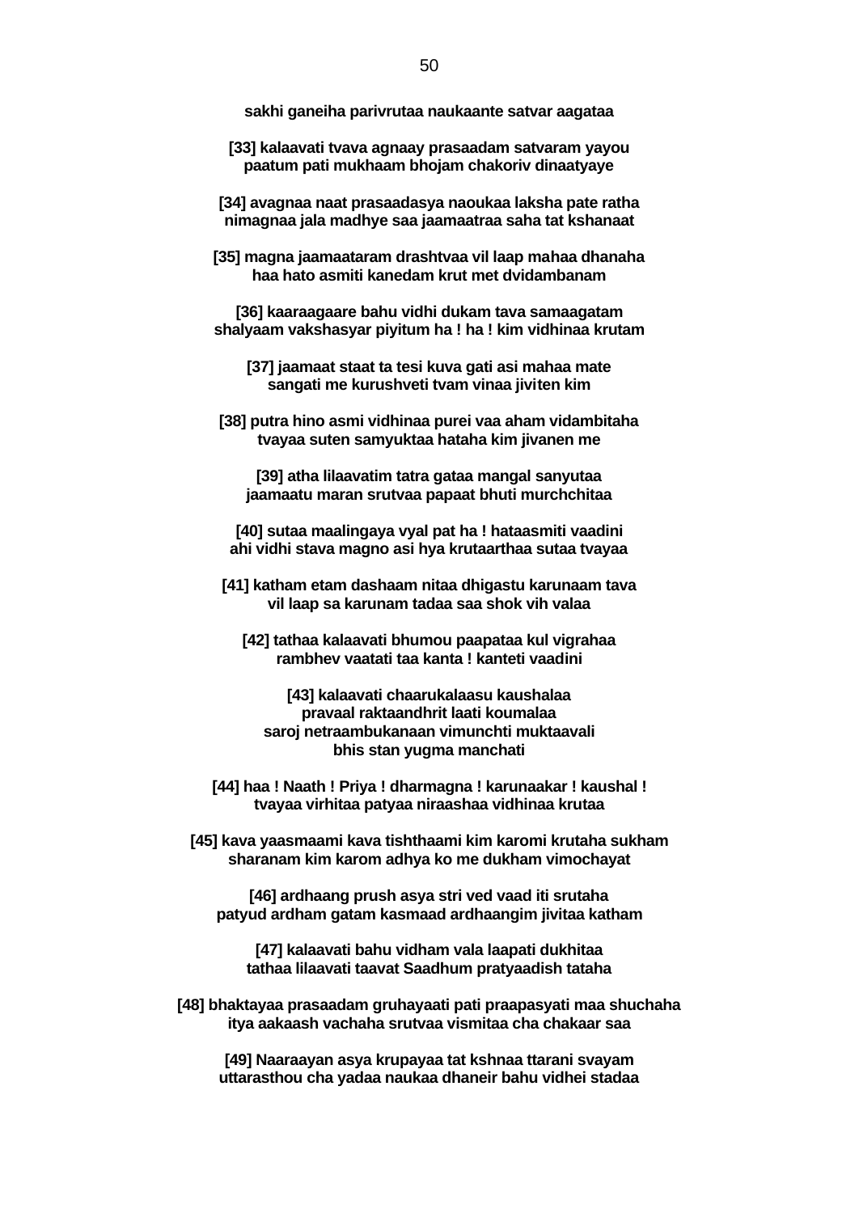**sakhi ganeiha parivrutaa naukaante satvar aagataa**

**[33] kalaavati tvava agnaay prasaadam satvaram yayou**
**paatum pati mukhaam bhojam chakoriv dinaatyaye**

**[34] avagnaa naat prasaadasya naoukaa laksha pate ratha**
**nimagnaa jala madhye saa jaamaatraa saha tat kshanaat**

**[35] magna jaamaataram drashtvaa vil laap mahaa dhanaha**
**haa hato asmiti kanedam krut met dvidambanam**

**[36] kaaraagaare bahu vidhi dukam tava samaagatam**
**shalyaam vakshasyar piyitum ha ! ha ! kim vidhinaa krutam**

**[37] jaamaat staat ta tesi kuva gati asi mahaa mate**
**sangati me kurushveti tvam vinaa jiviten kim**

**[38] putra hino asmi vidhinaa purei vaa aham vidambitaha**
**tvayaa suten samyuktaa hataha kim jivanen me**

**[39] atha lilaavatim tatra gataa mangal sanyutaa**
**jaamaatu maran srutvaa papaat bhuti murchchitaa**

**[40] sutaa maalingaya vyal pat ha ! hataasmiti vaadini**
**ahi vidhi stava magno asi hya krutaarthaa sutaa tvayaa**

**[41] katham etam dashaam nitaa dhigastu karunaam tava**
**vil laap sa karunam tadaa saa shok vih valaa**

**[42] tathaa kalaavati bhumou paapataa kul vigrahaa**
**rambhev vaatati taa kanta ! kanteti vaadini**

**[43] kalaavati chaarukalaasu kaushalaa**
**pravaal raktaandhrit laati koumalaa**
**saroj netraambukanaan vimunchti muktaavali**
**bhis stan yugma manchati**

**[44] haa ! Naath ! Priya ! dharmagna ! karunaakar ! kaushal !**
**tvayaa virhitaa patyaa niraashaa vidhinaa krutaa**

**[45] kava yaasmaami kava tishthaami kim karomi krutaha sukham**
**sharanam kim karom adhya ko me dukham vimochayat**

**[46] ardhaang prush asya stri ved vaad iti srutaha**
**patyud ardham gatam kasmaad ardhaangim jivitaa katham**

**[47] kalaavati bahu vidham vala laapati dukhitaa**
**tathaa lilaavati taavat Saadhum pratyaadish tataha**

**[48] bhaktayaa prasaadam gruhayaati pati praapasyati maa shuchaha**
**itya aakaash vachaha srutvaa vismitaa cha chakaar saa**

**[49] Naaraayan asya krupayaa tat kshnaa ttarani svayam**
**uttarasthou cha yadaa naukaa dhaneir bahu vidhei stadaa**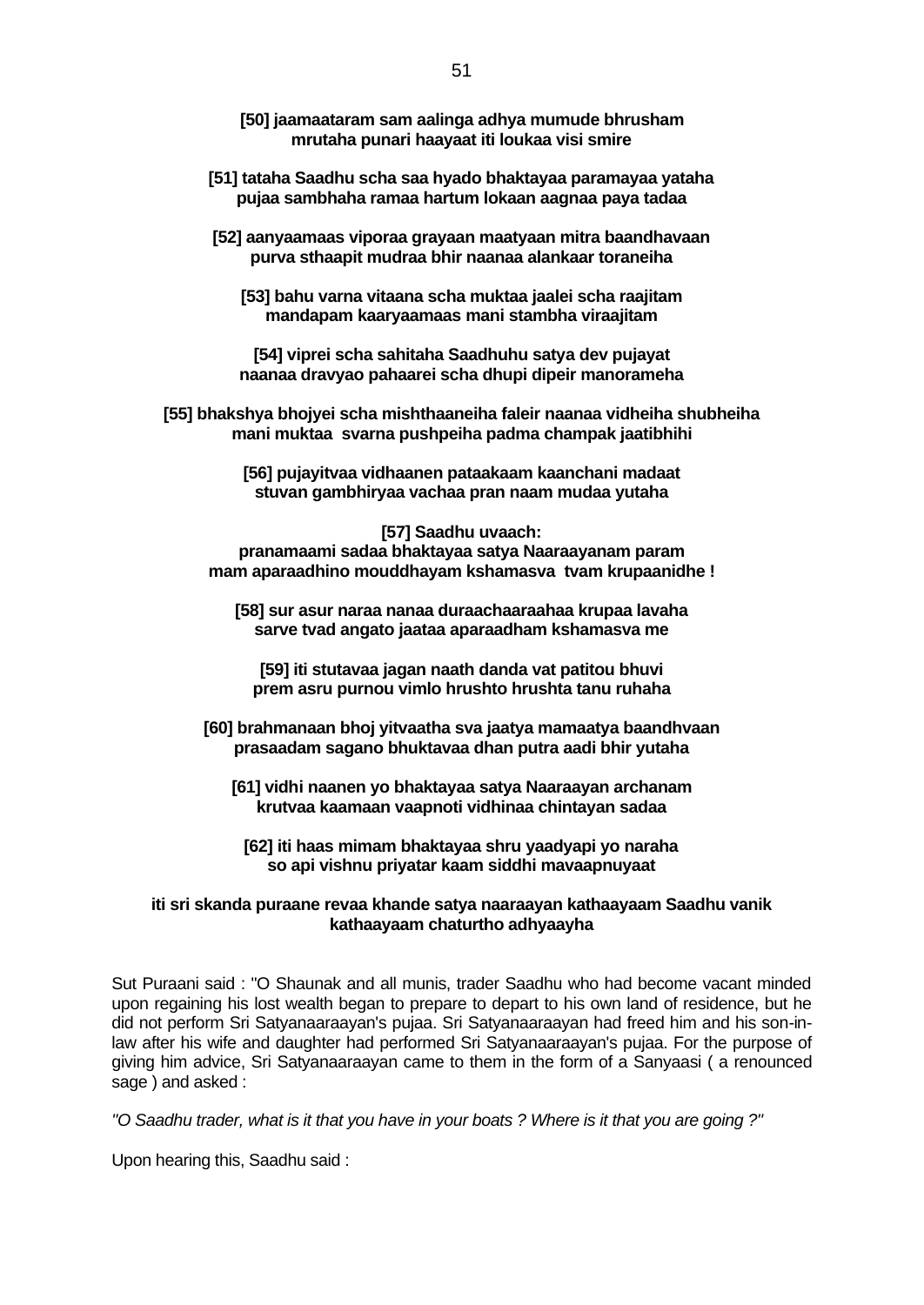**[50] jaamaataram sam aalinga adhya mumude bhrusham**
**mrutaha punari haayaat iti loukaa visi smire**

**[51] tataha Saadhu scha saa hyado bhaktayaa paramayaa yataha**
**pujaa sambhaha ramaa hartum lokaan aagnaa paya tadaa**

**[52] aanyaamaas viporaa grayaan maatyaan mitra baandhavaan**
**purva sthaapit mudraa bhir naanaa alankaar toraneiha**

**[53] bahu varna vitaana scha muktaa jaalei scha raajitam**
**mandapam kaaryaamaas mani stambha viraajitam**

**[54] viprei scha sahitaha Saadhuhu satya dev pujayat**
**naanaa dravyao pahaarei scha dhupi dipeir manorameha**

**[55] bhakshya bhojyei scha mishthaaneiha faleir naanaa vidheiha shubheiha**
**mani muktaa svarna pushpeiha padma champak jaatibhihi**

**[56] pujayitvaa vidhaanen pataakaam kaanchani madaat**
**stuvan gambhiryaa vachaa pran naam mudaa yutaha**

**[57] Saadhu uvaach:**
**pranamaami sadaa bhaktayaa satya Naaraayanam param**
**mam aparaadhino mouddhayam kshamasva tvam krupaanidhe !**

**[58] sur asur naraa nanaa duraachaaraahaa krupaa lavaha**
**sarve tvad angato jaataa aparaadham kshamasva me**

**[59] iti stutavaa jagan naath danda vat patitou bhuvi**
**prem asru purnou vimlo hrushto hrushta tanu ruhaha**

**[60] brahmanaan bhoj yitvaatha sva jaatya mamaatya baandhvaan**
**prasaadam sagano bhuktavaa dhan putra aadi bhir yutaha**

**[61] vidhi naanen yo bhaktayaa satya Naaraayan archanam**
**krutvaa kaamaan vaapnoti vidhinaa chintayan sadaa**

**[62] iti haas mimam bhaktayaa shru yaadyapi yo naraha**
**so api vishnu priyatar kaam siddhi mavaapnuyaat**

**iti sri skanda puraane revaa khande satya naaraayan kathaayaam Saadhu vanik kathaayaam chaturtho adhyaayha**

Sut Puraani said : "O Shaunak and all munis, trader Saadhu who had become vacant minded upon regaining his lost wealth began to prepare to depart to his own land of residence, but he did not perform Sri Satyanaaraayan's pujaa. Sri Satyanaaraayan had freed him and his son-in-law after his wife and daughter had performed Sri Satyanaaraayan's pujaa. For the purpose of giving him advice, Sri Satyanaaraayan came to them in the form of a Sanyaasi ( a renounced sage ) and asked :

*"O Saadhu trader, what is it that you have in your boats ? Where is it that you are going ?"*

Upon hearing this, Saadhu said :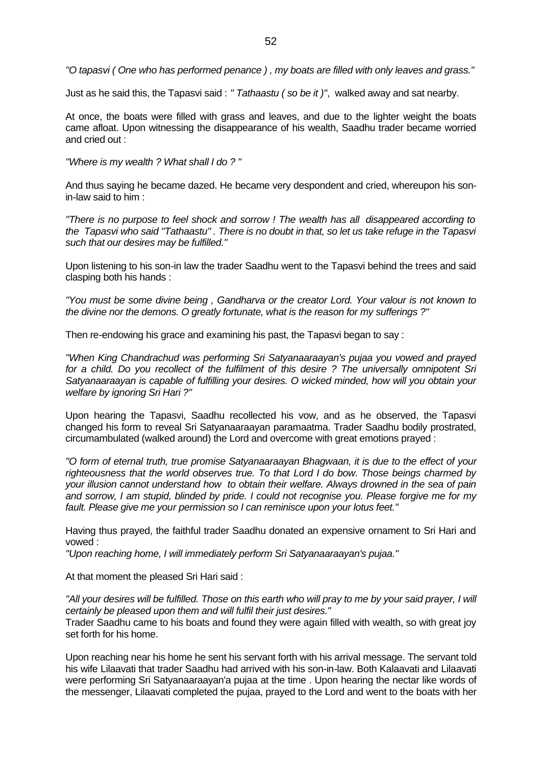*"O tapasvi ( One who has performed penance ) , my boats are filled with only leaves and grass."*

Just as he said this, the Tapasvi said : *" Tathaastu ( so be it )"*, walked away and sat nearby.

At once, the boats were filled with grass and leaves, and due to the lighter weight the boats came afloat. Upon witnessing the disappearance of his wealth, Saadhu trader became worried and cried out :

*"Where is my wealth ? What shall I do ? "*

And thus saying he became dazed. He became very despondent and cried, whereupon his son-in-law said to him :

*"There is no purpose to feel shock and sorrow ! The wealth has all disappeared according to the Tapasvi who said "Tathaastu" . There is no doubt in that, so let us take refuge in the Tapasvi such that our desires may be fulfilled."*

Upon listening to his son-in law the trader Saadhu went to the Tapasvi behind the trees and said clasping both his hands :

*"You must be some divine being , Gandharva or the creator Lord. Your valour is not known to the divine nor the demons. O greatly fortunate, what is the reason for my sufferings ?"*

Then re-endowing his grace and examining his past, the Tapasvi began to say :

*"When King Chandrachud was performing Sri Satyanaaraayan's pujaa you vowed and prayed for a child. Do you recollect of the fulfilment of this desire ? The universally omnipotent Sri Satyanaaraayan is capable of fulfilling your desires. O wicked minded, how will you obtain your welfare by ignoring Sri Hari ?"*

Upon hearing the Tapasvi, Saadhu recollected his vow, and as he observed, the Tapasvi changed his form to reveal Sri Satyanaaraayan paramaatma. Trader Saadhu bodily prostrated, circumambulated (walked around) the Lord and overcome with great emotions prayed :

*"O form of eternal truth, true promise Satyanaaraayan Bhagwaan, it is due to the effect of your righteousness that the world observes true. To that Lord I do bow. Those beings charmed by your illusion cannot understand how to obtain their welfare. Always drowned in the sea of pain and sorrow, I am stupid, blinded by pride. I could not recognise you. Please forgive me for my fault. Please give me your permission so I can reminisce upon your lotus feet."*

Having thus prayed, the faithful trader Saadhu donated an expensive ornament to Sri Hari and vowed :
*"Upon reaching home, I will immediately perform Sri Satyanaaraayan's pujaa."*

At that moment the pleased Sri Hari said :

*"All your desires will be fulfilled. Those on this earth who will pray to me by your said prayer, I will certainly be pleased upon them and will fulfil their just desires."*
Trader Saadhu came to his boats and found they were again filled with wealth, so with great joy set forth for his home.

Upon reaching near his home he sent his servant forth with his arrival message. The servant told his wife Lilaavati that trader Saadhu had arrived with his son-in-law. Both Kalaavati and Lilaavati were performing Sri Satyanaaraayan'a pujaa at the time . Upon hearing the nectar like words of the messenger, Lilaavati completed the pujaa, prayed to the Lord and went to the boats with her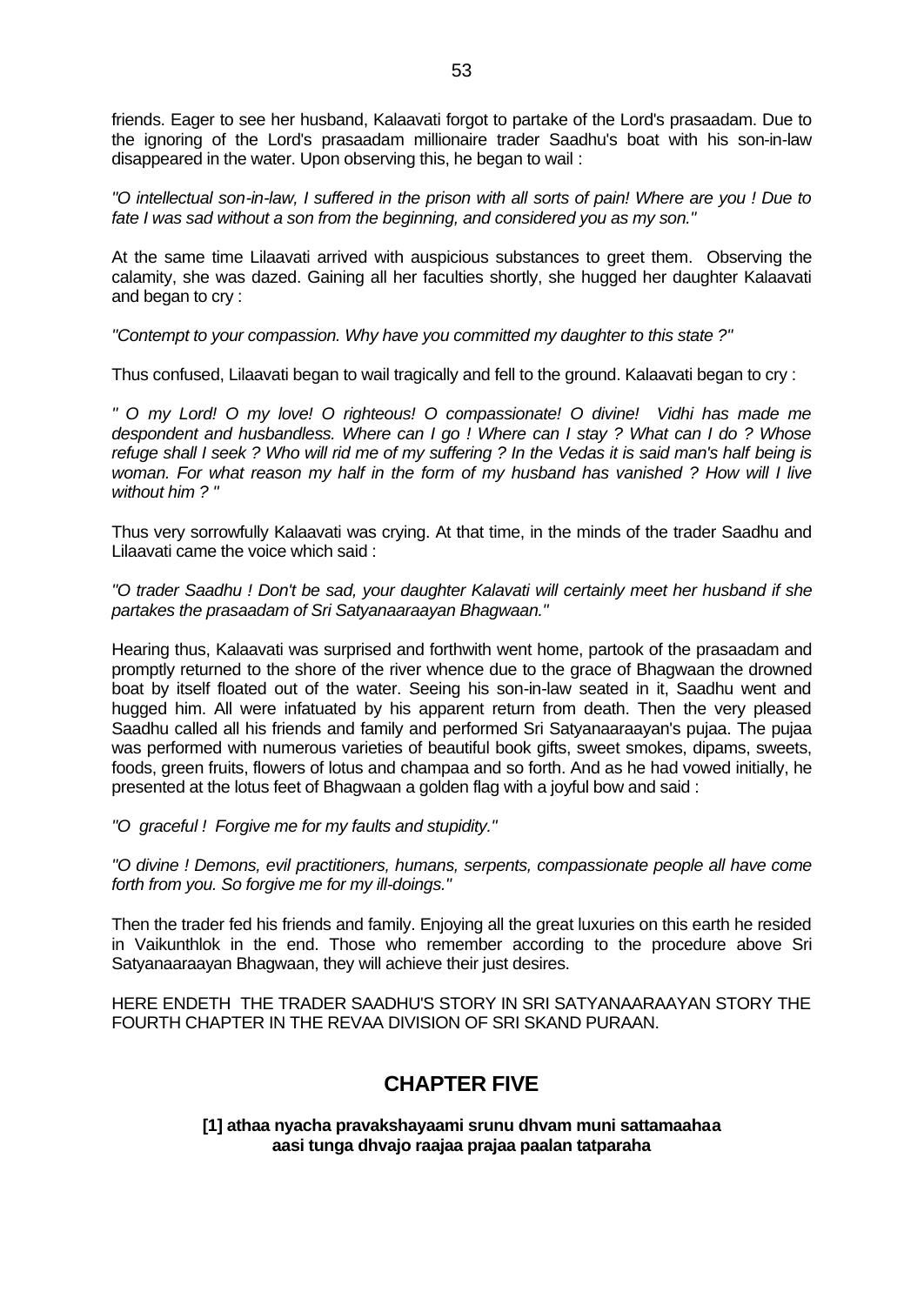friends. Eager to see her husband, Kalaavati forgot to partake of the Lord's prasaadam. Due to the ignoring of the Lord's prasaadam millionaire trader Saadhu's boat with his son-in-law disappeared in the water. Upon observing this, he began to wail :

*"O intellectual son-in-law, I suffered in the prison with all sorts of pain! Where are you ! Due to fate I was sad without a son from the beginning, and considered you as my son."*

At the same time Lilaavati arrived with auspicious substances to greet them. Observing the calamity, she was dazed. Gaining all her faculties shortly, she hugged her daughter Kalaavati and began to cry :

*"Contempt to your compassion. Why have you committed my daughter to this state ?"*

Thus confused, Lilaavati began to wail tragically and fell to the ground. Kalaavati began to cry :

*" O my Lord! O my love! O righteous! O compassionate! O divine! Vidhi has made me despondent and husbandless. Where can I go ! Where can I stay ? What can I do ? Whose refuge shall I seek ? Who will rid me of my suffering ? In the Vedas it is said man's half being is woman. For what reason my half in the form of my husband has vanished ? How will I live without him ? "*

Thus very sorrowfully Kalaavati was crying. At that time, in the minds of the trader Saadhu and Lilaavati came the voice which said :

*"O trader Saadhu ! Don't be sad, your daughter Kalavati will certainly meet her husband if she partakes the prasaadam of Sri Satyanaaraayan Bhagwaan."*

Hearing thus, Kalaavati was surprised and forthwith went home, partook of the prasaadam and promptly returned to the shore of the river whence due to the grace of Bhagwaan the drowned boat by itself floated out of the water. Seeing his son-in-law seated in it, Saadhu went and hugged him. All were infatuated by his apparent return from death. Then the very pleased Saadhu called all his friends and family and performed Sri Satyanaaraayan's pujaa. The pujaa was performed with numerous varieties of beautiful book gifts, sweet smokes, dipams, sweets, foods, green fruits, flowers of lotus and champaa and so forth. And as he had vowed initially, he presented at the lotus feet of Bhagwaan a golden flag with a joyful bow and said :

*"O graceful ! Forgive me for my faults and stupidity."*

*"O divine ! Demons, evil practitioners, humans, serpents, compassionate people all have come forth from you. So forgive me for my ill-doings."*

Then the trader fed his friends and family. Enjoying all the great luxuries on this earth he resided in Vaikunthlok in the end. Those who remember according to the procedure above Sri Satyanaaraayan Bhagwaan, they will achieve their just desires.

HERE ENDETH THE TRADER SAADHU'S STORY IN SRI SATYANAARAAYAN STORY THE FOURTH CHAPTER IN THE REVAA DIVISION OF SRI SKAND PURAAN.

## CHAPTER FIVE

**[1] athaa nyacha pravakshayaami srunu dhvam muni sattamaahaa**
**aasi tunga dhvajo raajaa prajaa paalan tatparaha**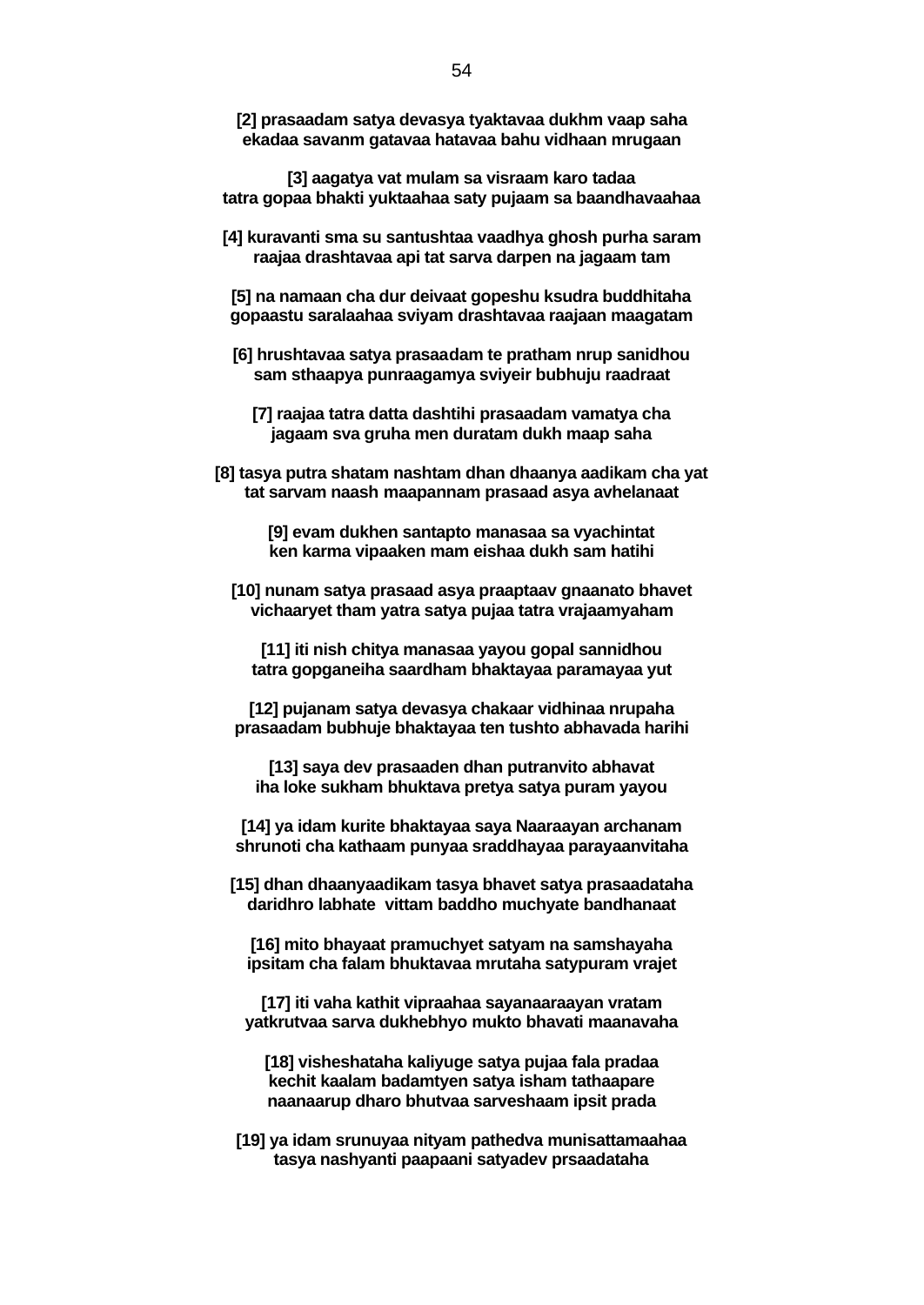**[2] prasaadam satya devasya tyaktavaa dukhm vaap saha**
**ekadaa savanm gatavaa hatavaa bahu vidhaan mrugaan**

**[3] aagatya vat mulam sa visraam karo tadaa**
**tatra gopaa bhakti yuktaahaa saty pujaam sa baandhavaahaa**

**[4] kuravanti sma su santushtaa vaadhya ghosh purha saram**
**raajaa drashtavaa api tat sarva darpen na jagaam tam**

**[5] na namaan cha dur deivaat gopeshu ksudra buddhitaha**
**gopaastu saralaahaa sviyam drashtavaa raajaan maagatam**

**[6] hrushtavaa satya prasaadam te pratham nrup sanidhou**
**sam sthaapya punraagamya sviyeir bubhuju raadraat**

**[7] raajaa tatra datta dashtihi prasaadam vamatya cha**
**jagaam sva gruha men duratam dukh maap saha**

**[8] tasya putra shatam nashtam dhan dhaanya aadikam cha yat**
**tat sarvam naash maapannam prasaad asya avhelanaat**

**[9] evam dukhen santapto manasaa sa vyachintat**
**ken karma vipaaken mam eishaa dukh sam hatihi**

**[10] nunam satya prasaad asya praaptaav gnaanato bhavet**
**vichaaryet tham yatra satya pujaa tatra vrajaamyaham**

**[11] iti nish chitya manasaa yayou gopal sannidhou**
**tatra gopganeiha saardham bhaktayaa paramayaa yut**

**[12] pujanam satya devasya chakaar vidhinaa nrupaha**
**prasaadam bubhuje bhaktayaa ten tushto abhavada harihi**

**[13] saya dev prasaaden dhan putranvito abhavat**
**iha loke sukham bhuktava pretya satya puram yayou**

**[14] ya idam kurite bhaktayaa saya Naaraayan archanam**
**shrunoti cha kathaam punyaa sraddhayaa parayaanvitaha**

**[15] dhan dhaanyaadikam tasya bhavet satya prasaadataha**
**daridhro labhate vittam baddho muchyate bandhanaat**

**[16] mito bhayaat pramuchyet satyam na samshayaha**
**ipsitam cha falam bhuktavaa mrutaha satypuram vrajet**

**[17] iti vaha kathit vipraahaa sayanaaraayan vratam**
**yatkrutvaa sarva dukhebhyo mukto bhavati maanavaha**

**[18] visheshataha kaliyuge satya pujaa fala pradaa**
**kechit kaalam badamtyen satya isham tathaapare**
**naanaarup dharo bhutvaa sarveshaam ipsit prada**

**[19] ya idam srunuyaa nityam pathedva munisattamaahaa**
**tasya nashyanti paapaani satyadev prsaadataha**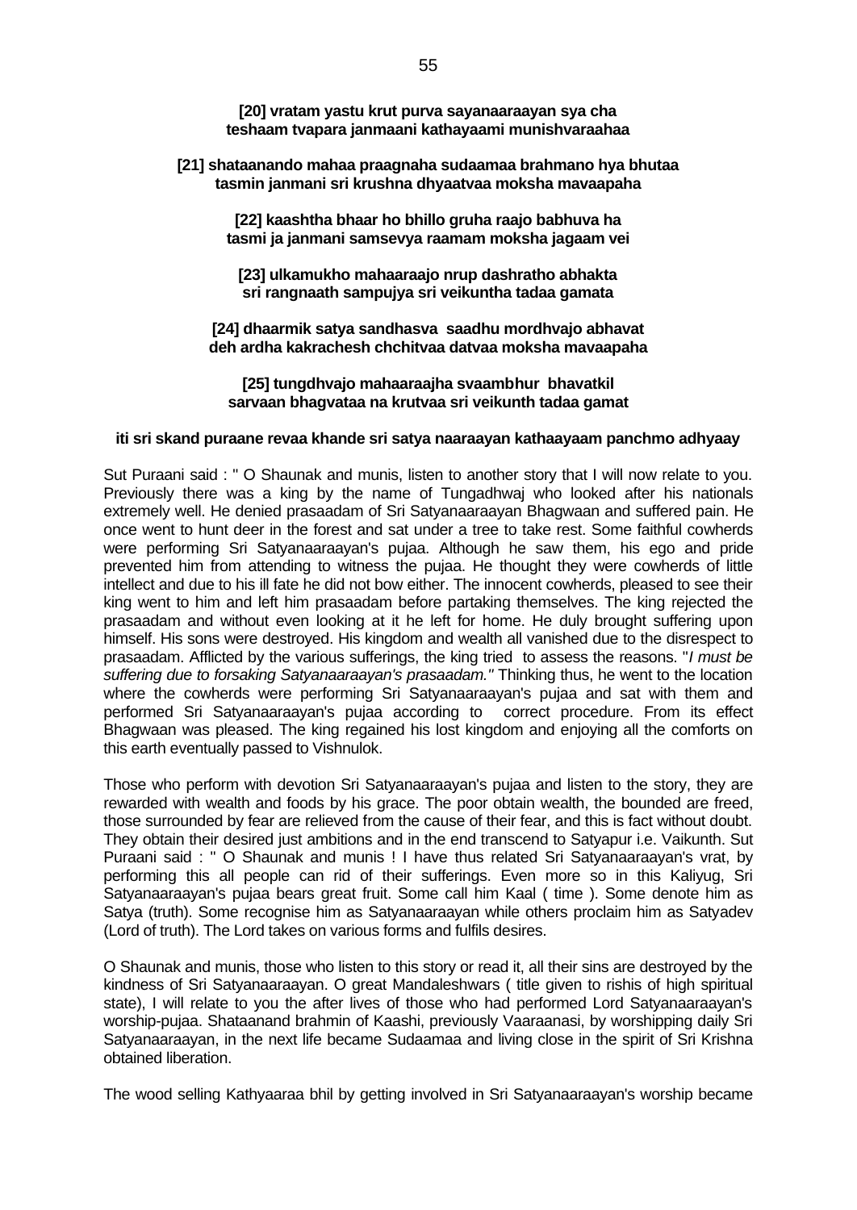**[20] vratam yastu krut purva sayanaaraayan sya cha**
**teshaam tvapara janmaani kathayaami munishvaraahaa**

**[21] shataanando mahaa praagnaha sudaamaa brahmano hya bhutaa**
**tasmin janmani sri krushna dhyaatvaa moksha mavaapaha**

**[22] kaashtha bhaar ho bhillo gruha raajo babhuva ha**
**tasmi ja janmani samsevya raamam moksha jagaam vei**

**[23] ulkamukho mahaaraajo nrup dashratho abhakta**
**sri rangnaath sampujya sri veikuntha tadaa gamata**

**[24] dhaarmik satya sandhasva saadhu mordhvajo abhavat**
**deh ardha kakrachesh chchitvaa datvaa moksha mavaapaha**

**[25] tungdhvajo mahaaraajha svaambhur bhavatkil**
**sarvaan bhagvataa na krutvaa sri veikunth tadaa gamat**

**iti sri skand puraane revaa khande sri satya naaraayan kathaayaam panchmo adhyaay**

Sut Puraani said : " O Shaunak and munis, listen to another story that I will now relate to you. Previously there was a king by the name of Tungadhwaj who looked after his nationals extremely well. He denied prasaadam of Sri Satyanaaraayan Bhagwaan and suffered pain. He once went to hunt deer in the forest and sat under a tree to take rest. Some faithful cowherds were performing Sri Satyanaaraayan's pujaa. Although he saw them, his ego and pride prevented him from attending to witness the pujaa. He thought they were cowherds of little intellect and due to his ill fate he did not bow either. The innocent cowherds, pleased to see their king went to him and left him prasaadam before partaking themselves. The king rejected the prasaadam and without even looking at it he left for home. He duly brought suffering upon himself. His sons were destroyed. His kingdom and wealth all vanished due to the disrespect to prasaadam. Afflicted by the various sufferings, the king tried to assess the reasons. "*I must be suffering due to forsaking Satyanaaraayan's prasaadam."* Thinking thus, he went to the location where the cowherds were performing Sri Satyanaaraayan's pujaa and sat with them and performed Sri Satyanaaraayan's pujaa according to correct procedure. From its effect Bhagwaan was pleased. The king regained his lost kingdom and enjoying all the comforts on this earth eventually passed to Vishnulok.

Those who perform with devotion Sri Satyanaaraayan's pujaa and listen to the story, they are rewarded with wealth and foods by his grace. The poor obtain wealth, the bounded are freed, those surrounded by fear are relieved from the cause of their fear, and this is fact without doubt. They obtain their desired just ambitions and in the end transcend to Satyapur i.e. Vaikunth. Sut Puraani said : " O Shaunak and munis ! I have thus related Sri Satyanaaraayan's vrat, by performing this all people can rid of their sufferings. Even more so in this Kaliyug, Sri Satyanaaraayan's pujaa bears great fruit. Some call him Kaal ( time ). Some denote him as Satya (truth). Some recognise him as Satyanaaraayan while others proclaim him as Satyadev (Lord of truth). The Lord takes on various forms and fulfils desires.

O Shaunak and munis, those who listen to this story or read it, all their sins are destroyed by the kindness of Sri Satyanaaraayan. O great Mandaleshwars ( title given to rishis of high spiritual state), I will relate to you the after lives of those who had performed Lord Satyanaaraayan's worship-pujaa. Shataanand brahmin of Kaashi, previously Vaaraanasi, by worshipping daily Sri Satyanaaraayan, in the next life became Sudaamaa and living close in the spirit of Sri Krishna obtained liberation.

The wood selling Kathyaaraa bhil by getting involved in Sri Satyanaaraayan's worship became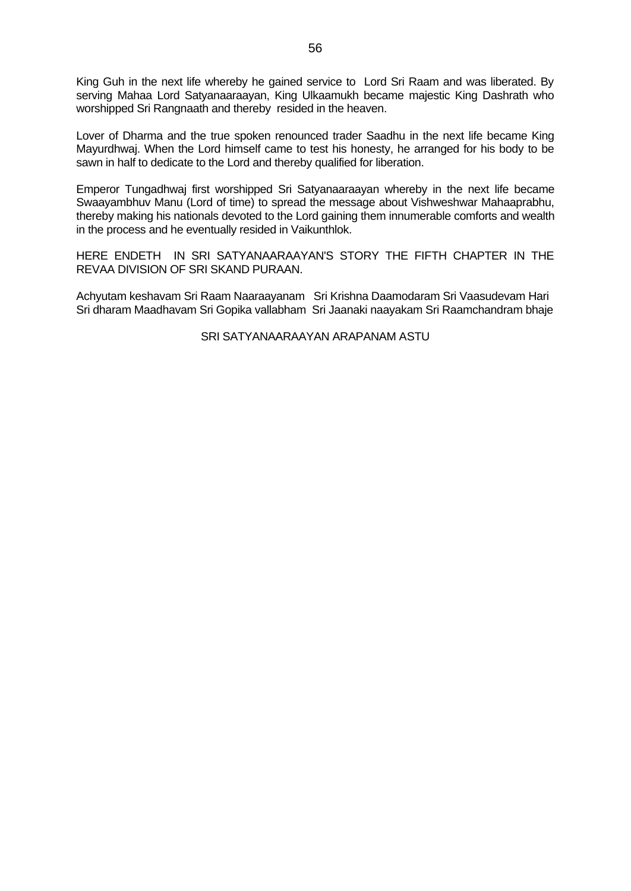King Guh in the next life whereby he gained service to Lord Sri Raam and was liberated. By serving Mahaa Lord Satyanaaraayan, King Ulkaamukh became majestic King Dashrath who worshipped Sri Rangnaath and thereby resided in the heaven.

Lover of Dharma and the true spoken renounced trader Saadhu in the next life became King Mayurdhwaj. When the Lord himself came to test his honesty, he arranged for his body to be sawn in half to dedicate to the Lord and thereby qualified for liberation.

Emperor Tungadhwaj first worshipped Sri Satyanaaraayan whereby in the next life became Swaayambhuv Manu (Lord of time) to spread the message about Vishweshwar Mahaaprabhu, thereby making his nationals devoted to the Lord gaining them innumerable comforts and wealth in the process and he eventually resided in Vaikunthlok.

HERE ENDETH IN SRI SATYANAARAAYAN'S STORY THE FIFTH CHAPTER IN THE REVAA DIVISION OF SRI SKAND PURAAN.

Achyutam keshavam Sri Raam Naaraayanam Sri Krishna Daamodaram Sri Vaasudevam Hari
Sri dharam Maadhavam Sri Gopika vallabham Sri Jaanaki naayakam Sri Raamchandram bhaje

SRI SATYANAARAAYAN ARAPANAM ASTU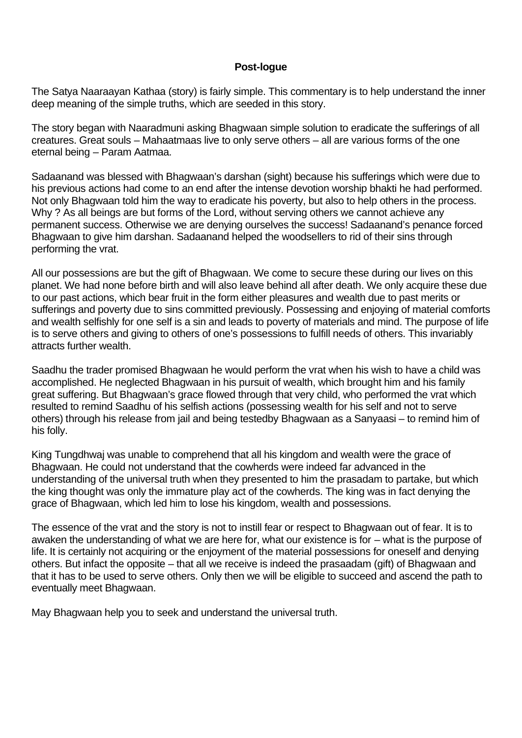**Post-logue**

The Satya Naaraayan Kathaa (story) is fairly simple. This commentary is to help understand the inner deep meaning of the simple truths, which are seeded in this story.

The story began with Naaradmuni asking Bhagwaan simple solution to eradicate the sufferings of all creatures. Great souls – Mahaatmaas live to only serve others – all are various forms of the one eternal being – Param Aatmaa.

Sadaanand was blessed with Bhagwaan's darshan (sight) because his sufferings which were due to his previous actions had come to an end after the intense devotion worship bhakti he had performed. Not only Bhagwaan told him the way to eradicate his poverty, but also to help others in the process. Why ? As all beings are but forms of the Lord, without serving others we cannot achieve any permanent success. Otherwise we are denying ourselves the success! Sadaanand's penance forced Bhagwaan to give him darshan. Sadaanand helped the woodsellers to rid of their sins through performing the vrat.

All our possessions are but the gift of Bhagwaan. We come to secure these during our lives on this planet. We had none before birth and will also leave behind all after death. We only acquire these due to our past actions, which bear fruit in the form either pleasures and wealth due to past merits or sufferings and poverty due to sins committed previously. Possessing and enjoying of material comforts and wealth selfishly for one self is a sin and leads to poverty of materials and mind. The purpose of life is to serve others and giving to others of one's possessions to fulfill needs of others. This invariably attracts further wealth.

Saadhu the trader promised Bhagwaan he would perform the vrat when his wish to have a child was accomplished. He neglected Bhagwaan in his pursuit of wealth, which brought him and his family great suffering. But Bhagwaan's grace flowed through that very child, who performed the vrat which resulted to remind Saadhu of his selfish actions (possessing wealth for his self and not to serve others) through his release from jail and being testedby Bhagwaan as a Sanyaasi – to remind him of his folly.

King Tungdhwaj was unable to comprehend that all his kingdom and wealth were the grace of Bhagwaan. He could not understand that the cowherds were indeed far advanced in the understanding of the universal truth when they presented to him the prasadam to partake, but which the king thought was only the immature play act of the cowherds. The king was in fact denying the grace of Bhagwaan, which led him to lose his kingdom, wealth and possessions.

The essence of the vrat and the story is not to instill fear or respect to Bhagwaan out of fear. It is to awaken the understanding of what we are here for, what our existence is for – what is the purpose of life. It is certainly not acquiring or the enjoyment of the material possessions for oneself and denying others. But infact the opposite – that all we receive is indeed the prasaadam (gift) of Bhagwaan and that it has to be used to serve others. Only then we will be eligible to succeed and ascend the path to eventually meet Bhagwaan.

May Bhagwaan help you to seek and understand the universal truth.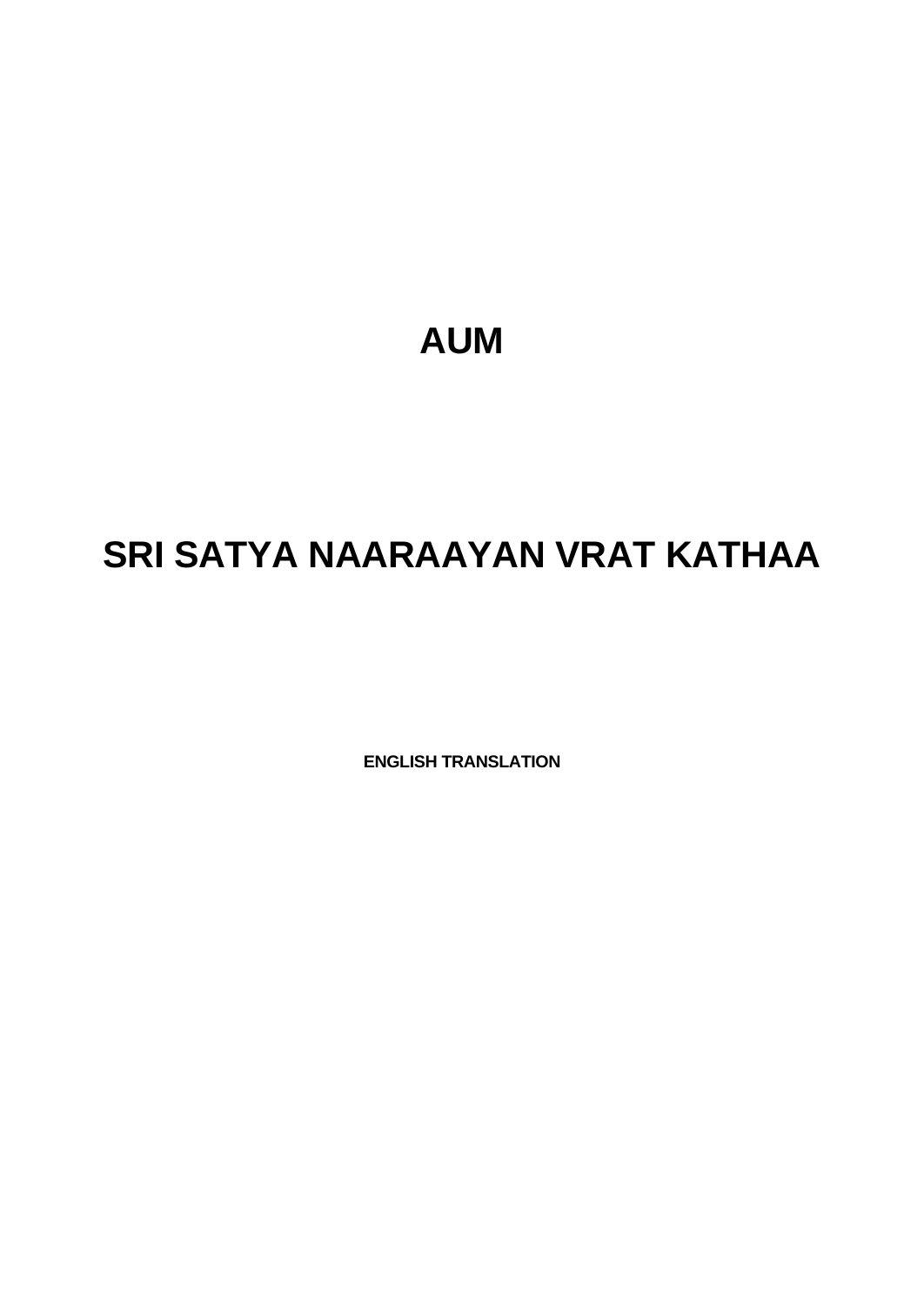# AUM

# SRI SATYA NAARAAYAN VRAT KATHAA

**ENGLISH TRANSLATION**